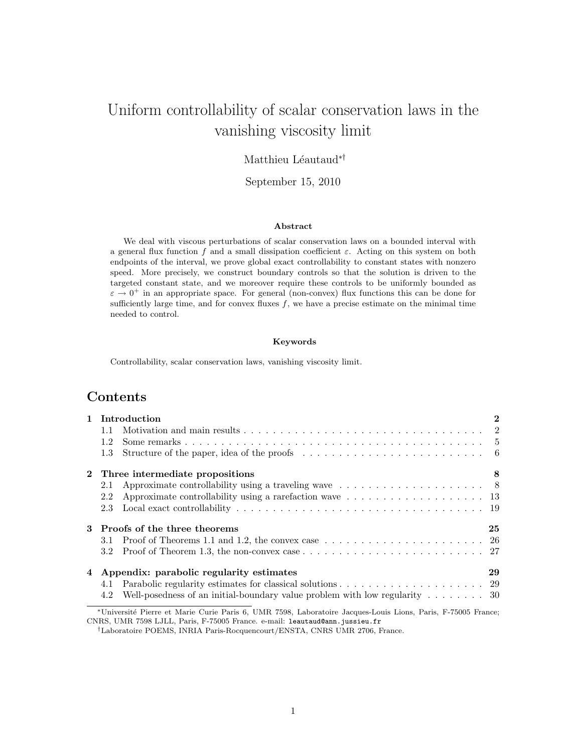# Uniform controllability of scalar conservation laws in the vanishing viscosity limit

Matthieu Léautaud[*][†]

September 15, 2010

### Abstract

We deal with viscous perturbations of scalar conservation laws on a bounded interval with a general flux function $f$ and a small dissipation coefficient $\varepsilon$. Acting on this system on both endpoints of the interval, we prove global exact controllability to constant states with nonzero speed. More precisely, we construct boundary controls so that the solution is driven to the targeted constant state, and we moreover require these controls to be uniformly bounded as $\varepsilon \to 0^+$ in an appropriate space. For general (non-convex) flux functions this can be done for sufficiently large time, and for convex fluxes $f$, we have a precise estimate on the minimal time needed to control.

### Keywords

Controllability, scalar conservation laws, vanishing viscosity limit.

## Contents

| | | |
|---|---|---|
| **1** | **Introduction** | **2** |
| 1.1 | Motivation and main results | 2 |
| 1.2 | Some remarks | 5 |
| 1.3 | Structure of the paper, idea of the proofs | 6 |
| **2** | **Three intermediate propositions** | **8** |
| 2.1 | Approximate controllability using a traveling wave | 8 |
| 2.2 | Approximate controllability using a rarefaction wave | 13 |
| 2.3 | Local exact controllability | 19 |
| **3** | **Proofs of the three theorems** | **25** |
| 3.1 | Proof of Theorems 1.1 and 1.2, the convex case | 26 |
| 3.2 | Proof of Theorem 1.3, the non-convex case | 27 |
| **4** | **Appendix: parabolic regularity estimates** | **29** |
| 4.1 | Parabolic regularity estimates for classical solutions | 29 |
| 4.2 | Well-posedness of an initial-boundary value problem with low regularity | 30 |

[*] Université Pierre et Marie Curie Paris 6, UMR 7598, Laboratoire Jacques-Louis Lions, Paris, F-75005 France; CNRS, UMR 7598 LJLL, Paris, F-75005 France. e-mail: leautaud@ann.jussieu.fr

[†] Laboratoire POEMS, INRIA Paris-Rocquencourt/ENSTA, CNRS UMR 2706, France.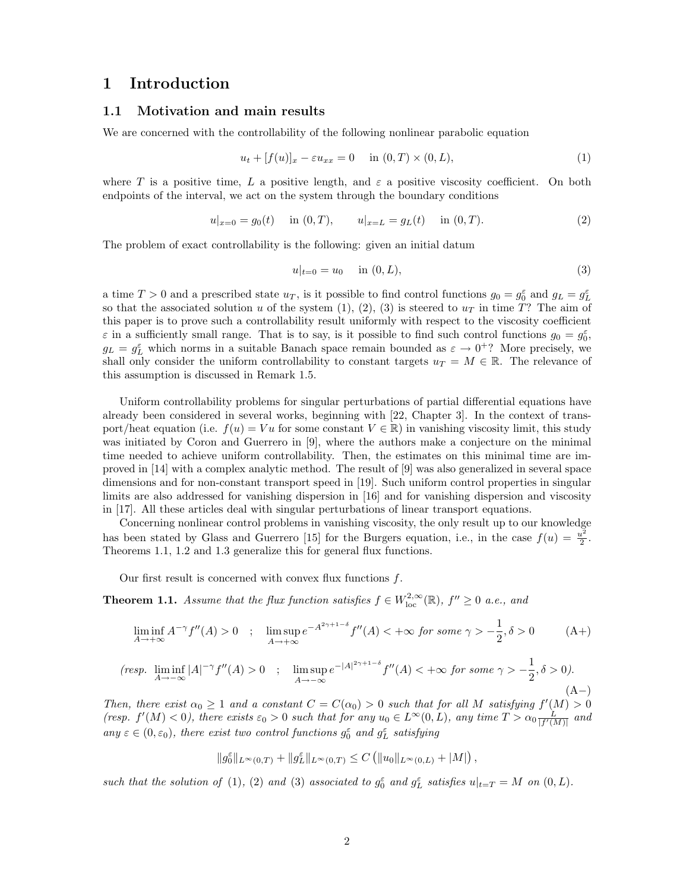# 1 Introduction

## 1.1 Motivation and main results

We are concerned with the controllability of the following nonlinear parabolic equation

$$u_t + [f(u)]_x - \varepsilon u_{xx} = 0 \quad \text{in } (0,T)\times(0,L), \tag{1}$$

where $T$ is a positive time, $L$ a positive length, and $\varepsilon$ a positive viscosity coefficient. On both endpoints of the interval, we act on the system through the boundary conditions

$$u|_{x=0} = g_0(t) \quad \text{in } (0,T), \qquad u|_{x=L} = g_L(t) \quad \text{in } (0,T). \tag{2}$$

The problem of exact controllability is the following: given an initial datum

$$u|_{t=0} = u_0 \quad \text{in } (0,L), \tag{3}$$

a time $T > 0$ and a prescribed state $u_T$, is it possible to find control functions $g_0 = g_0^\varepsilon$ and $g_L = g_L^\varepsilon$ so that the associated solution $u$ of the system (1), (2), (3) is steered to $u_T$ in time $T$? The aim of this paper is to prove such a controllability result uniformly with respect to the viscosity coefficient $\varepsilon$ in a sufficiently small range. That is to say, is it possible to find such control functions $g_0 = g_0^\varepsilon$, $g_L = g_L^\varepsilon$ which norms in a suitable Banach space remain bounded as $\varepsilon \to 0^+$? More precisely, we shall only consider the uniform controllability to constant targets $u_T = M \in \mathbb{R}$. The relevance of this assumption is discussed in Remark 1.5.

Uniform controllability problems for singular perturbations of partial differential equations have already been considered in several works, beginning with [22, Chapter 3]. In the context of transport/heat equation (i.e. $f(u) = Vu$ for some constant $V \in \mathbb{R}$) in vanishing viscosity limit, this study was initiated by Coron and Guerrero in [9], where the authors make a conjecture on the minimal time needed to achieve uniform controllability. Then, the estimates on this minimal time are improved in [14] with a complex analytic method. The result of [9] was also generalized in several space dimensions and for non-constant transport speed in [19]. Such uniform control properties in singular limits are also addressed for vanishing dispersion in [16] and for vanishing dispersion and viscosity in [17]. All these articles deal with singular perturbations of linear transport equations.

Concerning nonlinear control problems in vanishing viscosity, the only result up to our knowledge has been stated by Glass and Guerrero [15] for the Burgers equation, i.e., in the case $f(u) = \frac{u^2}{2}$. Theorems 1.1, 1.2 and 1.3 generalize this for general flux functions.

Our first result is concerned with convex flux functions $f$.

**Theorem 1.1.** *Assume that the flux function satisfies $f \in W^{2,\infty}_{\mathrm{loc}}(\mathbb{R})$, $f'' \geq 0$ a.e., and*

$$\liminf_{A\to+\infty} A^{-\gamma} f''(A) > 0 \quad ; \quad \limsup_{A\to+\infty} e^{-A^{2\gamma+1-\delta}} f''(A) < +\infty \text{ for some } \gamma > -\frac{1}{2}, \delta > 0 \tag{A+}$$

$$\text{(resp. } \liminf_{A\to-\infty} |A|^{-\gamma} f''(A) > 0 \quad ; \quad \limsup_{A\to-\infty} e^{-|A|^{2\gamma+1-\delta}} f''(A) < +\infty \text{ for some } \gamma > -\frac{1}{2}, \delta > 0\text{).} \tag{A−}$$

*Then, there exist $\alpha_0 \geq 1$ and a constant $C = C(\alpha_0) > 0$ such that for all $M$ satisfying $f'(M) > 0$ (resp. $f'(M) < 0$), there exists $\varepsilon_0 > 0$ such that for any $u_0 \in L^\infty(0,L)$, any time $T > \alpha_0 \frac{L}{|f'(M)|}$ and any $\varepsilon \in (0,\varepsilon_0)$, there exist two control functions $g_0^\varepsilon$ and $g_L^\varepsilon$ satisfying*

$$\|g_0^\varepsilon\|_{L^\infty(0,T)} + \|g_L^\varepsilon\|_{L^\infty(0,T)} \leq C\left(\|u_0\|_{L^\infty(0,L)} + |M|\right),$$

*such that the solution of (1), (2) and (3) associated to $g_0^\varepsilon$ and $g_L^\varepsilon$ satisfies $u|_{t=T} = M$ on $(0,L)$.*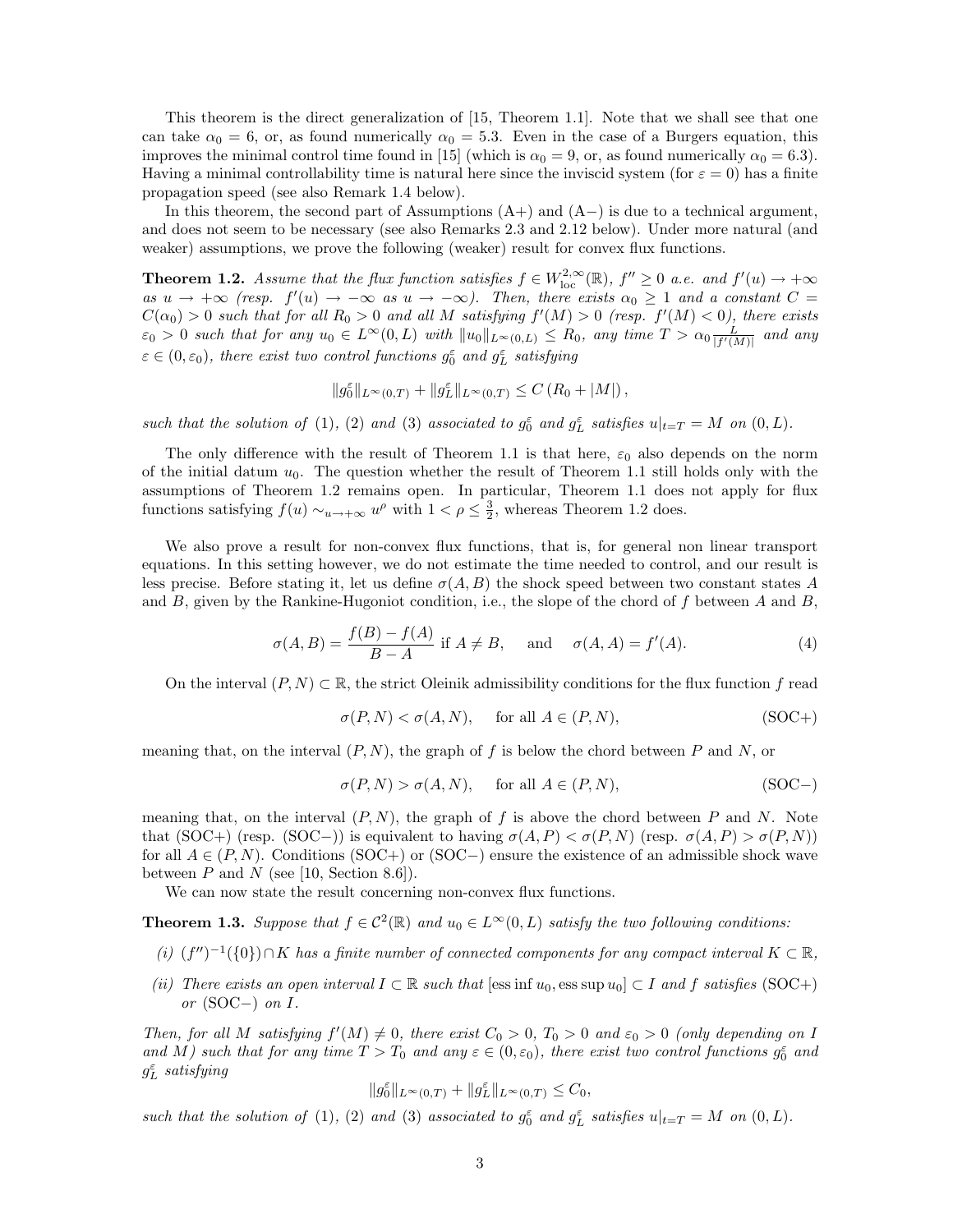This theorem is the direct generalization of [15, Theorem 1.1]. Note that we shall see that one can take $\alpha_0 = 6$, or, as found numerically $\alpha_0 = 5.3$. Even in the case of a Burgers equation, this improves the minimal control time found in [15] (which is $\alpha_0 = 9$, or, as found numerically $\alpha_0 = 6.3$). Having a minimal controllability time is natural here since the inviscid system (for $\varepsilon = 0$) has a finite propagation speed (see also Remark 1.4 below).

In this theorem, the second part of Assumptions (A+) and (A−) is due to a technical argument, and does not seem to be necessary (see also Remarks 2.3 and 2.12 below). Under more natural (and weaker) assumptions, we prove the following (weaker) result for convex flux functions.

**Theorem 1.2.** *Assume that the flux function satisfies $f \in W^{2,\infty}_{\mathrm{loc}}(\mathbb{R})$, $f'' \geq 0$ a.e. and $f'(u) \to +\infty$ as $u \to +\infty$ (resp. $f'(u) \to -\infty$ as $u \to -\infty$). Then, there exists $\alpha_0 \geq 1$ and a constant $C = C(\alpha_0) > 0$ such that for all $R_0 > 0$ and all $M$ satisfying $f'(M) > 0$ (resp. $f'(M) < 0$), there exists $\varepsilon_0 > 0$ such that for any $u_0 \in L^\infty(0, L)$ with $\|u_0\|_{L^\infty(0,L)} \leq R_0$, any time $T > \alpha_0 \frac{L}{|f'(M)|}$ and any $\varepsilon \in (0, \varepsilon_0)$, there exist two control functions $g_0^\varepsilon$ and $g_L^\varepsilon$ satisfying*

$$\|g_0^\varepsilon\|_{L^\infty(0,T)} + \|g_L^\varepsilon\|_{L^\infty(0,T)} \leq C\left(R_0 + |M|\right),$$

*such that the solution of (1), (2) and (3) associated to $g_0^\varepsilon$ and $g_L^\varepsilon$ satisfies $u|_{t=T} = M$ on $(0, L)$.*

The only difference with the result of Theorem 1.1 is that here, $\varepsilon_0$ also depends on the norm of the initial datum $u_0$. The question whether the result of Theorem 1.1 still holds only with the assumptions of Theorem 1.2 remains open. In particular, Theorem 1.1 does not apply for flux functions satisfying $f(u) \sim_{u \to +\infty} u^\rho$ with $1 < \rho \leq \frac{3}{2}$, whereas Theorem 1.2 does.

We also prove a result for non-convex flux functions, that is, for general non linear transport equations. In this setting however, we do not estimate the time needed to control, and our result is less precise. Before stating it, let us define $\sigma(A, B)$ the shock speed between two constant states $A$ and $B$, given by the Rankine-Hugoniot condition, i.e., the slope of the chord of $f$ between $A$ and $B$,

$$\sigma(A, B) = \frac{f(B) - f(A)}{B - A} \text{ if } A \neq B, \quad \text{ and } \quad \sigma(A, A) = f'(A). \tag{4}$$

On the interval $(P, N) \subset \mathbb{R}$, the strict Oleinik admissibility conditions for the flux function $f$ read

$$\sigma(P, N) < \sigma(A, N), \quad \text{ for all } A \in (P, N), \tag{SOC+}$$

meaning that, on the interval $(P, N)$, the graph of $f$ is below the chord between $P$ and $N$, or

$$\sigma(P, N) > \sigma(A, N), \quad \text{ for all } A \in (P, N), \tag{SOC−}$$

meaning that, on the interval $(P, N)$, the graph of $f$ is above the chord between $P$ and $N$. Note that (SOC+) (resp. (SOC−)) is equivalent to having $\sigma(A, P) < \sigma(P, N)$ (resp. $\sigma(A, P) > \sigma(P, N)$) for all $A \in (P, N)$. Conditions (SOC+) or (SOC−) ensure the existence of an admissible shock wave between $P$ and $N$ (see [10, Section 8.6]).

We can now state the result concerning non-convex flux functions.

**Theorem 1.3.** *Suppose that $f \in \mathcal{C}^2(\mathbb{R})$ and $u_0 \in L^\infty(0, L)$ satisfy the two following conditions:*

*(i) $(f'')^{-1}(\{0\}) \cap K$ has a finite number of connected components for any compact interval $K \subset \mathbb{R}$,*

*(ii) There exists an open interval $I \subset \mathbb{R}$ such that $[\operatorname{ess\,inf} u_0, \operatorname{ess\,sup} u_0] \subset I$ and $f$ satisfies (SOC+) or (SOC−) on $I$.*

*Then, for all $M$ satisfying $f'(M) \neq 0$, there exist $C_0 > 0$, $T_0 > 0$ and $\varepsilon_0 > 0$ (only depending on $I$ and $M$) such that for any time $T > T_0$ and any $\varepsilon \in (0, \varepsilon_0)$, there exist two control functions $g_0^\varepsilon$ and $g_L^\varepsilon$ satisfying*

$$\|g_0^\varepsilon\|_{L^\infty(0,T)} + \|g_L^\varepsilon\|_{L^\infty(0,T)} \leq C_0,$$

*such that the solution of (1), (2) and (3) associated to $g_0^\varepsilon$ and $g_L^\varepsilon$ satisfies $u|_{t=T} = M$ on $(0, L)$.*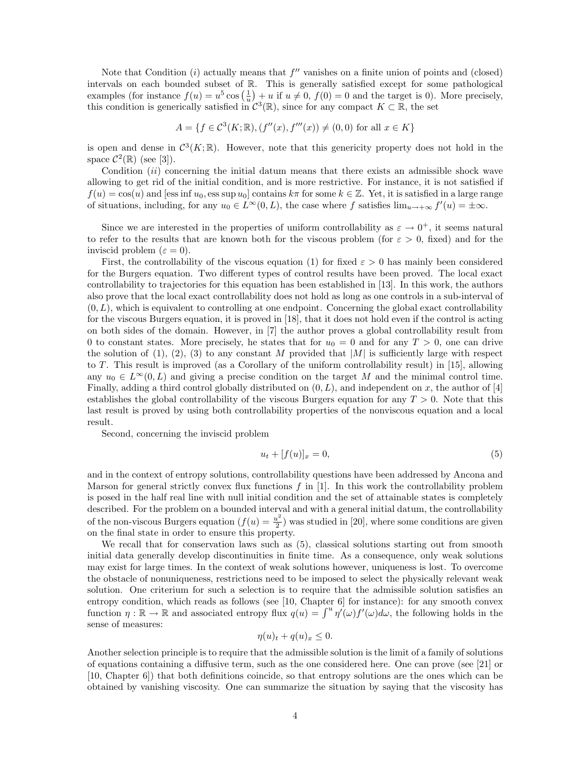Note that Condition $(i)$ actually means that $f''$ vanishes on a finite union of points and (closed) intervals on each bounded subset of $\mathbb{R}$. This is generally satisfied except for some pathological examples (for instance $f(u) = u^5 \cos\left(\frac{1}{u}\right) + u$ if $u \neq 0$, $f(0) = 0$ and the target is 0). More precisely, this condition is generically satisfied in $\mathcal{C}^3(\mathbb{R})$, since for any compact $K \subset \mathbb{R}$, the set

$$A = \{f \in \mathcal{C}^3(K;\mathbb{R}), (f''(x), f'''(x)) \neq (0,0) \text{ for all } x \in K\}$$

is open and dense in $\mathcal{C}^3(K;\mathbb{R})$. However, note that this genericity property does not hold in the space $\mathcal{C}^2(\mathbb{R})$ (see [3]).

Condition $(ii)$ concerning the initial datum means that there exists an admissible shock wave allowing to get rid of the initial condition, and is more restrictive. For instance, it is not satisfied if $f(u) = \cos(u)$ and $[\operatorname{ess\,inf} u_0, \operatorname{ess\,sup} u_0]$ contains $k\pi$ for some $k \in \mathbb{Z}$. Yet, it is satisfied in a large range of situations, including, for any $u_0 \in L^\infty(0,L)$, the case where $f$ satisfies $\lim_{u\to+\infty} f'(u) = \pm\infty$.

Since we are interested in the properties of uniform controllability as $\varepsilon \to 0^+$, it seems natural to refer to the results that are known both for the viscous problem (for $\varepsilon > 0$, fixed) and for the inviscid problem ($\varepsilon = 0$).

First, the controllability of the viscous equation (1) for fixed $\varepsilon > 0$ has mainly been considered for the Burgers equation. Two different types of control results have been proved. The local exact controllability to trajectories for this equation has been established in [13]. In this work, the authors also prove that the local exact controllability does not hold as long as one controls in a sub-interval of $(0,L)$, which is equivalent to controlling at one endpoint. Concerning the global exact controllability for the viscous Burgers equation, it is proved in [18], that it does not hold even if the control is acting on both sides of the domain. However, in [7] the author proves a global controllability result from 0 to constant states. More precisely, he states that for $u_0 = 0$ and for any $T > 0$, one can drive the solution of (1), (2), (3) to any constant $M$ provided that $|M|$ is sufficiently large with respect to $T$. This result is improved (as a Corollary of the uniform controllability result) in [15], allowing any $u_0 \in L^\infty(0,L)$ and giving a precise condition on the target $M$ and the minimal control time. Finally, adding a third control globally distributed on $(0,L)$, and independent on $x$, the author of [4] establishes the global controllability of the viscous Burgers equation for any $T > 0$. Note that this last result is proved by using both controllability properties of the nonviscous equation and a local result.

Second, concerning the inviscid problem

$$u_t + [f(u)]_x = 0, \tag{5}$$

and in the context of entropy solutions, controllability questions have been addressed by Ancona and Marson for general strictly convex flux functions $f$ in [1]. In this work the controllability problem is posed in the half real line with null initial condition and the set of attainable states is completely described. For the problem on a bounded interval and with a general initial datum, the controllability of the non-viscous Burgers equation ($f(u) = \frac{u^2}{2}$) was studied in [20], where some conditions are given on the final state in order to ensure this property.

We recall that for conservation laws such as (5), classical solutions starting out from smooth initial data generally develop discontinuities in finite time. As a consequence, only weak solutions may exist for large times. In the context of weak solutions however, uniqueness is lost. To overcome the obstacle of nonuniqueness, restrictions need to be imposed to select the physically relevant weak solution. One criterium for such a selection is to require that the admissible solution satisfies an entropy condition, which reads as follows (see [10, Chapter 6] for instance): for any smooth convex function $\eta : \mathbb{R} \to \mathbb{R}$ and associated entropy flux $q(u) = \int^u \eta'(\omega) f'(\omega) d\omega$, the following holds in the sense of measures:

$$\eta(u)_t + q(u)_x \leq 0.$$

Another selection principle is to require that the admissible solution is the limit of a family of solutions of equations containing a diffusive term, such as the one considered here. One can prove (see [21] or [10, Chapter 6]) that both definitions coincide, so that entropy solutions are the ones which can be obtained by vanishing viscosity. One can summarize the situation by saying that the viscosity has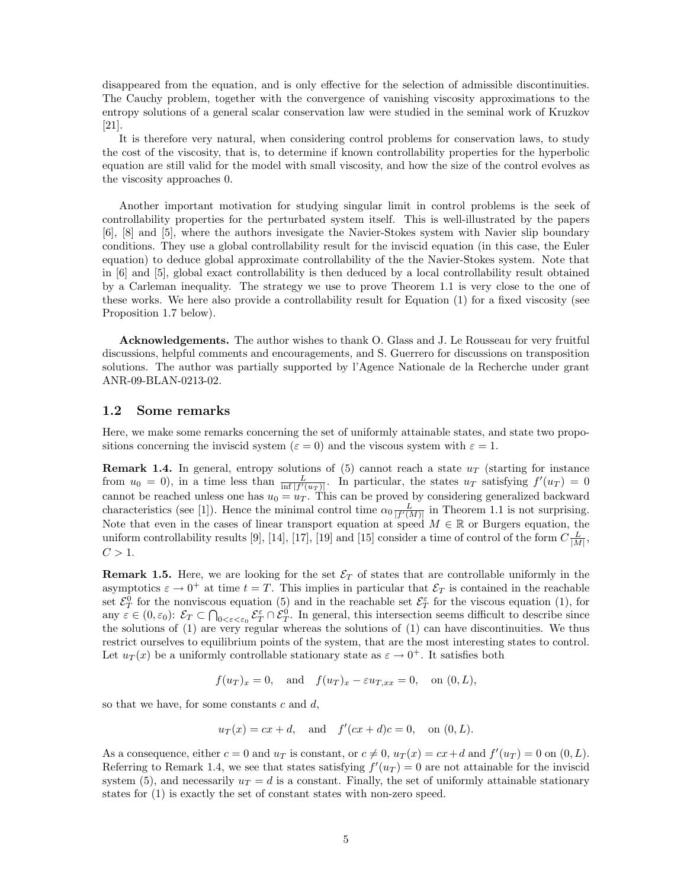disappeared from the equation, and is only effective for the selection of admissible discontinuities. The Cauchy problem, together with the convergence of vanishing viscosity approximations to the entropy solutions of a general scalar conservation law were studied in the seminal work of Kruzkov [21].

It is therefore very natural, when considering control problems for conservation laws, to study the cost of the viscosity, that is, to determine if known controllability properties for the hyperbolic equation are still valid for the model with small viscosity, and how the size of the control evolves as the viscosity approaches 0.

Another important motivation for studying singular limit in control problems is the seek of controllability properties for the perturbated system itself. This is well-illustrated by the papers [6], [8] and [5], where the authors invesigate the Navier-Stokes system with Navier slip boundary conditions. They use a global controllability result for the inviscid equation (in this case, the Euler equation) to deduce global approximate controllability of the the Navier-Stokes system. Note that in [6] and [5], global exact controllability is then deduced by a local controllability result obtained by a Carleman inequality. The strategy we use to prove Theorem 1.1 is very close to the one of these works. We here also provide a controllability result for Equation (1) for a fixed viscosity (see Proposition 1.7 below).

**Acknowledgements.** The author wishes to thank O. Glass and J. Le Rousseau for very fruitful discussions, helpful comments and encouragements, and S. Guerrero for discussions on transposition solutions. The author was partially supported by l'Agence Nationale de la Recherche under grant ANR-09-BLAN-0213-02.

### 1.2 Some remarks

Here, we make some remarks concerning the set of uniformly attainable states, and state two propositions concerning the inviscid system ($\varepsilon = 0$) and the viscous system with $\varepsilon = 1$.

**Remark 1.4.** In general, entropy solutions of (5) cannot reach a state $u_T$ (starting for instance from $u_0 = 0$), in a time less than $\frac{L}{\inf |f'(u_T)|}$. In particular, the states $u_T$ satisfying $f'(u_T) = 0$ cannot be reached unless one has $u_0 = u_T$. This can be proved by considering generalized backward characteristics (see [1]). Hence the minimal control time $\alpha_0 \frac{L}{|f'(M)|}$ in Theorem 1.1 is not surprising. Note that even in the cases of linear transport equation at speed $M \in \mathbb{R}$ or Burgers equation, the uniform controllability results [9], [14], [17], [19] and [15] consider a time of control of the form $C\frac{L}{|M|}$, $C > 1$.

**Remark 1.5.** Here, we are looking for the set $\mathcal{E}_T$ of states that are controllable uniformly in the asymptotics $\varepsilon \to 0^+$ at time $t = T$. This implies in particular that $\mathcal{E}_T$ is contained in the reachable set $\mathcal{E}_T^0$ for the nonviscous equation (5) and in the reachable set $\mathcal{E}_T^\varepsilon$ for the viscous equation (1), for any $\varepsilon \in (0, \varepsilon_0)$: $\mathcal{E}_T \subset \bigcap_{0<\varepsilon<\varepsilon_0} \mathcal{E}_T^\varepsilon \cap \mathcal{E}_T^0$. In general, this intersection seems difficult to describe since the solutions of (1) are very regular whereas the solutions of (1) can have discontinuities. We thus restrict ourselves to equilibrium points of the system, that are the most interesting states to control. Let $u_T(x)$ be a uniformly controllable stationary state as $\varepsilon \to 0^+$. It satisfies both

$$f(u_T)_x = 0, \quad \text{and} \quad f(u_T)_x - \varepsilon u_{T,xx} = 0, \quad \text{on } (0, L),$$

so that we have, for some constants $c$ and $d$,

$$u_T(x) = cx + d, \quad \text{and} \quad f'(cx + d)c = 0, \quad \text{on } (0, L).$$

As a consequence, either $c = 0$ and $u_T$ is constant, or $c \neq 0$, $u_T(x) = cx + d$ and $f'(u_T) = 0$ on $(0, L)$. Referring to Remark 1.4, we see that states satisfying $f'(u_T) = 0$ are not attainable for the inviscid system (5), and necessarily $u_T = d$ is a constant. Finally, the set of uniformly attainable stationary states for (1) is exactly the set of constant states with non-zero speed.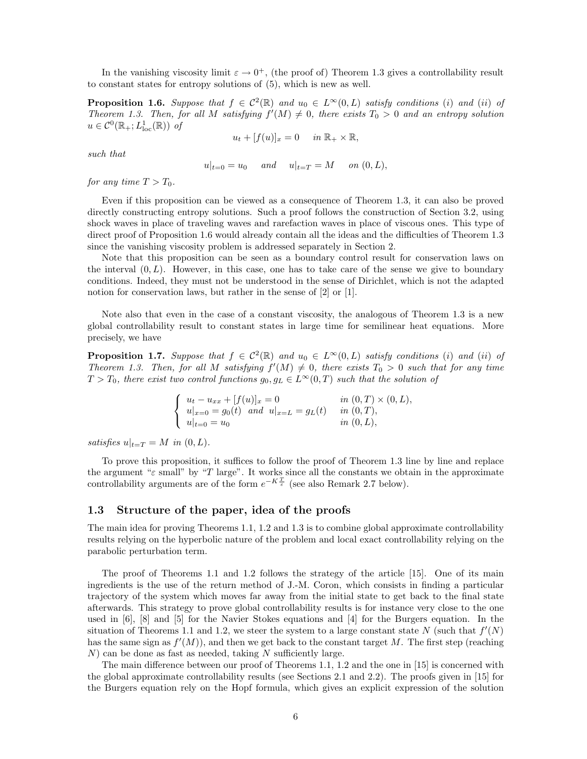In the vanishing viscosity limit $\varepsilon \to 0^+$, (the proof of) Theorem 1.3 gives a controllability result to constant states for entropy solutions of (5), which is new as well.

**Proposition 1.6.** *Suppose that $f \in \mathcal{C}^2(\mathbb{R})$ and $u_0 \in L^\infty(0, L)$ satisfy conditions (i) and (ii) of Theorem 1.3. Then, for all $M$ satisfying $f'(M) \neq 0$, there exists $T_0 > 0$ and an entropy solution $u \in \mathcal{C}^0(\mathbb{R}_+; L^1_{\mathrm{loc}}(\mathbb{R}))$ of*

$$u_t + [f(u)]_x = 0 \quad \text{ in } \mathbb{R}_+ \times \mathbb{R},$$

*such that*

$$u|_{t=0} = u_0 \quad \text{ and } \quad u|_{t=T} = M \quad \text{ on } (0, L),$$

*for any time $T > T_0$.*

Even if this proposition can be viewed as a consequence of Theorem 1.3, it can also be proved directly constructing entropy solutions. Such a proof follows the construction of Section 3.2, using shock waves in place of traveling waves and rarefaction waves in place of viscous ones. This type of direct proof of Proposition 1.6 would already contain all the ideas and the difficulties of Theorem 1.3 since the vanishing viscosity problem is addressed separately in Section 2.

Note that this proposition can be seen as a boundary control result for conservation laws on the interval $(0, L)$. However, in this case, one has to take care of the sense we give to boundary conditions. Indeed, they must not be understood in the sense of Dirichlet, which is not the adapted notion for conservation laws, but rather in the sense of [2] or [1].

Note also that even in the case of a constant viscosity, the analogous of Theorem 1.3 is a new global controllability result to constant states in large time for semilinear heat equations. More precisely, we have

**Proposition 1.7.** *Suppose that $f \in \mathcal{C}^2(\mathbb{R})$ and $u_0 \in L^\infty(0, L)$ satisfy conditions (i) and (ii) of Theorem 1.3. Then, for all $M$ satisfying $f'(M) \neq 0$, there exists $T_0 > 0$ such that for any time $T > T_0$, there exist two control functions $g_0, g_L \in L^\infty(0, T)$ such that the solution of*

$$\begin{cases} u_t - u_{xx} + [f(u)]_x = 0 & \text{in } (0,T) \times (0, L), \\ u|_{x=0} = g_0(t) \ \text{ and } \ u|_{x=L} = g_L(t) & \text{in } (0,T), \\ u|_{t=0} = u_0 & \text{in } (0, L), \end{cases}$$

*satisfies $u|_{t=T} = M$ in $(0, L)$.*

To prove this proposition, it suffices to follow the proof of Theorem 1.3 line by line and replace the argument "$\varepsilon$ small" by "$T$ large". It works since all the constants we obtain in the approximate controllability arguments are of the form $e^{-K\frac{T}{\varepsilon}}$ (see also Remark 2.7 below).

### 1.3 Structure of the paper, idea of the proofs

The main idea for proving Theorems 1.1, 1.2 and 1.3 is to combine global approximate controllability results relying on the hyperbolic nature of the problem and local exact controllability relying on the parabolic perturbation term.

The proof of Theorems 1.1 and 1.2 follows the strategy of the article [15]. One of its main ingredients is the use of the return method of J.-M. Coron, which consists in finding a particular trajectory of the system which moves far away from the initial state to get back to the final state afterwards. This strategy to prove global controllability results is for instance very close to the one used in [6], [8] and [5] for the Navier Stokes equations and [4] for the Burgers equation. In the situation of Theorems 1.1 and 1.2, we steer the system to a large constant state $N$ (such that $f'(N)$ has the same sign as $f'(M)$), and then we get back to the constant target $M$. The first step (reaching $N$) can be done as fast as needed, taking $N$ sufficiently large.

The main difference between our proof of Theorems 1.1, 1.2 and the one in [15] is concerned with the global approximate controllability results (see Sections 2.1 and 2.2). The proofs given in [15] for the Burgers equation rely on the Hopf formula, which gives an explicit expression of the solution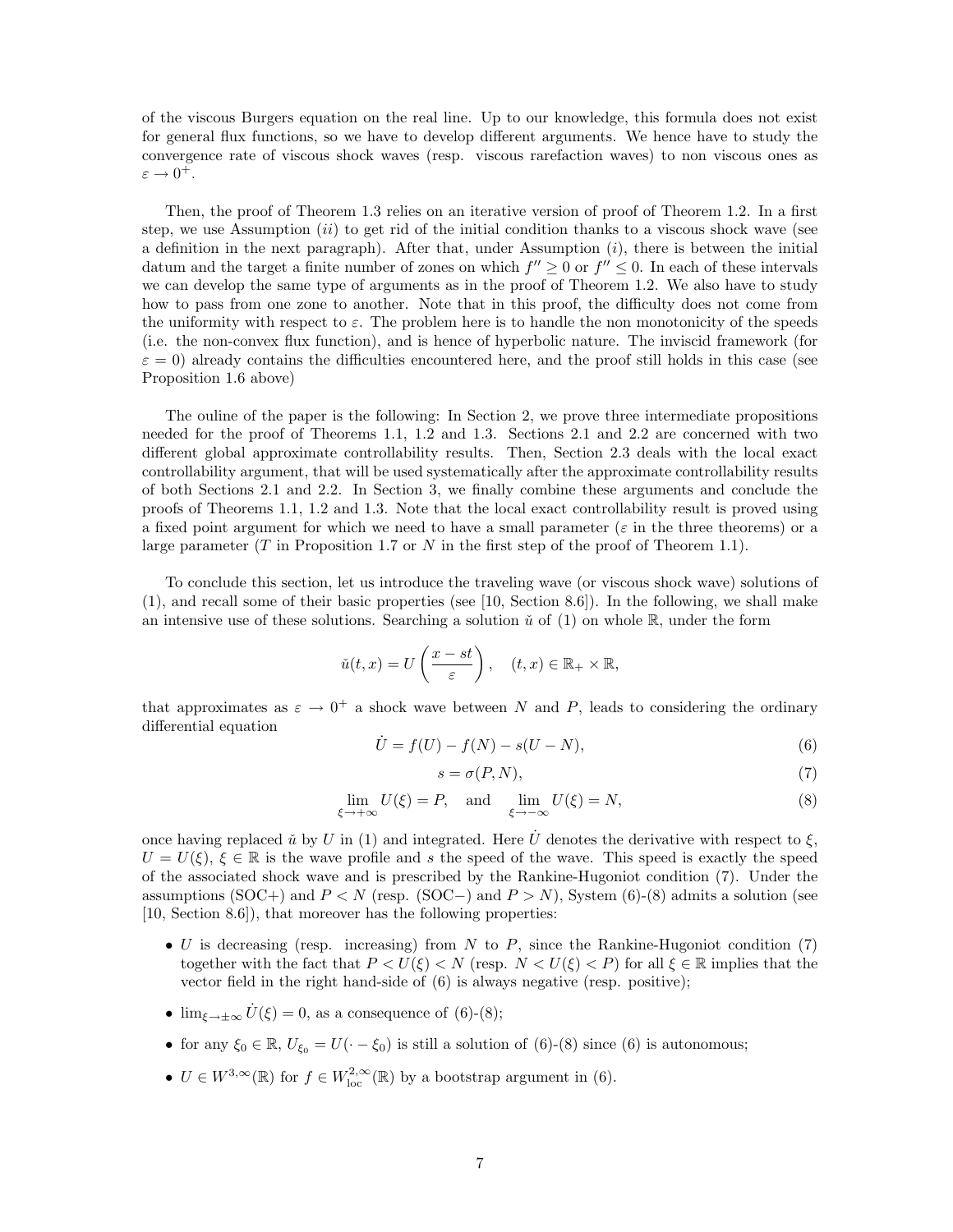of the viscous Burgers equation on the real line. Up to our knowledge, this formula does not exist for general flux functions, so we have to develop different arguments. We hence have to study the convergence rate of viscous shock waves (resp. viscous rarefaction waves) to non viscous ones as $\varepsilon \to 0^+$.

Then, the proof of Theorem 1.3 relies on an iterative version of proof of Theorem 1.2. In a first step, we use Assumption $(ii)$ to get rid of the initial condition thanks to a viscous shock wave (see a definition in the next paragraph). After that, under Assumption $(i)$, there is between the initial datum and the target a finite number of zones on which $f'' \geq 0$ or $f'' \leq 0$. In each of these intervals we can develop the same type of arguments as in the proof of Theorem 1.2. We also have to study how to pass from one zone to another. Note that in this proof, the difficulty does not come from the uniformity with respect to $\varepsilon$. The problem here is to handle the non monotonicity of the speeds (i.e. the non-convex flux function), and is hence of hyperbolic nature. The inviscid framework (for $\varepsilon = 0$) already contains the difficulties encountered here, and the proof still holds in this case (see Proposition 1.6 above)

The ouline of the paper is the following: In Section 2, we prove three intermediate propositions needed for the proof of Theorems 1.1, 1.2 and 1.3. Sections 2.1 and 2.2 are concerned with two different global approximate controllability results. Then, Section 2.3 deals with the local exact controllability argument, that will be used systematically after the approximate controllability results of both Sections 2.1 and 2.2. In Section 3, we finally combine these arguments and conclude the proofs of Theorems 1.1, 1.2 and 1.3. Note that the local exact controllability result is proved using a fixed point argument for which we need to have a small parameter ($\varepsilon$ in the three theorems) or a large parameter ($T$ in Proposition 1.7 or $N$ in the first step of the proof of Theorem 1.1).

To conclude this section, let us introduce the traveling wave (or viscous shock wave) solutions of (1), and recall some of their basic properties (see [10, Section 8.6]). In the following, we shall make an intensive use of these solutions. Searching a solution $\check{u}$ of (1) on whole $\mathbb{R}$, under the form

$$\check{u}(t,x) = U\left(\frac{x - st}{\varepsilon}\right), \quad (t,x) \in \mathbb{R}_+ \times \mathbb{R},$$

that approximates as $\varepsilon \to 0^+$ a shock wave between $N$ and $P$, leads to considering the ordinary differential equation

$$\dot{U} = f(U) - f(N) - s(U - N), \tag{6}$$

$$s = \sigma(P, N), \tag{7}$$

$$\lim_{\xi \to +\infty} U(\xi) = P, \quad \text{and} \quad \lim_{\xi \to -\infty} U(\xi) = N, \tag{8}$$

once having replaced $\check{u}$ by $U$ in (1) and integrated. Here $\dot{U}$ denotes the derivative with respect to $\xi$, $U = U(\xi)$, $\xi \in \mathbb{R}$ is the wave profile and $s$ the speed of the wave. This speed is exactly the speed of the associated shock wave and is prescribed by the Rankine-Hugoniot condition (7). Under the assumptions (SOC+) and $P < N$ (resp. (SOC−) and $P > N$), System (6)-(8) admits a solution (see [10, Section 8.6]), that moreover has the following properties:

- $U$ is decreasing (resp. increasing) from $N$ to $P$, since the Rankine-Hugoniot condition (7) together with the fact that $P < U(\xi) < N$ (resp. $N < U(\xi) < P$) for all $\xi \in \mathbb{R}$ implies that the vector field in the right hand-side of (6) is always negative (resp. positive);
- $\lim_{\xi \to \pm\infty} \dot{U}(\xi) = 0$, as a consequence of (6)-(8);
- for any $\xi_0 \in \mathbb{R}$, $U_{\xi_0} = U(\cdot - \xi_0)$ is still a solution of (6)-(8) since (6) is autonomous;
- $U \in W^{3,\infty}(\mathbb{R})$ for $f \in W^{2,\infty}_{\mathrm{loc}}(\mathbb{R})$ by a bootstrap argument in (6).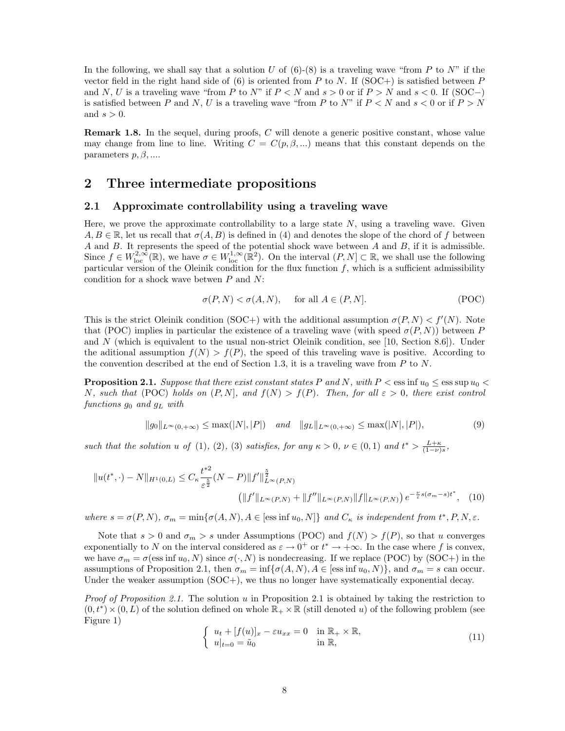In the following, we shall say that a solution $U$ of (6)-(8) is a traveling wave "from $P$ to $N$" if the vector field in the right hand side of (6) is oriented from $P$ to $N$. If (SOC+) is satisfied between $P$ and $N$, $U$ is a traveling wave "from $P$ to $N$" if $P < N$ and $s > 0$ or if $P > N$ and $s < 0$. If (SOC−) is satisfied between $P$ and $N$, $U$ is a traveling wave "from $P$ to $N$" if $P < N$ and $s < 0$ or if $P > N$ and $s > 0$.

**Remark 1.8.** In the sequel, during proofs, $C$ will denote a generic positive constant, whose value may change from line to line. Writing $C = C(p, \beta, ...)$ means that this constant depends on the parameters $p, \beta, ...$.

## 2 Three intermediate propositions

### 2.1 Approximate controllability using a traveling wave

Here, we prove the approximate controllability to a large state $N$, using a traveling wave. Given $A, B \in \mathbb{R}$, let us recall that $\sigma(A, B)$ is defined in (4) and denotes the slope of the chord of $f$ between $A$ and $B$. It represents the speed of the potential shock wave between $A$ and $B$, if it is admissible. Since $f \in W^{2,\infty}_{\text{loc}}(\mathbb{R})$, we have $\sigma \in W^{1,\infty}_{\text{loc}}(\mathbb{R}^2)$. On the interval $(P, N] \subset \mathbb{R}$, we shall use the following particular version of the Oleinik condition for the flux function $f$, which is a sufficient admissibility condition for a shock wave betwen $P$ and $N$:

$$\sigma(P, N) < \sigma(A, N), \quad \text{ for all } A \in (P, N]. \tag{POC}$$

This is the strict Oleinik condition (SOC+) with the additional assumption $\sigma(P, N) < f'(N)$. Note that (POC) implies in particular the existence of a traveling wave (with speed $\sigma(P, N)$) between $P$ and $N$ (which is equivalent to the usual non-strict Oleinik condition, see [10, Section 8.6]). Under the aditional assumption $f(N) > f(P)$, the speed of this traveling wave is positive. According to the convention described at the end of Section 1.3, it is a traveling wave from $P$ to $N$.

**Proposition 2.1.** *Suppose that there exist constant states $P$ and $N$, with $P < \operatorname{ess\,inf} u_0 \leq \operatorname{ess\,sup} u_0 < N$, such that* (POC) *holds on $(P, N]$, and $f(N) > f(P)$. Then, for all $\varepsilon > 0$, there exist control functions $g_0$ and $g_L$ with*

$$\|g_0\|_{L^\infty(0,+\infty)} \leq \max(|N|, |P|) \quad \text{and} \quad \|g_L\|_{L^\infty(0,+\infty)} \leq \max(|N|, |P|), \tag{9}$$

*such that the solution $u$ of (1), (2), (3) satisfies, for any $\kappa > 0$, $\nu \in (0, 1)$ and $t^* > \frac{L+\kappa}{(1-\nu)s}$,*

$$\|u(t^*, \cdot) - N\|_{H^1(0,L)} \leq C_\kappa \frac{t^{*2}}{\varepsilon^{\frac{5}{2}}}(N - P)\|f'\|^{\frac{5}{2}}_{L^\infty(P,N)} \left(\|f'\|_{L^\infty(P,N)} + \|f''\|_{L^\infty(P,N)}\|f\|_{L^\infty(P,N)}\right) e^{-\frac{\nu}{\varepsilon}s(\sigma_m - s)t^*}, \tag{10}$$

*where $s = \sigma(P, N)$, $\sigma_m = \min\{\sigma(A, N), A \in [\operatorname{ess\,inf} u_0, N]\}$ and $C_\kappa$ is independent from $t^*, P, N, \varepsilon$.*

Note that $s > 0$ and $\sigma_m > s$ under Assumptions (POC) and $f(N) > f(P)$, so that $u$ converges exponentially to $N$ on the interval considered as $\varepsilon \to 0^+$ or $t^* \to +\infty$. In the case where $f$ is convex, we have $\sigma_m = \sigma(\operatorname{ess\,inf} u_0, N)$ since $\sigma(\cdot, N)$ is nondecreasing. If we replace (POC) by (SOC+) in the assumptions of Proposition 2.1, then $\sigma_m = \inf\{\sigma(A, N), A \in [\operatorname{ess\,inf} u_0, N)\}$, and $\sigma_m = s$ can occur. Under the weaker assumption (SOC+), we thus no longer have systematically exponential decay.

*Proof of Proposition 2.1.* The solution $u$ in Proposition 2.1 is obtained by taking the restriction to $(0, t^*) \times (0, L)$ of the solution defined on whole $\mathbb{R}_+ \times \mathbb{R}$ (still denoted $u$) of the following problem (see Figure 1)

$$\begin{cases} u_t + [f(u)]_x - \varepsilon u_{xx} = 0 & \text{in } \mathbb{R}_+ \times \mathbb{R}, \\ u|_{t=0} = \tilde{u}_0 & \text{in } \mathbb{R}, \end{cases} \tag{11}$$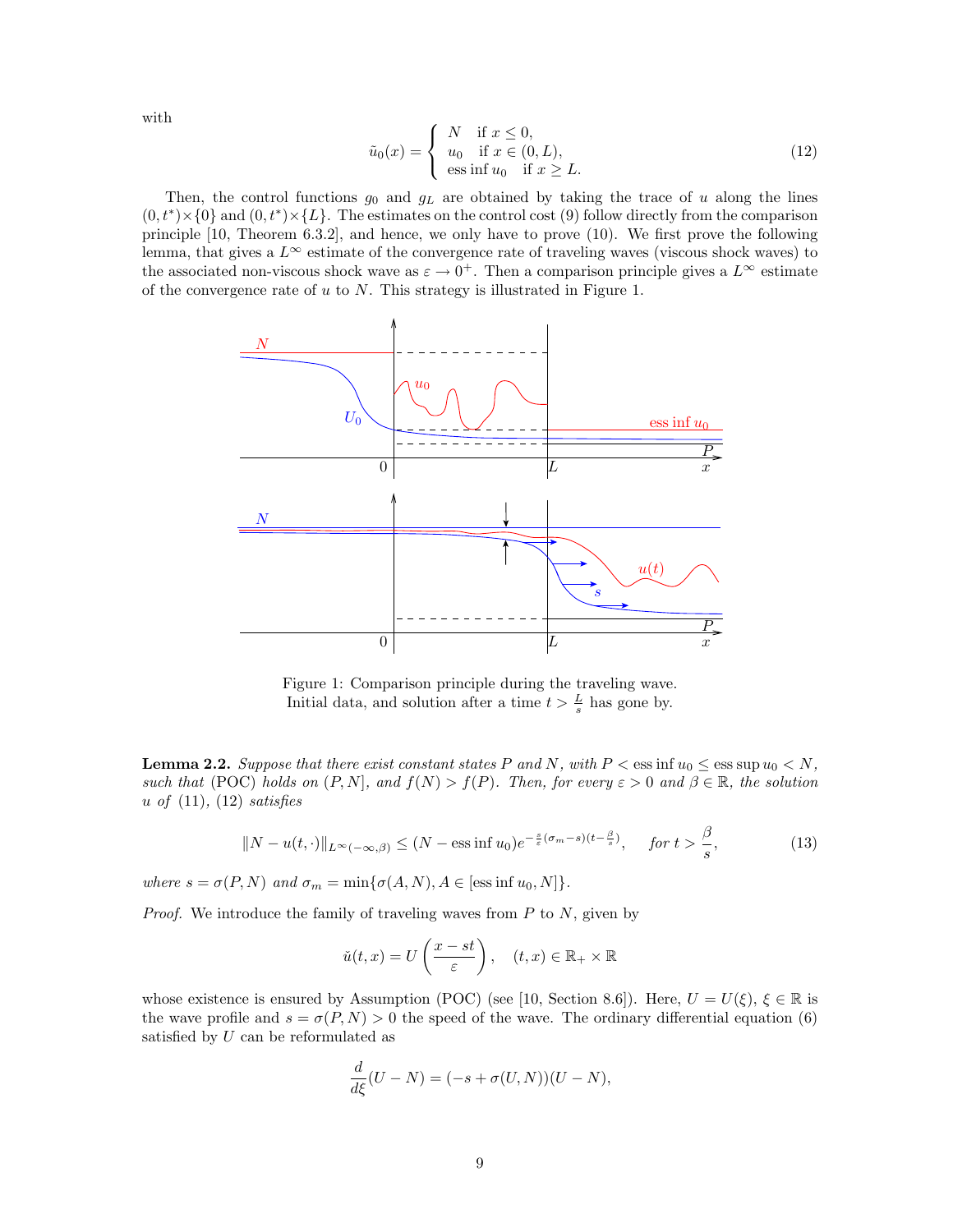with

$$\tilde{u}_0(x) = \begin{cases} N & \text{if } x \le 0, \\ u_0 & \text{if } x \in (0, L), \\ \operatorname{ess\,inf} u_0 & \text{if } x \ge L. \end{cases} \tag{12}$$

Then, the control functions $g_0$ and $g_L$ are obtained by taking the trace of $u$ along the lines $(0, t^*) \times \{0\}$ and $(0, t^*) \times \{L\}$. The estimates on the control cost (9) follow directly from the comparison principle [10, Theorem 6.3.2], and hence, we only have to prove (10). We first prove the following lemma, that gives a $L^\infty$ estimate of the convergence rate of traveling waves (viscous shock waves) to the associated non-viscous shock wave as $\varepsilon \to 0^+$. Then a comparison principle gives a $L^\infty$ estimate of the convergence rate of $u$ to $N$. This strategy is illustrated in Figure 1.

Figure 1: Comparison principle during the traveling wave.
Initial data, and solution after a time $t > \frac{L}{s}$ has gone by.

**Lemma 2.2.** *Suppose that there exist constant states $P$ and $N$, with $P < \operatorname{ess\,inf} u_0 \le \operatorname{ess\,sup} u_0 < N$, such that* (POC) *holds on $(P, N]$, and $f(N) > f(P)$. Then, for every $\varepsilon > 0$ and $\beta \in \mathbb{R}$, the solution $u$ of* (11), (12) *satisfies*

$$\|N - u(t, \cdot)\|_{L^\infty(-\infty, \beta)} \le (N - \operatorname{ess\,inf} u_0) e^{-\frac{s}{\varepsilon}(\sigma_m - s)(t - \frac{\beta}{s})}, \quad \text{for } t > \frac{\beta}{s}, \tag{13}$$

*where $s = \sigma(P, N)$ and $\sigma_m = \min\{\sigma(A, N), A \in [\operatorname{ess\,inf} u_0, N]\}$.*

*Proof.* We introduce the family of traveling waves from $P$ to $N$, given by

$$\check{u}(t, x) = U\left(\frac{x - st}{\varepsilon}\right), \quad (t, x) \in \mathbb{R}_+ \times \mathbb{R}$$

whose existence is ensured by Assumption (POC) (see [10, Section 8.6]). Here, $U = U(\xi)$, $\xi \in \mathbb{R}$ is the wave profile and $s = \sigma(P, N) > 0$ the speed of the wave. The ordinary differential equation (6) satisfied by $U$ can be reformulated as

$$\frac{d}{d\xi}(U - N) = (-s + \sigma(U, N))(U - N),$$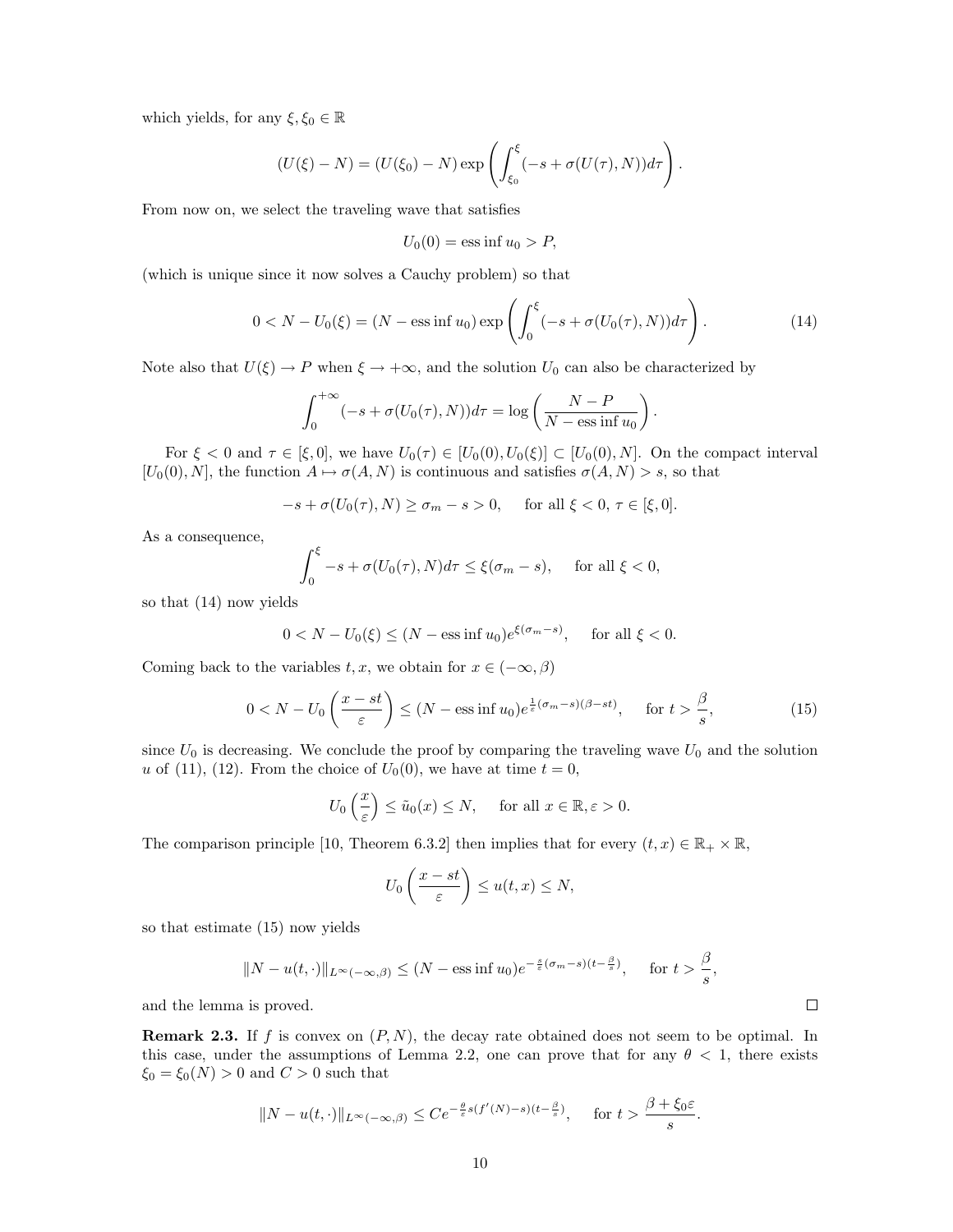which yields, for any $\xi, \xi_0 \in \mathbb{R}$

$$(U(\xi) - N) = (U(\xi_0) - N) \exp\left( \int_{\xi_0}^{\xi} (-s + \sigma(U(\tau), N)) d\tau \right).$$

From now on, we select the traveling wave that satisfies

$$U_0(0) = \operatorname{ess\,inf} u_0 > P,$$

(which is unique since it now solves a Cauchy problem) so that

$$0 < N - U_0(\xi) = (N - \operatorname{ess\,inf} u_0) \exp\left( \int_0^{\xi} (-s + \sigma(U_0(\tau), N)) d\tau \right). \tag{14}$$

Note also that $U(\xi) \to P$ when $\xi \to +\infty$, and the solution $U_0$ can also be characterized by

$$\int_0^{+\infty} (-s + \sigma(U_0(\tau), N)) d\tau = \log\left( \frac{N - P}{N - \operatorname{ess\,inf} u_0} \right).$$

For $\xi < 0$ and $\tau \in [\xi, 0]$, we have $U_0(\tau) \in [U_0(0), U_0(\xi)] \subset [U_0(0), N]$. On the compact interval $[U_0(0), N]$, the function $A \mapsto \sigma(A, N)$ is continuous and satisfies $\sigma(A, N) > s$, so that

$$-s + \sigma(U_0(\tau), N) \geq \sigma_m - s > 0, \quad \text{for all } \xi < 0,\ \tau \in [\xi, 0].$$

As a consequence,

$$\int_0^{\xi} -s + \sigma(U_0(\tau), N) d\tau \leq \xi(\sigma_m - s), \quad \text{for all } \xi < 0,$$

so that (14) now yields

$$0 < N - U_0(\xi) \leq (N - \operatorname{ess\,inf} u_0) e^{\xi(\sigma_m - s)}, \quad \text{for all } \xi < 0.$$

Coming back to the variables $t, x$, we obtain for $x \in (-\infty, \beta)$

$$0 < N - U_0\left( \frac{x - st}{\varepsilon} \right) \leq (N - \operatorname{ess\,inf} u_0) e^{\frac{1}{\varepsilon}(\sigma_m - s)(\beta - st)}, \quad \text{for } t > \frac{\beta}{s}, \tag{15}$$

since $U_0$ is decreasing. We conclude the proof by comparing the traveling wave $U_0$ and the solution $u$ of (11), (12). From the choice of $U_0(0)$, we have at time $t = 0$,

$$U_0\left( \frac{x}{\varepsilon} \right) \leq \tilde{u}_0(x) \leq N, \quad \text{for all } x \in \mathbb{R}, \varepsilon > 0.$$

The comparison principle [10, Theorem 6.3.2] then implies that for every $(t, x) \in \mathbb{R}_+ \times \mathbb{R}$,

$$U_0\left( \frac{x - st}{\varepsilon} \right) \leq u(t, x) \leq N,$$

so that estimate (15) now yields

$$\|N - u(t, \cdot)\|_{L^\infty(-\infty, \beta)} \leq (N - \operatorname{ess\,inf} u_0) e^{-\frac{s}{\varepsilon}(\sigma_m - s)(t - \frac{\beta}{s})}, \quad \text{for } t > \frac{\beta}{s},$$

and the lemma is proved. ∎

**Remark 2.3.** If $f$ is convex on $(P, N)$, the decay rate obtained does not seem to be optimal. In this case, under the assumptions of Lemma 2.2, one can prove that for any $\theta < 1$, there exists $\xi_0 = \xi_0(N) > 0$ and $C > 0$ such that

$$\|N - u(t, \cdot)\|_{L^\infty(-\infty, \beta)} \leq C e^{-\frac{\theta}{\varepsilon} s(f'(N) - s)(t - \frac{\beta}{s})}, \quad \text{for } t > \frac{\beta + \xi_0 \varepsilon}{s}.$$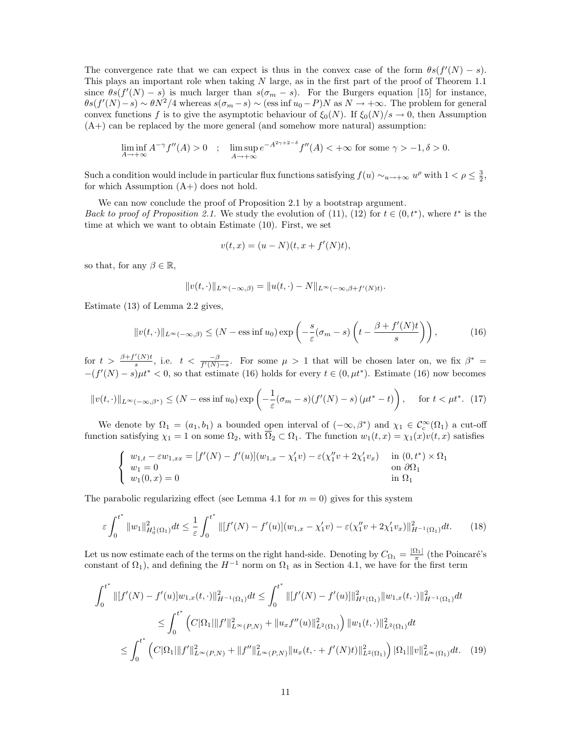The convergence rate that we can expect is thus in the convex case of the form $\theta s(f'(N) - s)$. This plays an important role when taking $N$ large, as in the first part of the proof of Theorem 1.1 since $\theta s(f'(N) - s)$ is much larger than $s(\sigma_m - s)$. For the Burgers equation [15] for instance, $\theta s(f'(N)-s) \sim \theta N^2/4$ whereas $s(\sigma_m - s) \sim (\text{ess inf } u_0 - P)N$ as $N \to +\infty$. The problem for general convex functions $f$ is to give the asymptotic behaviour of $\xi_0(N)$. If $\xi_0(N)/s \to 0$, then Assumption (A+) can be replaced by the more general (and somehow more natural) assumption:

$$\liminf_{A \to +\infty} A^{-\gamma} f''(A) > 0 \quad ; \quad \limsup_{A \to +\infty} e^{-A^{2\gamma+2-\delta}} f''(A) < +\infty \text{ for some } \gamma > -1, \delta > 0.$$

Such a condition would include in particular flux functions satisfying $f(u) \sim_{u \to +\infty} u^\rho$ with $1 < \rho \leq \frac{3}{2}$, for which Assumption (A+) does not hold.

We can now conclude the proof of Proposition 2.1 by a bootstrap argument.

*Back to proof of Proposition 2.1.* We study the evolution of (11), (12) for $t \in (0, t^*)$, where $t^*$ is the time at which we want to obtain Estimate (10). First, we set

$$v(t,x) = (u - N)(t, x + f'(N)t),$$

so that, for any $\beta \in \mathbb{R}$,

$$\|v(t,\cdot)\|_{L^\infty(-\infty,\beta)} = \|u(t,\cdot) - N\|_{L^\infty(-\infty,\beta+f'(N)t)}.$$

Estimate (13) of Lemma 2.2 gives,

$$\|v(t,\cdot)\|_{L^\infty(-\infty,\beta)} \leq (N - \text{ess inf } u_0) \exp\left(-\frac{s}{\varepsilon}(\sigma_m - s)\left(t - \frac{\beta + f'(N)t}{s}\right)\right), \tag{16}$$

for $t > \frac{\beta + f'(N)t}{s}$, i.e. $t < \frac{-\beta}{f'(N)-s}$. For some $\mu > 1$ that will be chosen later on, we fix $\beta^* = -(f'(N) - s)\mu t^* < 0$, so that estimate (16) holds for every $t \in (0, \mu t^*)$. Estimate (16) now becomes

$$\|v(t,\cdot)\|_{L^\infty(-\infty,\beta^*)} \leq (N - \text{ess inf } u_0) \exp\left(-\frac{1}{\varepsilon}(\sigma_m - s)(f'(N) - s)\,(\mu t^* - t)\right), \quad \text{for } t < \mu t^*. \tag{17}$$

We denote by $\Omega_1 = (a_1, b_1)$ a bounded open interval of $(-\infty, \beta^*)$ and $\chi_1 \in \mathcal{C}_c^\infty(\Omega_1)$ a cut-off function satisfying $\chi_1 = 1$ on some $\Omega_2$, with $\overline{\Omega}_2 \subset \Omega_1$. The function $w_1(t,x) = \chi_1(x)v(t,x)$ satisfies

$$\begin{cases} w_{1,t} - \varepsilon w_{1,xx} = [f'(N) - f'(u)](w_{1,x} - \chi_1' v) - \varepsilon(\chi_1'' v + 2\chi_1' v_x) & \text{in } (0,t^*) \times \Omega_1 \\ w_1 = 0 & \text{on } \partial\Omega_1 \\ w_1(0,x) = 0 & \text{in } \Omega_1 \end{cases}$$

The parabolic regularizing effect (see Lemma 4.1 for $m = 0$) gives for this system

$$\varepsilon \int_0^{t^*} \|w_1\|^2_{H_0^1(\Omega_1)} dt \leq \frac{1}{\varepsilon} \int_0^{t^*} \|[f'(N) - f'(u)](w_{1,x} - \chi_1' v) - \varepsilon(\chi_1'' v + 2\chi_1' v_x)\|^2_{H^{-1}(\Omega_1)} dt. \tag{18}$$

Let us now estimate each of the terms on the right hand-side. Denoting by $C_{\Omega_1} = \frac{|\Omega_1|}{\pi}$ (the Poincaré's constant of $\Omega_1$), and defining the $H^{-1}$ norm on $\Omega_1$ as in Section 4.1, we have for the first term

$$\begin{aligned}
\int_0^{t^*} \|[f'(N) - f'(u)]w_{1,x}(t,\cdot)\|^2_{H^{-1}(\Omega_1)} dt &\leq \int_0^{t^*} \|[f'(N) - f'(u)]\|^2_{H^1(\Omega_1)} \|w_{1,x}(t,\cdot)\|^2_{H^{-1}(\Omega_1)} dt \\
&\leq \int_0^{t^*} \left(C|\Omega_1| \|f'\|^2_{L^\infty(P,N)} + \|u_x f''(u)\|^2_{L^2(\Omega_1)}\right) \|w_1(t,\cdot)\|^2_{L^2(\Omega_1)} dt \\
&\leq \int_0^{t^*} \left(C|\Omega_1| \|f'\|^2_{L^\infty(P,N)} + \|f''\|^2_{L^\infty(P,N)} \|u_x(t, \cdot + f'(N)t)\|^2_{L^2(\Omega_1)}\right) |\Omega_1| \|v\|^2_{L^\infty(\Omega_1)} dt. \quad (19)
\end{aligned}$$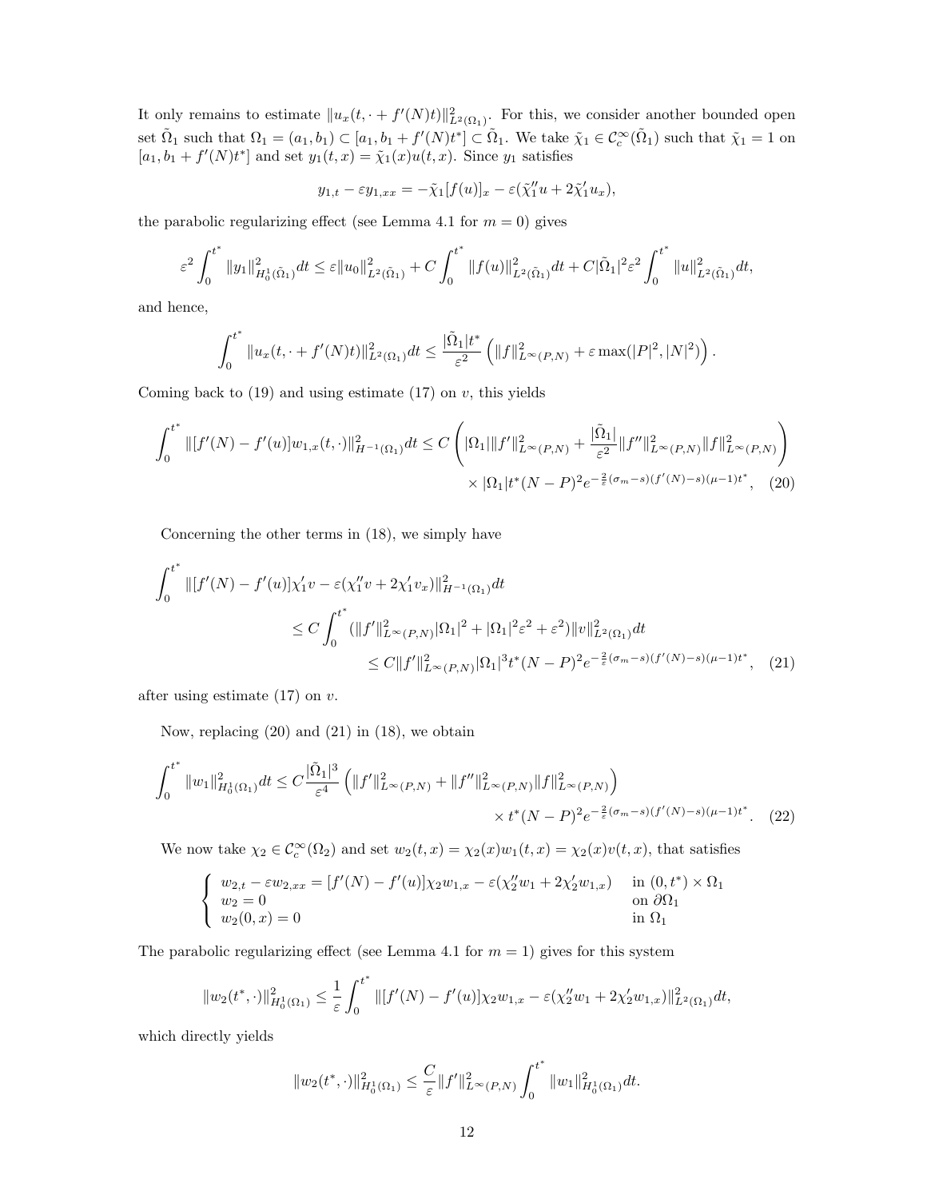It only remains to estimate $\|u_x(t, \cdot + f'(N)t)\|^2_{L^2(\Omega_1)}$. For this, we consider another bounded open set $\tilde{\Omega}_1$ such that $\Omega_1 = (a_1, b_1) \subset [a_1, b_1 + f'(N)t^*] \subset \tilde{\Omega}_1$. We take $\tilde{\chi}_1 \in \mathcal{C}_c^\infty(\tilde{\Omega}_1)$ such that $\tilde{\chi}_1 = 1$ on $[a_1, b_1 + f'(N)t^*]$ and set $y_1(t,x) = \tilde{\chi}_1(x) u(t,x)$. Since $y_1$ satisfies

$$y_{1,t} - \varepsilon y_{1,xx} = -\tilde{\chi}_1 [f(u)]_x - \varepsilon(\tilde{\chi}_1'' u + 2\tilde{\chi}_1' u_x),$$

the parabolic regularizing effect (see Lemma 4.1 for $m=0$) gives

$$\varepsilon^2 \int_0^{t^*} \|y_1\|^2_{H_0^1(\tilde{\Omega}_1)} dt \leq \varepsilon \|u_0\|^2_{L^2(\tilde{\Omega}_1)} + C \int_0^{t^*} \|f(u)\|^2_{L^2(\tilde{\Omega}_1)} dt + C|\tilde{\Omega}_1|^2 \varepsilon^2 \int_0^{t^*} \|u\|^2_{L^2(\tilde{\Omega}_1)} dt,$$

and hence,

$$\int_0^{t^*} \|u_x(t, \cdot + f'(N)t)\|^2_{L^2(\Omega_1)} dt \leq \frac{|\tilde{\Omega}_1| t^*}{\varepsilon^2} \left( \|f\|^2_{L^\infty(P,N)} + \varepsilon \max(|P|^2, |N|^2) \right).$$

Coming back to (19) and using estimate (17) on $v$, this yields

$$\int_0^{t^*} \|[f'(N) - f'(u)] w_{1,x}(t,\cdot)\|^2_{H^{-1}(\Omega_1)} dt \leq C \left( |\Omega_1| \|f'\|^2_{L^\infty(P,N)} + \frac{|\tilde{\Omega}_1|}{\varepsilon^2} \|f''\|^2_{L^\infty(P,N)} \|f\|^2_{L^\infty(P,N)} \right) \times |\Omega_1| t^* (N-P)^2 e^{-\frac{2}{\varepsilon}(\sigma_m - s)(f'(N) - s)(\mu - 1)t^*}, \quad (20)$$

Concerning the other terms in (18), we simply have

$$\begin{aligned} \int_0^{t^*} \|[f'(N) - f'(u)]\chi_1' v - \varepsilon(\chi_1'' v + 2\chi_1' v_x)\|^2_{H^{-1}(\Omega_1)} dt \\ \leq C \int_0^{t^*} (\|f'\|^2_{L^\infty(P,N)} |\Omega_1|^2 + |\Omega_1|^2 \varepsilon^2 + \varepsilon^2) \|v\|^2_{L^2(\Omega_1)} dt \\ \leq C \|f'\|^2_{L^\infty(P,N)} |\Omega_1|^3 t^* (N-P)^2 e^{-\frac{2}{\varepsilon}(\sigma_m - s)(f'(N) - s)(\mu - 1)t^*}, \quad (21) \end{aligned}$$

after using estimate (17) on $v$.

Now, replacing (20) and (21) in (18), we obtain

$$\int_0^{t^*} \|w_1\|^2_{H_0^1(\Omega_1)} dt \leq C \frac{|\tilde{\Omega}_1|^3}{\varepsilon^4} \left( \|f'\|^2_{L^\infty(P,N)} + \|f''\|^2_{L^\infty(P,N)} \|f\|^2_{L^\infty(P,N)} \right) \times t^* (N-P)^2 e^{-\frac{2}{\varepsilon}(\sigma_m - s)(f'(N) - s)(\mu - 1)t^*}. \quad (22)$$

We now take $\chi_2 \in \mathcal{C}_c^\infty(\Omega_2)$ and set $w_2(t,x) = \chi_2(x) w_1(t,x) = \chi_2(x) v(t,x)$, that satisfies

$$\begin{cases} w_{2,t} - \varepsilon w_{2,xx} = [f'(N) - f'(u)]\chi_2 w_{1,x} - \varepsilon(\chi_2'' w_1 + 2\chi_2' w_{1,x}) & \text{in } (0,t^*) \times \Omega_1 \\ w_2 = 0 & \text{on } \partial\Omega_1 \\ w_2(0,x) = 0 & \text{in } \Omega_1 \end{cases}$$

The parabolic regularizing effect (see Lemma 4.1 for $m=1$) gives for this system

$$\|w_2(t^*, \cdot)\|^2_{H_0^1(\Omega_1)} \leq \frac{1}{\varepsilon} \int_0^{t^*} \|[f'(N) - f'(u)]\chi_2 w_{1,x} - \varepsilon(\chi_2'' w_1 + 2\chi_2' w_{1,x})\|^2_{L^2(\Omega_1)} dt,$$

which directly yields

$$\|w_2(t^*, \cdot)\|^2_{H_0^1(\Omega_1)} \leq \frac{C}{\varepsilon} \|f'\|^2_{L^\infty(P,N)} \int_0^{t^*} \|w_1\|^2_{H_0^1(\Omega_1)} dt.$$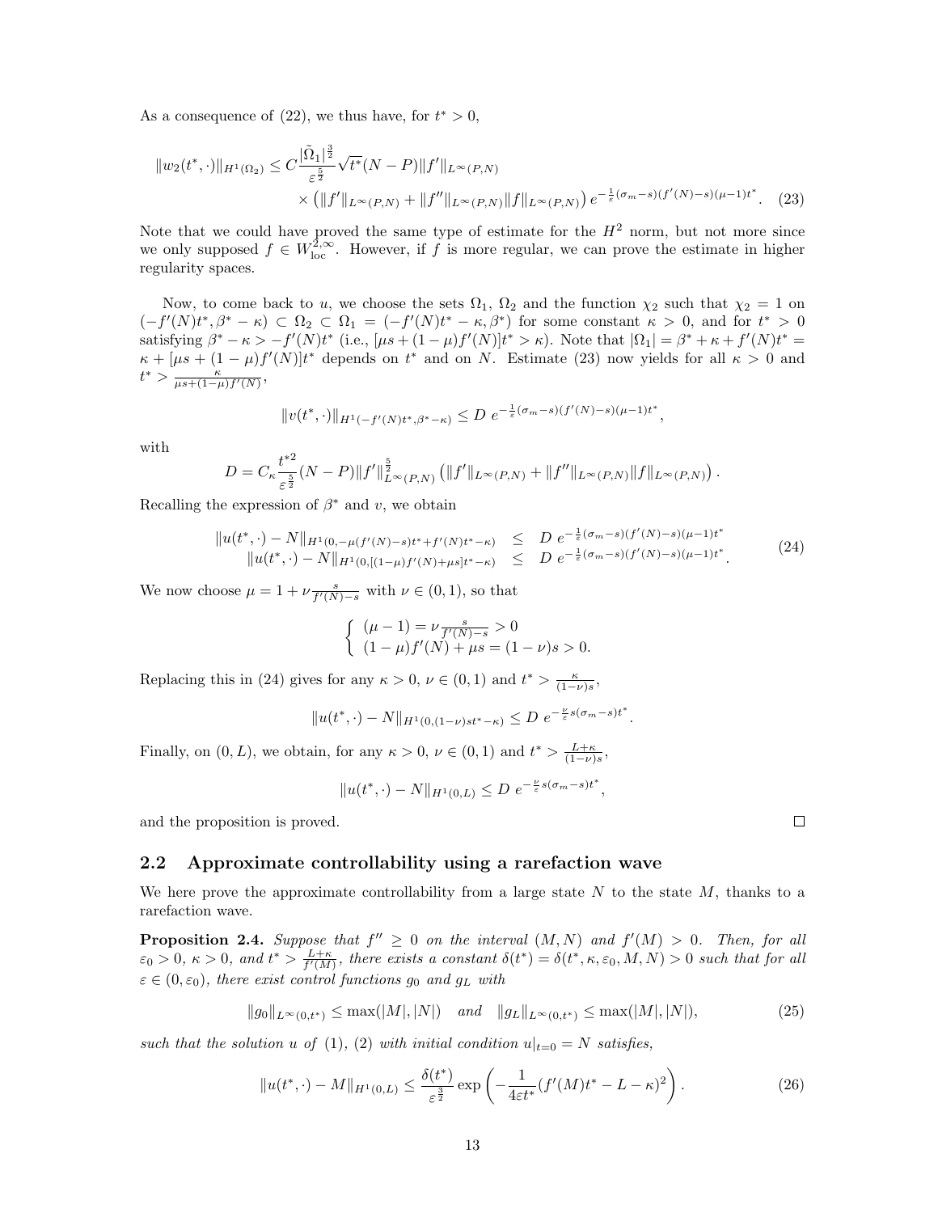As a consequence of (22), we thus have, for $t^* > 0$,

$$\|w_2(t^*,\cdot)\|_{H^1(\Omega_2)} \leq C\frac{|\tilde{\Omega}_1|^{\frac{3}{2}}}{\varepsilon^{\frac{5}{2}}}\sqrt{t^*}(N-P)\|f'\|_{L^\infty(P,N)} \times \left(\|f'\|_{L^\infty(P,N)} + \|f''\|_{L^\infty(P,N)}\|f\|_{L^\infty(P,N)}\right) e^{-\frac{1}{\varepsilon}(\sigma_m - s)(f'(N)-s)(\mu-1)t^*}. \quad (23)$$

Note that we could have proved the same type of estimate for the $H^2$ norm, but not more since we only supposed $f \in W^{2,\infty}_{\mathrm{loc}}$. However, if $f$ is more regular, we can prove the estimate in higher regularity spaces.

Now, to come back to $u$, we choose the sets $\Omega_1$, $\Omega_2$ and the function $\chi_2$ such that $\chi_2 = 1$ on $(-f'(N)t^*, \beta^* - \kappa) \subset \Omega_2 \subset \Omega_1 = (-f'(N)t^* - \kappa, \beta^*)$ for some constant $\kappa > 0$, and for $t^* > 0$ satisfying $\beta^* - \kappa > -f'(N)t^*$ (i.e., $[\mu s + (1-\mu)f'(N)]t^* > \kappa$). Note that $|\Omega_1| = \beta^* + \kappa + f'(N)t^* = \kappa + [\mu s + (1-\mu)f'(N)]t^*$ depends on $t^*$ and on $N$. Estimate (23) now yields for all $\kappa > 0$ and $t^* > \frac{\kappa}{\mu s + (1-\mu)f'(N)}$,

$$\|v(t^*,\cdot)\|_{H^1(-f'(N)t^*, \beta^* - \kappa)} \leq D\ e^{-\frac{1}{\varepsilon}(\sigma_m - s)(f'(N)-s)(\mu-1)t^*},$$

with

$$D = C_\kappa \frac{t^{*2}}{\varepsilon^{\frac{5}{2}}}(N-P)\|f'\|^{\frac{5}{2}}_{L^\infty(P,N)}\left(\|f'\|_{L^\infty(P,N)} + \|f''\|_{L^\infty(P,N)}\|f\|_{L^\infty(P,N)}\right).$$

Recalling the expression of $\beta^*$ and $v$, we obtain

$$\begin{array}{rcl} \|u(t^*,\cdot) - N\|_{H^1(0,-\mu(f'(N)-s)t^* + f'(N)t^* - \kappa)} & \leq & D\ e^{-\frac{1}{\varepsilon}(\sigma_m - s)(f'(N)-s)(\mu-1)t^*} \\ \|u(t^*,\cdot) - N\|_{H^1(0,[(1-\mu)f'(N)+\mu s]t^* - \kappa)} & \leq & D\ e^{-\frac{1}{\varepsilon}(\sigma_m - s)(f'(N)-s)(\mu-1)t^*}. \end{array} \quad (24)$$

We now choose $\mu = 1 + \nu\frac{s}{f'(N)-s}$ with $\nu \in (0,1)$, so that

$$\begin{cases} (\mu - 1) = \nu\frac{s}{f'(N)-s} > 0 \\ (1-\mu)f'(N) + \mu s = (1-\nu)s > 0. \end{cases}$$

Replacing this in (24) gives for any $\kappa > 0$, $\nu \in (0,1)$ and $t^* > \frac{\kappa}{(1-\nu)s}$,

$$\|u(t^*,\cdot) - N\|_{H^1(0,(1-\nu)st^* - \kappa)} \leq D\ e^{-\frac{\nu}{\varepsilon}s(\sigma_m - s)t^*}.$$

Finally, on $(0,L)$, we obtain, for any $\kappa > 0$, $\nu \in (0,1)$ and $t^* > \frac{L+\kappa}{(1-\nu)s}$,

$$\|u(t^*,\cdot) - N\|_{H^1(0,L)} \leq D\ e^{-\frac{\nu}{\varepsilon}s(\sigma_m - s)t^*},$$

and the proposition is proved. □

## 2.2 Approximate controllability using a rarefaction wave

We here prove the approximate controllability from a large state $N$ to the state $M$, thanks to a rarefaction wave.

**Proposition 2.4.** *Suppose that $f'' \geq 0$ on the interval $(M,N)$ and $f'(M) > 0$. Then, for all $\varepsilon_0 > 0$, $\kappa > 0$, and $t^* > \frac{L+\kappa}{f'(M)}$, there exists a constant $\delta(t^*) = \delta(t^*, \kappa, \varepsilon_0, M, N) > 0$ such that for all $\varepsilon \in (0, \varepsilon_0)$, there exist control functions $g_0$ and $g_L$ with*

$$\|g_0\|_{L^\infty(0,t^*)} \leq \max(|M|,|N|) \quad \text{and} \quad \|g_L\|_{L^\infty(0,t^*)} \leq \max(|M|,|N|), \quad (25)$$

*such that the solution $u$ of (1), (2) with initial condition $u|_{t=0} = N$ satisfies,*

$$\|u(t^*,\cdot) - M\|_{H^1(0,L)} \leq \frac{\delta(t^*)}{\varepsilon^{\frac{3}{2}}}\exp\left(-\frac{1}{4\varepsilon t^*}(f'(M)t^* - L - \kappa)^2\right). \quad (26)$$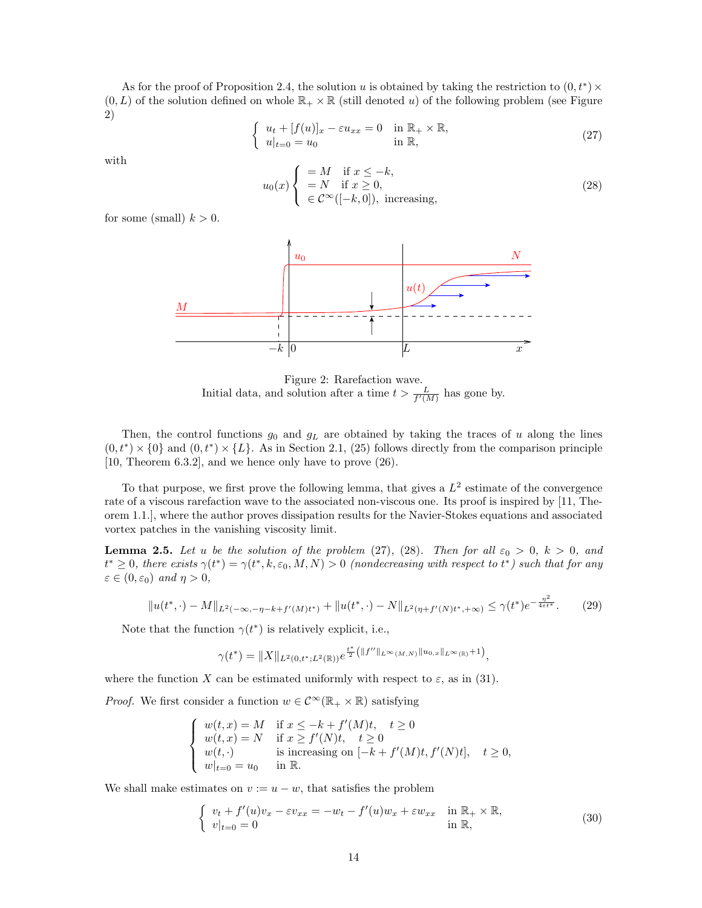As for the proof of Proposition 2.4, the solution $u$ is obtained by taking the restriction to $(0, t^*) \times (0, L)$ of the solution defined on whole $\mathbb{R}_+ \times \mathbb{R}$ (still denoted $u$) of the following problem (see Figure 2)

$$
\left\{ \begin{array}{ll} u_t + [f(u)]_x - \varepsilon u_{xx} = 0 & \text{in } \mathbb{R}_+ \times \mathbb{R}, \\ u|_{t=0} = u_0 & \text{in } \mathbb{R}, \end{array} \right. \tag{27}
$$

with

$$
u_0(x) \left\{ \begin{array}{ll} = M & \text{if } x \leq -k, \\ = N & \text{if } x \geq 0, \\ \in \mathcal{C}^\infty([-k, 0]), & \text{increasing}, \end{array} \right. \tag{28}
$$

for some (small) $k > 0$.

Figure 2: Rarefaction wave.
Initial data, and solution after a time $t > \frac{L}{f'(M)}$ has gone by.

Then, the control functions $g_0$ and $g_L$ are obtained by taking the traces of $u$ along the lines $(0, t^*) \times \{0\}$ and $(0, t^*) \times \{L\}$. As in Section 2.1, (25) follows directly from the comparison principle [10, Theorem 6.3.2], and we hence only have to prove (26).

To that purpose, we first prove the following lemma, that gives a $L^2$ estimate of the convergence rate of a viscous rarefaction wave to the associated non-viscous one. Its proof is inspired by [11, Theorem 1.1.], where the author proves dissipation results for the Navier-Stokes equations and associated vortex patches in the vanishing viscosity limit.

**Lemma 2.5.** *Let $u$ be the solution of the problem (27), (28). Then for all $\varepsilon_0 > 0$, $k > 0$, and $t^* \geq 0$, there exists $\gamma(t^*) = \gamma(t^*, k, \varepsilon_0, M, N) > 0$ (nondecreasing with respect to $t^*$) such that for any $\varepsilon \in (0, \varepsilon_0)$ and $\eta > 0$,*

$$
\|u(t^*, \cdot) - M\|_{L^2(-\infty, -\eta - k + f'(M)t^*)} + \|u(t^*, \cdot) - N\|_{L^2(\eta + f'(N)t^*, +\infty)} \leq \gamma(t^*) e^{-\frac{\eta^2}{4\varepsilon t^*}}. \tag{29}
$$

Note that the function $\gamma(t^*)$ is relatively explicit, i.e.,

$$
\gamma(t^*) = \|X\|_{L^2(0, t^*; L^2(\mathbb{R}))} e^{\frac{t^*}{2}\left(\|f''\|_{L^\infty(M,N)} \|u_{0,x}\|_{L^\infty(\mathbb{R})} + 1\right)},
$$

where the function $X$ can be estimated uniformly with respect to $\varepsilon$, as in (31).

*Proof.* We first consider a function $w \in \mathcal{C}^\infty(\mathbb{R}_+ \times \mathbb{R})$ satisfying

$$
\left\{ \begin{array}{ll} w(t, x) = M & \text{if } x \leq -k + f'(M)t, \quad t \geq 0 \\ w(t, x) = N & \text{if } x \geq f'(N)t, \quad t \geq 0 \\ w(t, \cdot) & \text{is increasing on } [-k + f'(M)t, f'(N)t], \quad t \geq 0, \\ w|_{t=0} = u_0 & \text{in } \mathbb{R}. \end{array} \right.
$$

We shall make estimates on $v := u - w$, that satisfies the problem

$$
\left\{ \begin{array}{ll} v_t + f'(u)v_x - \varepsilon v_{xx} = -w_t - f'(u)w_x + \varepsilon w_{xx} & \text{in } \mathbb{R}_+ \times \mathbb{R}, \\ v|_{t=0} = 0 & \text{in } \mathbb{R}, \end{array} \right. \tag{30}
$$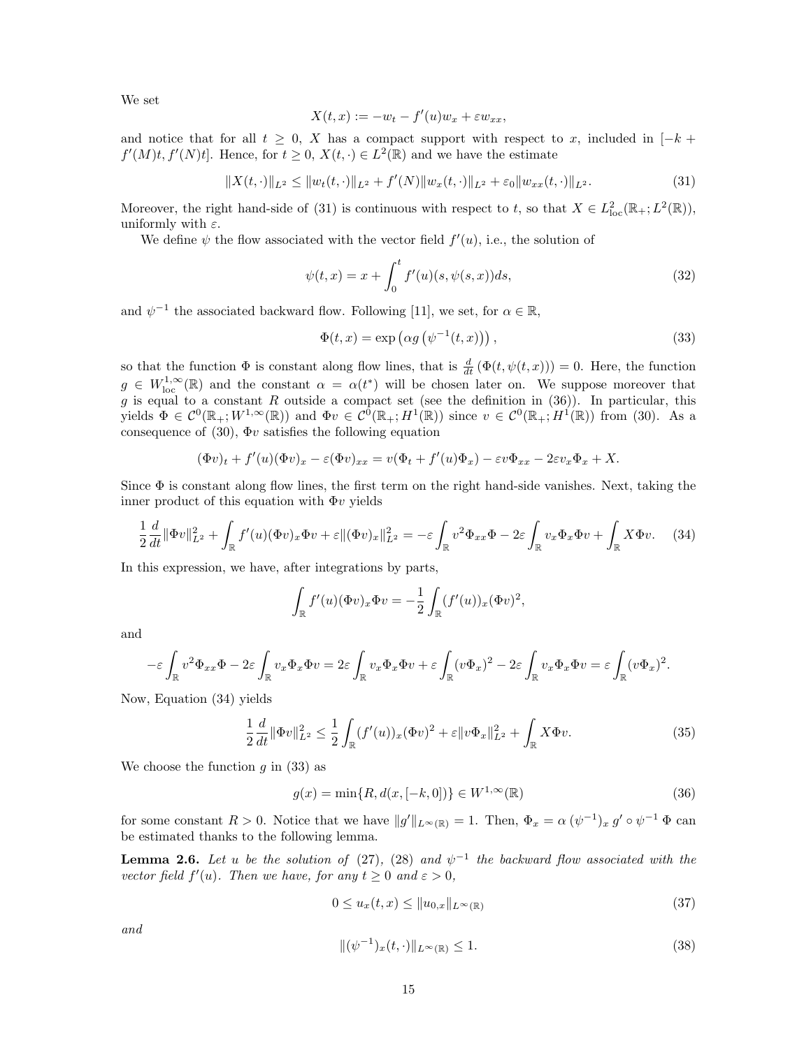We set

$$X(t,x) := -w_t - f'(u)w_x + \varepsilon w_{xx},$$

and notice that for all $t \geq 0$, $X$ has a compact support with respect to $x$, included in $[-k + f'(M)t, f'(N)t]$. Hence, for $t \geq 0$, $X(t,\cdot) \in L^2(\mathbb{R})$ and we have the estimate

$$\|X(t,\cdot)\|_{L^2} \leq \|w_t(t,\cdot)\|_{L^2} + f'(N)\|w_x(t,\cdot)\|_{L^2} + \varepsilon_0 \|w_{xx}(t,\cdot)\|_{L^2}. \tag{31}$$

Moreover, the right hand-side of (31) is continuous with respect to $t$, so that $X \in L^2_{\text{loc}}(\mathbb{R}_+; L^2(\mathbb{R}))$, uniformly with $\varepsilon$.

We define $\psi$ the flow associated with the vector field $f'(u)$, i.e., the solution of

$$\psi(t,x) = x + \int_0^t f'(u)(s, \psi(s,x))ds, \tag{32}$$

and $\psi^{-1}$ the associated backward flow. Following [11], we set, for $\alpha \in \mathbb{R}$,

$$\Phi(t,x) = \exp\left(\alpha g\left(\psi^{-1}(t,x)\right)\right), \tag{33}$$

so that the function $\Phi$ is constant along flow lines, that is $\frac{d}{dt}\left(\Phi(t,\psi(t,x))\right) = 0$. Here, the function $g \in W^{1,\infty}_{\text{loc}}(\mathbb{R})$ and the constant $\alpha = \alpha(t^*)$ will be chosen later on. We suppose moreover that $g$ is equal to a constant $R$ outside a compact set (see the definition in (36)). In particular, this yields $\Phi \in \mathcal{C}^0(\mathbb{R}_+; W^{1,\infty}(\mathbb{R}))$ and $\Phi v \in \mathcal{C}^0(\mathbb{R}_+; H^1(\mathbb{R}))$ since $v \in \mathcal{C}^0(\mathbb{R}_+; H^1(\mathbb{R}))$ from (30). As a consequence of (30), $\Phi v$ satisfies the following equation

$$(\Phi v)_t + f'(u)(\Phi v)_x - \varepsilon(\Phi v)_{xx} = v(\Phi_t + f'(u)\Phi_x) - \varepsilon v \Phi_{xx} - 2\varepsilon v_x \Phi_x + X.$$

Since $\Phi$ is constant along flow lines, the first term on the right hand-side vanishes. Next, taking the inner product of this equation with $\Phi v$ yields

$$\frac{1}{2}\frac{d}{dt}\|\Phi v\|^2_{L^2} + \int_{\mathbb{R}} f'(u)(\Phi v)_x \Phi v + \varepsilon \|(\Phi v)_x\|^2_{L^2} = -\varepsilon \int_{\mathbb{R}} v^2 \Phi_{xx}\Phi - 2\varepsilon \int_{\mathbb{R}} v_x \Phi_x \Phi v + \int_{\mathbb{R}} X \Phi v. \tag{34}$$

In this expression, we have, after integrations by parts,

$$\int_{\mathbb{R}} f'(u)(\Phi v)_x \Phi v = -\frac{1}{2}\int_{\mathbb{R}} (f'(u))_x (\Phi v)^2,$$

and

$$-\varepsilon \int_{\mathbb{R}} v^2 \Phi_{xx}\Phi - 2\varepsilon \int_{\mathbb{R}} v_x \Phi_x \Phi v = 2\varepsilon \int_{\mathbb{R}} v_x \Phi_x \Phi v + \varepsilon \int_{\mathbb{R}} (v\Phi_x)^2 - 2\varepsilon \int_{\mathbb{R}} v_x \Phi_x \Phi v = \varepsilon \int_{\mathbb{R}} (v\Phi_x)^2.$$

Now, Equation (34) yields

$$\frac{1}{2}\frac{d}{dt}\|\Phi v\|^2_{L^2} \leq \frac{1}{2}\int_{\mathbb{R}} (f'(u))_x (\Phi v)^2 + \varepsilon \|v \Phi_x\|^2_{L^2} + \int_{\mathbb{R}} X \Phi v. \tag{35}$$

We choose the function $g$ in (33) as

$$g(x) = \min\{R, d(x, [-k, 0])\} \in W^{1,\infty}(\mathbb{R}) \tag{36}$$

for some constant $R > 0$. Notice that we have $\|g'\|_{L^\infty(\mathbb{R})} = 1$. Then, $\Phi_x = \alpha\,(\psi^{-1})_x\, g' \circ \psi^{-1}\, \Phi$ can be estimated thanks to the following lemma.

**Lemma 2.6.** *Let $u$ be the solution of (27), (28) and $\psi^{-1}$ the backward flow associated with the vector field $f'(u)$. Then we have, for any $t \geq 0$ and $\varepsilon > 0$,*

$$0 \leq u_x(t,x) \leq \|u_{0,x}\|_{L^\infty(\mathbb{R})} \tag{37}$$

*and*

$$\|(\psi^{-1})_x(t,\cdot)\|_{L^\infty(\mathbb{R})} \leq 1. \tag{38}$$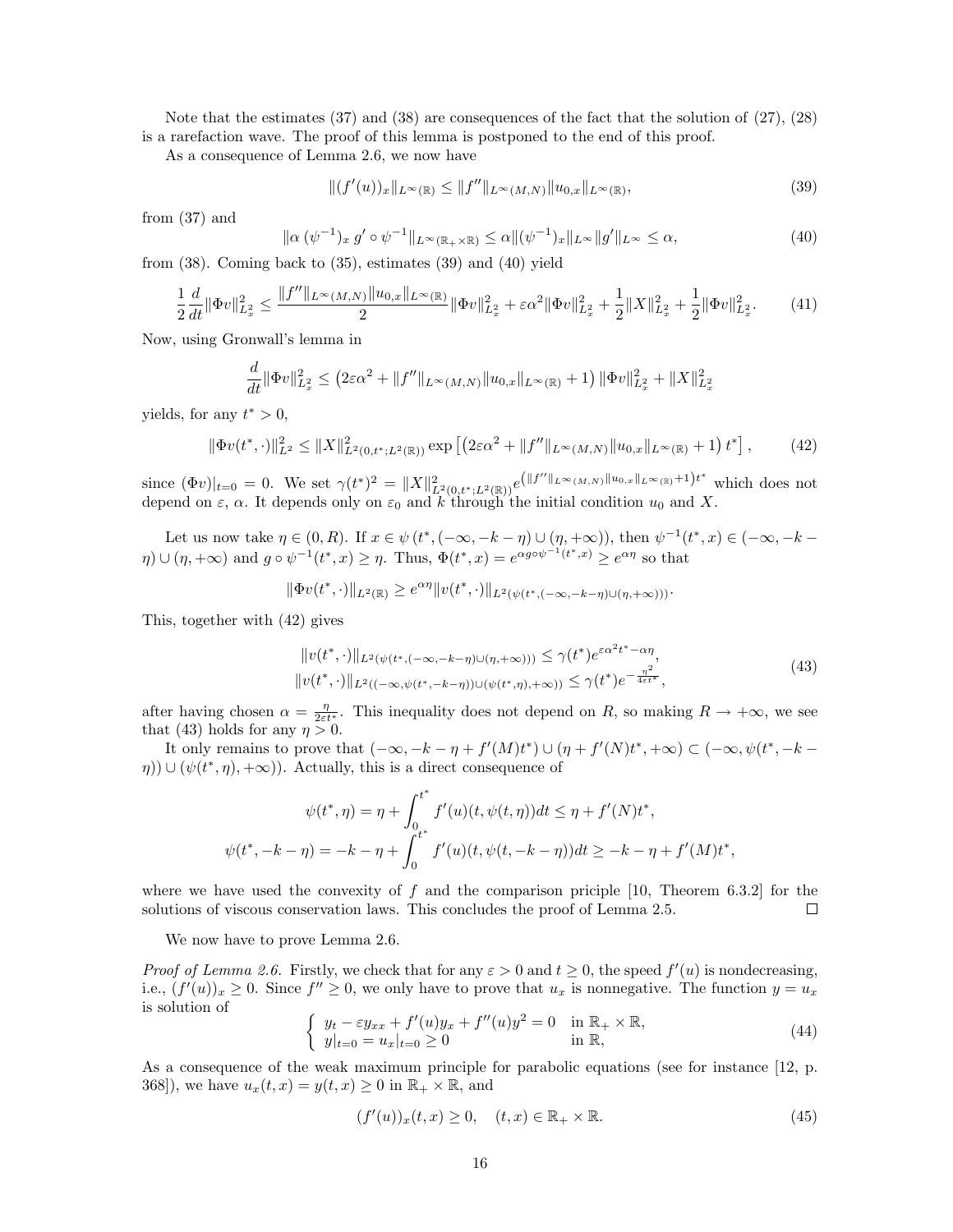Note that the estimates (37) and (38) are consequences of the fact that the solution of (27), (28) is a rarefaction wave. The proof of this lemma is postponed to the end of this proof.

As a consequence of Lemma 2.6, we now have

$$\|(f'(u))_x\|_{L^\infty(\mathbb{R})} \leq \|f''\|_{L^\infty(M,N)}\|u_{0,x}\|_{L^\infty(\mathbb{R})}, \tag{39}$$

from (37) and

$$\|\alpha\,(\psi^{-1})_x\, g'\circ\psi^{-1}\|_{L^\infty(\mathbb{R}_+\times\mathbb{R})} \leq \alpha\|(\psi^{-1})_x\|_{L^\infty}\|g'\|_{L^\infty} \leq \alpha, \tag{40}$$

from (38). Coming back to (35), estimates (39) and (40) yield

$$\frac{1}{2}\frac{d}{dt}\|\Phi v\|^2_{L^2_x} \leq \frac{\|f''\|_{L^\infty(M,N)}\|u_{0,x}\|_{L^\infty(\mathbb{R})}}{2}\|\Phi v\|^2_{L^2_x} + \varepsilon\alpha^2\|\Phi v\|^2_{L^2_x} + \frac{1}{2}\|X\|^2_{L^2_x} + \frac{1}{2}\|\Phi v\|^2_{L^2_x}. \tag{41}$$

Now, using Gronwall's lemma in

$$\frac{d}{dt}\|\Phi v\|^2_{L^2_x} \leq \left(2\varepsilon\alpha^2 + \|f''\|_{L^\infty(M,N)}\|u_{0,x}\|_{L^\infty(\mathbb{R})} + 1\right)\|\Phi v\|^2_{L^2_x} + \|X\|^2_{L^2_x}$$

yields, for any $t^* > 0$,

$$\|\Phi v(t^*,\cdot)\|^2_{L^2} \leq \|X\|^2_{L^2(0,t^*;L^2(\mathbb{R}))}\exp\left[\left(2\varepsilon\alpha^2 + \|f''\|_{L^\infty(M,N)}\|u_{0,x}\|_{L^\infty(\mathbb{R})} + 1\right)t^*\right], \tag{42}$$

since $(\Phi v)|_{t=0} = 0$. We set $\gamma(t^*)^2 = \|X\|^2_{L^2(0,t^*;L^2(\mathbb{R}))}e^{\left(\|f''\|_{L^\infty(M,N)}\|u_{0,x}\|_{L^\infty(\mathbb{R})}+1\right)t^*}$ which does not depend on $\varepsilon$, $\alpha$. It depends only on $\varepsilon_0$ and $k$ through the initial condition $u_0$ and $X$.

Let us now take $\eta \in (0, R)$. If $x \in \psi\left(t^*, (-\infty, -k-\eta)\cup(\eta,+\infty)\right)$, then $\psi^{-1}(t^*,x) \in (-\infty, -k-\eta)\cup(\eta,+\infty)$ and $g\circ\psi^{-1}(t^*,x) \geq \eta$. Thus, $\Phi(t^*,x) = e^{\alpha g\circ\psi^{-1}(t^*,x)} \geq e^{\alpha\eta}$ so that

$$\|\Phi v(t^*,\cdot)\|_{L^2(\mathbb{R})} \geq e^{\alpha\eta}\|v(t^*,\cdot)\|_{L^2(\psi(t^*,(-\infty,-k-\eta)\cup(\eta,+\infty)))}.$$

This, together with (42) gives

$$\begin{aligned}
&\|v(t^*,\cdot)\|_{L^2(\psi(t^*,(-\infty,-k-\eta)\cup(\eta,+\infty)))} \leq \gamma(t^*)e^{\varepsilon\alpha^2 t^* - \alpha\eta},\\
&\|v(t^*,\cdot)\|_{L^2((-\infty,\psi(t^*,-k-\eta))\cup(\psi(t^*,\eta),+\infty))} \leq \gamma(t^*)e^{-\frac{\eta^2}{4\varepsilon t^*}},
\end{aligned} \tag{43}$$

after having chosen $\alpha = \frac{\eta}{2\varepsilon t^*}$. This inequality does not depend on $R$, so making $R \to +\infty$, we see that (43) holds for any $\eta > 0$.

It only remains to prove that $(-\infty, -k-\eta+f'(M)t^*)\cup(\eta+f'(N)t^*,+\infty) \subset (-\infty,\psi(t^*,-k-\eta))\cup(\psi(t^*,\eta),+\infty))$. Actually, this is a direct consequence of

$$\begin{aligned}
\psi(t^*,\eta) &= \eta + \int_0^{t^*} f'(u)(t,\psi(t,\eta))dt \leq \eta + f'(N)t^*,\\
\psi(t^*,-k-\eta) &= -k-\eta + \int_0^{t^*} f'(u)(t,\psi(t,-k-\eta))dt \geq -k-\eta+f'(M)t^*,
\end{aligned}$$

where we have used the convexity of $f$ and the comparison priciple [10, Theorem 6.3.2] for the solutions of viscous conservation laws. This concludes the proof of Lemma 2.5. $\square$

We now have to prove Lemma 2.6.

*Proof of Lemma 2.6.* Firstly, we check that for any $\varepsilon > 0$ and $t \geq 0$, the speed $f'(u)$ is nondecreasing, i.e., $(f'(u))_x \geq 0$. Since $f'' \geq 0$, we only have to prove that $u_x$ is nonnegative. The function $y = u_x$ is solution of

$$\begin{cases} y_t - \varepsilon y_{xx} + f'(u)y_x + f''(u)y^2 = 0 & \text{in } \mathbb{R}_+\times\mathbb{R},\\ y|_{t=0} = u_x|_{t=0} \geq 0 & \text{in } \mathbb{R}, \end{cases} \tag{44}$$

As a consequence of the weak maximum principle for parabolic equations (see for instance [12, p. 368]), we have $u_x(t,x) = y(t,x) \geq 0$ in $\mathbb{R}_+\times\mathbb{R}$, and

$$(f'(u))_x(t,x) \geq 0, \quad (t,x) \in \mathbb{R}_+\times\mathbb{R}. \tag{45}$$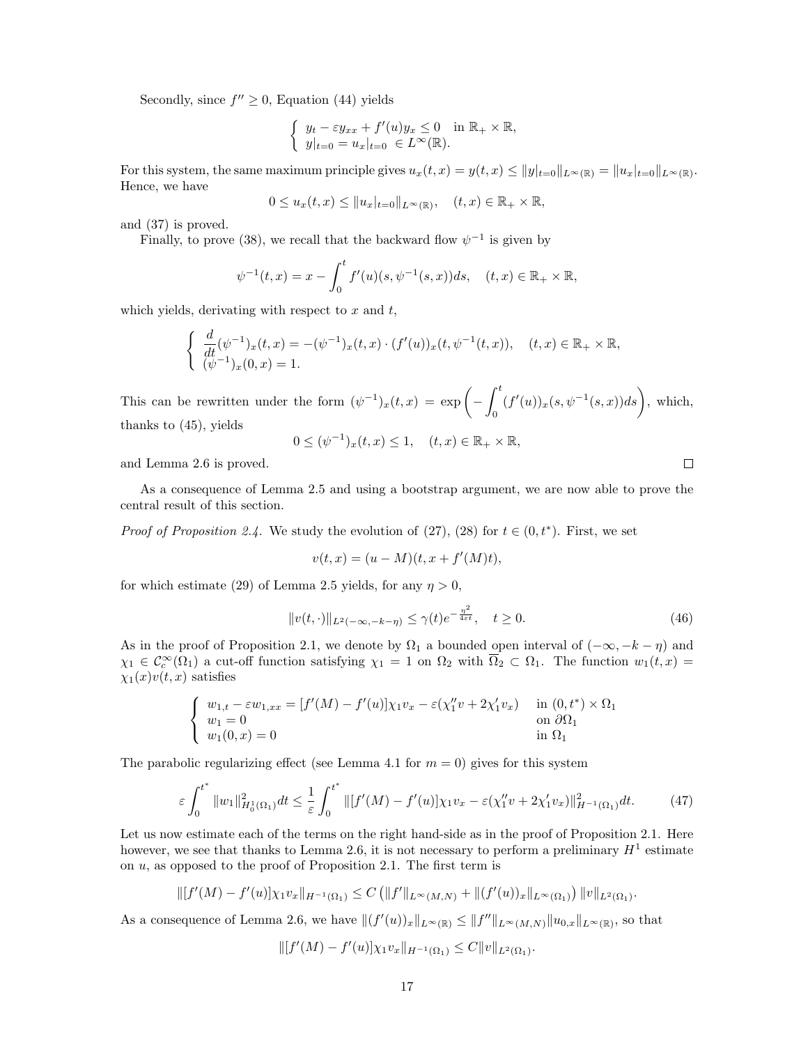Secondly, since $f'' \geq 0$, Equation (44) yields

$$
\begin{cases} y_t - \varepsilon y_{xx} + f'(u) y_x \leq 0 & \text{in } \mathbb{R}_+ \times \mathbb{R}, \\ y|_{t=0} = u_x|_{t=0} \in L^\infty(\mathbb{R}). \end{cases}
$$

For this system, the same maximum principle gives $u_x(t,x) = y(t,x) \leq \|y|_{t=0}\|_{L^\infty(\mathbb{R})} = \|u_x|_{t=0}\|_{L^\infty(\mathbb{R})}$. Hence, we have

$$
0 \leq u_x(t,x) \leq \|u_x|_{t=0}\|_{L^\infty(\mathbb{R})}, \quad (t,x) \in \mathbb{R}_+ \times \mathbb{R},
$$

and (37) is proved.

Finally, to prove (38), we recall that the backward flow $\psi^{-1}$ is given by

$$
\psi^{-1}(t,x) = x - \int_0^t f'(u)(s, \psi^{-1}(s,x)) ds, \quad (t,x) \in \mathbb{R}_+ \times \mathbb{R},
$$

which yields, derivating with respect to $x$ and $t$,

$$
\begin{cases} \dfrac{d}{dt}(\psi^{-1})_x(t,x) = -(\psi^{-1})_x(t,x) \cdot (f'(u))_x(t, \psi^{-1}(t,x)), & (t,x) \in \mathbb{R}_+ \times \mathbb{R}, \\ (\psi^{-1})_x(0,x) = 1. \end{cases}
$$

This can be rewritten under the form $(\psi^{-1})_x(t,x) = \exp\left( -\int_0^t (f'(u))_x(s, \psi^{-1}(s,x)) ds \right)$, which, thanks to (45), yields

$$
0 \leq (\psi^{-1})_x(t,x) \leq 1, \quad (t,x) \in \mathbb{R}_+ \times \mathbb{R},
$$

and Lemma 2.6 is proved. $\square$

As a consequence of Lemma 2.5 and using a bootstrap argument, we are now able to prove the central result of this section.

*Proof of Proposition 2.4.* We study the evolution of (27), (28) for $t \in (0, t^*)$. First, we set

$$
v(t,x) = (u - M)(t, x + f'(M)t),
$$

for which estimate (29) of Lemma 2.5 yields, for any $\eta > 0$,

$$
\|v(t,\cdot)\|_{L^2(-\infty, -k-\eta)} \leq \gamma(t) e^{-\frac{\eta^2}{4\varepsilon t}}, \quad t \geq 0. \tag{46}
$$

As in the proof of Proposition 2.1, we denote by $\Omega_1$ a bounded open interval of $(-\infty, -k-\eta)$ and $\chi_1 \in \mathcal{C}_c^\infty(\Omega_1)$ a cut-off function satisfying $\chi_1 = 1$ on $\Omega_2$ with $\overline{\Omega_2} \subset \Omega_1$. The function $w_1(t,x) = \chi_1(x) v(t,x)$ satisfies

$$
\begin{cases} w_{1,t} - \varepsilon w_{1,xx} = [f'(M) - f'(u)] \chi_1 v_x - \varepsilon(\chi_1'' v + 2\chi_1' v_x) & \text{in } (0,t^*) \times \Omega_1 \\ w_1 = 0 & \text{on } \partial\Omega_1 \\ w_1(0,x) = 0 & \text{in } \Omega_1 \end{cases}
$$

The parabolic regularizing effect (see Lemma 4.1 for $m = 0$) gives for this system

$$
\varepsilon \int_0^{t^*} \|w_1\|^2_{H_0^1(\Omega_1)} dt \leq \frac{1}{\varepsilon} \int_0^{t^*} \|[f'(M) - f'(u)]\chi_1 v_x - \varepsilon(\chi_1'' v + 2\chi_1' v_x)\|^2_{H^{-1}(\Omega_1)} dt. \tag{47}
$$

Let us now estimate each of the terms on the right hand-side as in the proof of Proposition 2.1. Here however, we see that thanks to Lemma 2.6, it is not necessary to perform a preliminary $H^1$ estimate on $u$, as opposed to the proof of Proposition 2.1. The first term is

$$
\|[f'(M) - f'(u)]\chi_1 v_x\|_{H^{-1}(\Omega_1)} \leq C \left( \|f'\|_{L^\infty(M,N)} + \|(f'(u))_x\|_{L^\infty(\Omega_1)} \right) \|v\|_{L^2(\Omega_1)}.
$$

As a consequence of Lemma 2.6, we have $\|(f'(u))_x\|_{L^\infty(\mathbb{R})} \leq \|f''\|_{L^\infty(M,N)} \|u_{0,x}\|_{L^\infty(\mathbb{R})}$, so that

$$
\|[f'(M) - f'(u)]\chi_1 v_x\|_{H^{-1}(\Omega_1)} \leq C \|v\|_{L^2(\Omega_1)}.
$$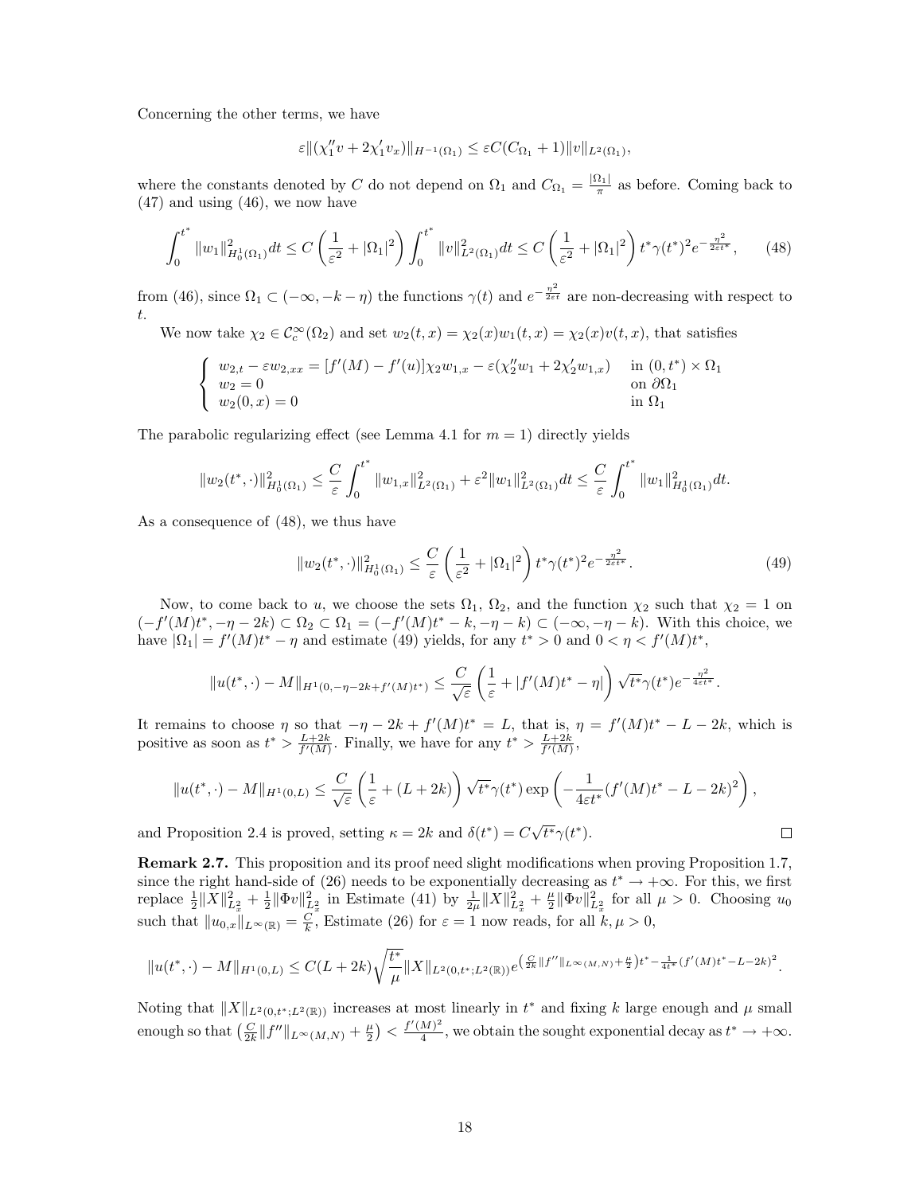Concerning the other terms, we have

$$\varepsilon\|(\chi_1''v + 2\chi_1'v_x)\|_{H^{-1}(\Omega_1)} \leq \varepsilon C(C_{\Omega_1} + 1)\|v\|_{L^2(\Omega_1)},$$

where the constants denoted by $C$ do not depend on $\Omega_1$ and $C_{\Omega_1} = \frac{|\Omega_1|}{\pi}$ as before. Coming back to (47) and using (46), we now have

$$\int_0^{t^*} \|w_1\|^2_{H_0^1(\Omega_1)} dt \leq C\left(\frac{1}{\varepsilon^2} + |\Omega_1|^2\right) \int_0^{t^*} \|v\|^2_{L^2(\Omega_1)} dt \leq C\left(\frac{1}{\varepsilon^2} + |\Omega_1|^2\right) t^*\gamma(t^*)^2 e^{-\frac{\eta^2}{2\varepsilon t^*}}, \qquad (48)$$

from (46), since $\Omega_1 \subset (-\infty, -k-\eta)$ the functions $\gamma(t)$ and $e^{-\frac{\eta^2}{2\varepsilon t}}$ are non-decreasing with respect to $t$.

We now take $\chi_2 \in \mathcal{C}_c^\infty(\Omega_2)$ and set $w_2(t,x) = \chi_2(x)w_1(t,x) = \chi_2(x)v(t,x)$, that satisfies

$$\begin{cases} w_{2,t} - \varepsilon w_{2,xx} = [f'(M) - f'(u)]\chi_2 w_{1,x} - \varepsilon(\chi_2'' w_1 + 2\chi_2' w_{1,x}) & \text{in } (0,t^*)\times\Omega_1 \\ w_2 = 0 & \text{on } \partial\Omega_1 \\ w_2(0,x) = 0 & \text{in } \Omega_1 \end{cases}$$

The parabolic regularizing effect (see Lemma 4.1 for $m = 1$) directly yields

$$\|w_2(t^*,\cdot)\|^2_{H_0^1(\Omega_1)} \leq \frac{C}{\varepsilon}\int_0^{t^*} \|w_{1,x}\|^2_{L^2(\Omega_1)} + \varepsilon^2\|w_1\|^2_{L^2(\Omega_1)} dt \leq \frac{C}{\varepsilon}\int_0^{t^*} \|w_1\|^2_{H_0^1(\Omega_1)} dt.$$

As a consequence of (48), we thus have

$$\|w_2(t^*,\cdot)\|^2_{H_0^1(\Omega_1)} \leq \frac{C}{\varepsilon}\left(\frac{1}{\varepsilon^2} + |\Omega_1|^2\right) t^*\gamma(t^*)^2 e^{-\frac{\eta^2}{2\varepsilon t^*}}. \qquad (49)$$

Now, to come back to $u$, we choose the sets $\Omega_1$, $\Omega_2$, and the function $\chi_2$ such that $\chi_2 = 1$ on $(-f'(M)t^*, -\eta-2k) \subset \Omega_2 \subset \Omega_1 = (-f'(M)t^* - k, -\eta - k) \subset (-\infty, -\eta - k)$. With this choice, we have $|\Omega_1| = f'(M)t^* - \eta$ and estimate (49) yields, for any $t^* > 0$ and $0 < \eta < f'(M)t^*$,

$$\|u(t^*,\cdot) - M\|_{H^1(0,-\eta-2k+f'(M)t^*)} \leq \frac{C}{\sqrt{\varepsilon}}\left(\frac{1}{\varepsilon} + |f'(M)t^* - \eta|\right)\sqrt{t^*}\gamma(t^*)e^{-\frac{\eta^2}{4\varepsilon t^*}}.$$

It remains to choose $\eta$ so that $-\eta - 2k + f'(M)t^* = L$, that is, $\eta = f'(M)t^* - L - 2k$, which is positive as soon as $t^* > \frac{L+2k}{f'(M)}$. Finally, we have for any $t^* > \frac{L+2k}{f'(M)}$,

$$\|u(t^*,\cdot) - M\|_{H^1(0,L)} \leq \frac{C}{\sqrt{\varepsilon}}\left(\frac{1}{\varepsilon} + (L+2k)\right)\sqrt{t^*}\gamma(t^*)\exp\left(-\frac{1}{4\varepsilon t^*}(f'(M)t^* - L - 2k)^2\right),$$

and Proposition 2.4 is proved, setting $\kappa = 2k$ and $\delta(t^*) = C\sqrt{t^*}\gamma(t^*)$. $\square$

**Remark 2.7.** This proposition and its proof need slight modifications when proving Proposition 1.7, since the right hand-side of (26) needs to be exponentially decreasing as $t^* \to +\infty$. For this, we first replace $\frac{1}{2}\|X\|^2_{L^2_x} + \frac{1}{2}\|\Phi v\|^2_{L^2_x}$ in Estimate (41) by $\frac{1}{2\mu}\|X\|^2_{L^2_x} + \frac{\mu}{2}\|\Phi v\|^2_{L^2_x}$ for all $\mu > 0$. Choosing $u_0$ such that $\|u_{0,x}\|_{L^\infty(\mathbb{R})} = \frac{C}{k}$, Estimate (26) for $\varepsilon = 1$ now reads, for all $k, \mu > 0$,

$$\|u(t^*,\cdot) - M\|_{H^1(0,L)} \leq C(L+2k)\sqrt{\frac{t^*}{\mu}}\|X\|_{L^2(0,t^*;L^2(\mathbb{R}))} e^{\left(\frac{C}{2k}\|f''\|_{L^\infty(M,N)} + \frac{\mu}{2}\right)t^* - \frac{1}{4t^*}(f'(M)t^* - L - 2k)^2}.$$

Noting that $\|X\|_{L^2(0,t^*;L^2(\mathbb{R}))}$ increases at most linearly in $t^*$ and fixing $k$ large enough and $\mu$ small enough so that $\left(\frac{C}{2k}\|f''\|_{L^\infty(M,N)} + \frac{\mu}{2}\right) < \frac{f'(M)^2}{4}$, we obtain the sought exponential decay as $t^* \to +\infty$.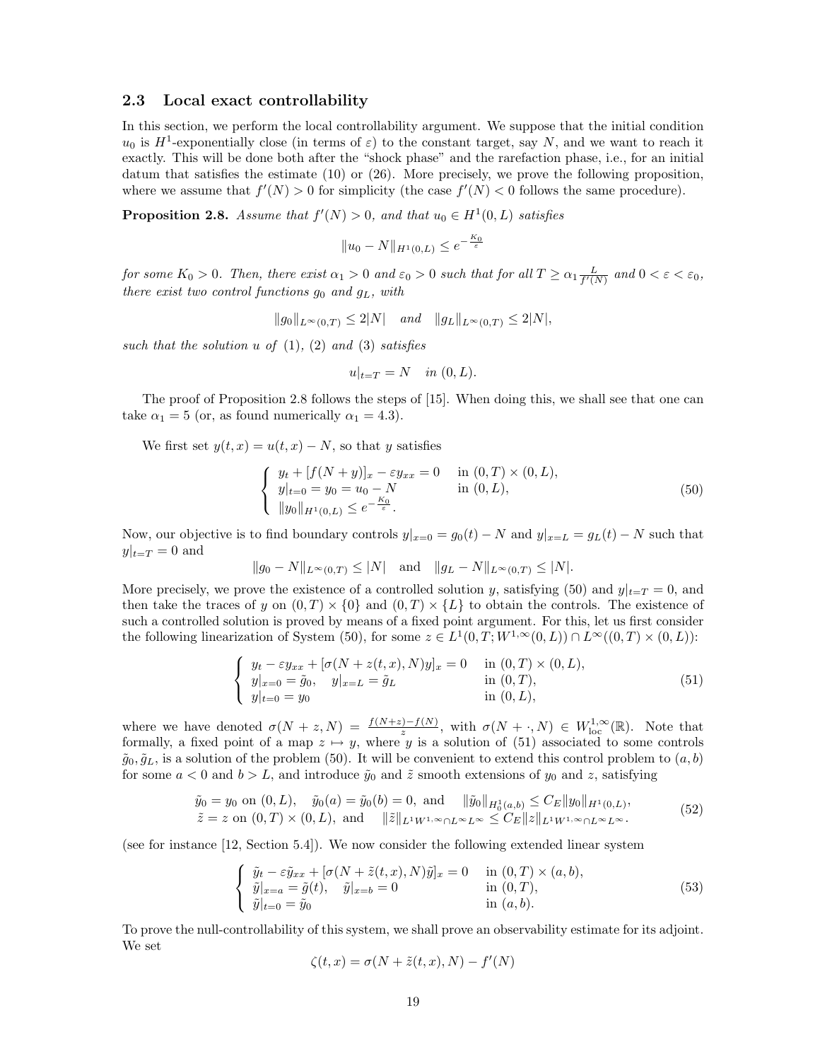### 2.3 Local exact controllability

In this section, we perform the local controllability argument. We suppose that the initial condition $u_0$ is $H^1$-exponentially close (in terms of $\varepsilon$) to the constant target, say $N$, and we want to reach it exactly. This will be done both after the "shock phase" and the rarefaction phase, i.e., for an initial datum that satisfies the estimate (10) or (26). More precisely, we prove the following proposition, where we assume that $f'(N) > 0$ for simplicity (the case $f'(N) < 0$ follows the same procedure).

**Proposition 2.8.** *Assume that $f'(N) > 0$, and that $u_0 \in H^1(0, L)$ satisfies*

$$\|u_0 - N\|_{H^1(0,L)} \leq e^{-\frac{K_0}{\varepsilon}}$$

*for some $K_0 > 0$. Then, there exist $\alpha_1 > 0$ and $\varepsilon_0 > 0$ such that for all $T \geq \alpha_1 \frac{L}{f'(N)}$ and $0 < \varepsilon < \varepsilon_0$, there exist two control functions $g_0$ and $g_L$, with*

$$\|g_0\|_{L^\infty(0,T)} \leq 2|N| \quad \textit{and} \quad \|g_L\|_{L^\infty(0,T)} \leq 2|N|,$$

*such that the solution $u$ of (1), (2) and (3) satisfies*

$$u|_{t=T} = N \quad \textit{in } (0, L).$$

The proof of Proposition 2.8 follows the steps of [15]. When doing this, we shall see that one can take $\alpha_1 = 5$ (or, as found numerically $\alpha_1 = 4.3$).

We first set $y(t, x) = u(t, x) - N$, so that $y$ satisfies

$$\begin{cases} y_t + [f(N + y)]_x - \varepsilon y_{xx} = 0 & \text{in } (0, T) \times (0, L), \\ y|_{t=0} = y_0 = u_0 - N & \text{in } (0, L), \\ \|y_0\|_{H^1(0,L)} \leq e^{-\frac{K_0}{\varepsilon}}. \end{cases} \tag{50}$$

Now, our objective is to find boundary controls $y|_{x=0} = g_0(t) - N$ and $y|_{x=L} = g_L(t) - N$ such that $y|_{t=T} = 0$ and

$$\|g_0 - N\|_{L^\infty(0,T)} \leq |N| \quad \text{and} \quad \|g_L - N\|_{L^\infty(0,T)} \leq |N|.$$

More precisely, we prove the existence of a controlled solution $y$, satisfying (50) and $y|_{t=T} = 0$, and then take the traces of $y$ on $(0, T) \times \{0\}$ and $(0, T) \times \{L\}$ to obtain the controls. The existence of such a controlled solution is proved by means of a fixed point argument. For this, let us first consider the following linearization of System (50), for some $z \in L^1(0, T; W^{1,\infty}(0, L)) \cap L^\infty((0, T) \times (0, L))$:

$$\begin{cases} y_t - \varepsilon y_{xx} + [\sigma(N + z(t, x), N)y]_x = 0 & \text{in } (0, T) \times (0, L), \\ y|_{x=0} = \tilde{g}_0, \quad y|_{x=L} = \tilde{g}_L & \text{in } (0, T), \\ y|_{t=0} = y_0 & \text{in } (0, L), \end{cases} \tag{51}$$

where we have denoted $\sigma(N + z, N) = \frac{f(N+z) - f(N)}{z}$, with $\sigma(N + \cdot, N) \in W^{1,\infty}_{\text{loc}}(\mathbb{R})$. Note that formally, a fixed point of a map $z \mapsto y$, where $y$ is a solution of (51) associated to some controls $\tilde{g}_0, \tilde{g}_L$, is a solution of the problem (50). It will be convenient to extend this control problem to $(a, b)$ for some $a < 0$ and $b > L$, and introduce $\tilde{y}_0$ and $\tilde{z}$ smooth extensions of $y_0$ and $z$, satisfying

$$\begin{aligned} &\tilde{y}_0 = y_0 \text{ on } (0, L), \quad \tilde{y}_0(a) = \tilde{y}_0(b) = 0, \text{ and } \quad \|\tilde{y}_0\|_{H^1_0(a,b)} \leq C_E \|y_0\|_{H^1(0,L)}, \\ &\tilde{z} = z \text{ on } (0, T) \times (0, L), \text{ and } \quad \|\tilde{z}\|_{L^1W^{1,\infty} \cap L^\infty L^\infty} \leq C_E \|z\|_{L^1W^{1,\infty} \cap L^\infty L^\infty}. \end{aligned} \tag{52}$$

(see for instance [12, Section 5.4]). We now consider the following extended linear system

$$\begin{cases} \tilde{y}_t - \varepsilon \tilde{y}_{xx} + [\sigma(N + \tilde{z}(t, x), N)\tilde{y}]_x = 0 & \text{in } (0, T) \times (a, b), \\ \tilde{y}|_{x=a} = \tilde{g}(t), \quad \tilde{y}|_{x=b} = 0 & \text{in } (0, T), \\ \tilde{y}|_{t=0} = \tilde{y}_0 & \text{in } (a, b). \end{cases} \tag{53}$$

To prove the null-controllability of this system, we shall prove an observability estimate for its adjoint. We set

$$\zeta(t, x) = \sigma(N + \tilde{z}(t, x), N) - f'(N)$$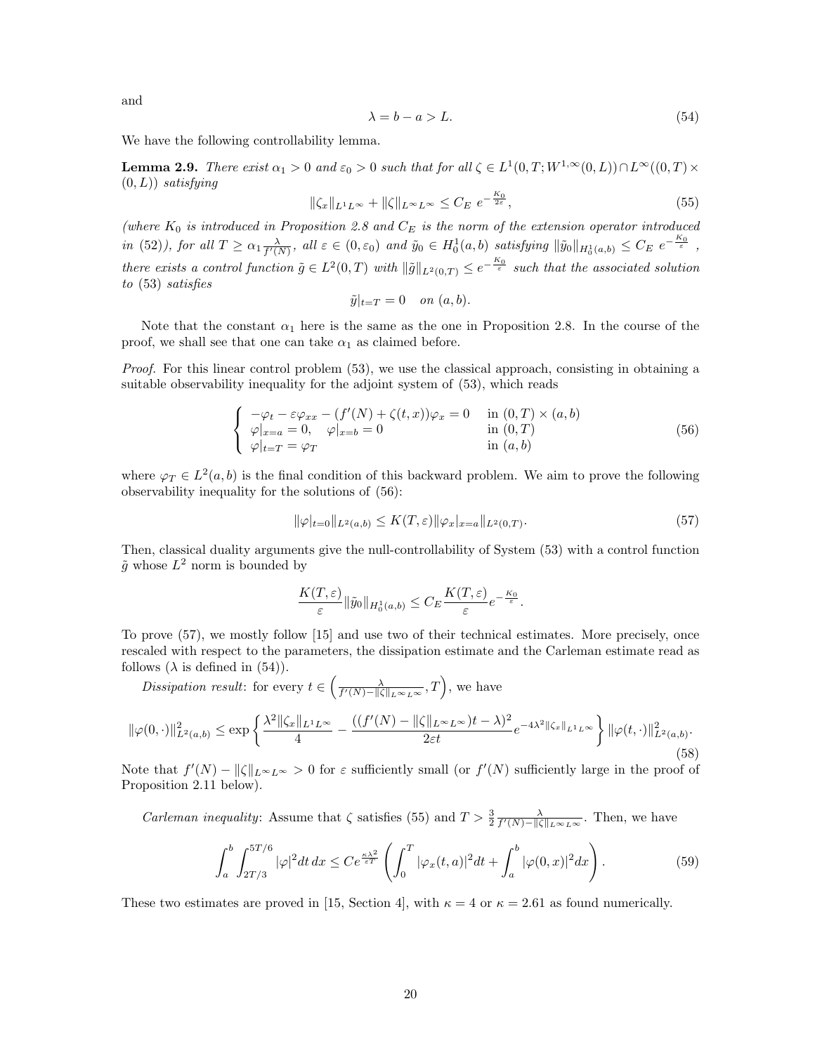and

$$
\lambda = b - a > L. \tag{54}
$$

We have the following controllability lemma.

**Lemma 2.9.** *There exist $\alpha_1 > 0$ and $\varepsilon_0 > 0$ such that for all $\zeta \in L^1(0,T;W^{1,\infty}(0,L)) \cap L^\infty((0,T)\times(0,L))$ satisfying*

$$
\|\zeta_x\|_{L^1L^\infty} + \|\zeta\|_{L^\infty L^\infty} \leq C_E \; e^{-\frac{K_0}{2\varepsilon}}, \tag{55}
$$

*(where $K_0$ is introduced in Proposition 2.8 and $C_E$ is the norm of the extension operator introduced in (52)), for all $T \geq \alpha_1 \frac{\lambda}{f'(N)}$, all $\varepsilon \in (0,\varepsilon_0)$ and $\tilde{y}_0 \in H_0^1(a,b)$ satisfying $\|\tilde{y}_0\|_{H_0^1(a,b)} \leq C_E \; e^{-\frac{K_0}{\varepsilon}}$, there exists a control function $\tilde{g} \in L^2(0,T)$ with $\|\tilde{g}\|_{L^2(0,T)} \leq e^{-\frac{K_0}{\varepsilon}}$ such that the associated solution to (53) satisfies*

$$
\tilde{y}|_{t=T} = 0 \quad \textit{on } (a,b).
$$

Note that the constant $\alpha_1$ here is the same as the one in Proposition 2.8. In the course of the proof, we shall see that one can take $\alpha_1$ as claimed before.

*Proof.* For this linear control problem (53), we use the classical approach, consisting in obtaining a suitable observability inequality for the adjoint system of (53), which reads

$$
\begin{cases}
-\varphi_t - \varepsilon\varphi_{xx} - (f'(N) + \zeta(t,x))\varphi_x = 0 & \text{in } (0,T)\times(a,b) \\
\varphi|_{x=a} = 0, \quad \varphi|_{x=b} = 0 & \text{in } (0,T) \\
\varphi|_{t=T} = \varphi_T & \text{in } (a,b)
\end{cases} \tag{56}
$$

where $\varphi_T \in L^2(a,b)$ is the final condition of this backward problem. We aim to prove the following observability inequality for the solutions of (56):

$$
\|\varphi|_{t=0}\|_{L^2(a,b)} \leq K(T,\varepsilon)\|\varphi_x|_{x=a}\|_{L^2(0,T)}. \tag{57}
$$

Then, classical duality arguments give the null-controllability of System (53) with a control function $\tilde{g}$ whose $L^2$ norm is bounded by

$$
\frac{K(T,\varepsilon)}{\varepsilon}\|\tilde{y}_0\|_{H_0^1(a,b)} \leq C_E \frac{K(T,\varepsilon)}{\varepsilon} e^{-\frac{K_0}{\varepsilon}}.
$$

To prove (57), we mostly follow [15] and use two of their technical estimates. More precisely, once rescaled with respect to the parameters, the dissipation estimate and the Carleman estimate read as follows ($\lambda$ is defined in (54)).

*Dissipation result*: for every $t \in \left(\frac{\lambda}{f'(N)-\|\zeta\|_{L^\infty L^\infty}}, T\right)$, we have

$$
\|\varphi(0,\cdot)\|^2_{L^2(a,b)} \leq \exp\left\{ \frac{\lambda^2\|\zeta_x\|_{L^1L^\infty}}{4} - \frac{((f'(N) - \|\zeta\|_{L^\infty L^\infty})t - \lambda)^2}{2\varepsilon t} e^{-4\lambda^2\|\zeta_x\|_{L^1L^\infty}} \right\} \|\varphi(t,\cdot)\|^2_{L^2(a,b)}. \tag{58}
$$

Note that $f'(N) - \|\zeta\|_{L^\infty L^\infty} > 0$ for $\varepsilon$ sufficiently small (or $f'(N)$ sufficiently large in the proof of Proposition 2.11 below).

*Carleman inequality*: Assume that $\zeta$ satisfies (55) and $T > \frac{3}{2}\frac{\lambda}{f'(N)-\|\zeta\|_{L^\infty L^\infty}}$. Then, we have

$$
\int_a^b \int_{2T/3}^{5T/6} |\varphi|^2 dt\, dx \leq C e^{\frac{\kappa\lambda^2}{\varepsilon T}} \left( \int_0^T |\varphi_x(t,a)|^2 dt + \int_a^b |\varphi(0,x)|^2 dx \right). \tag{59}
$$

These two estimates are proved in [15, Section 4], with $\kappa = 4$ or $\kappa = 2.61$ as found numerically.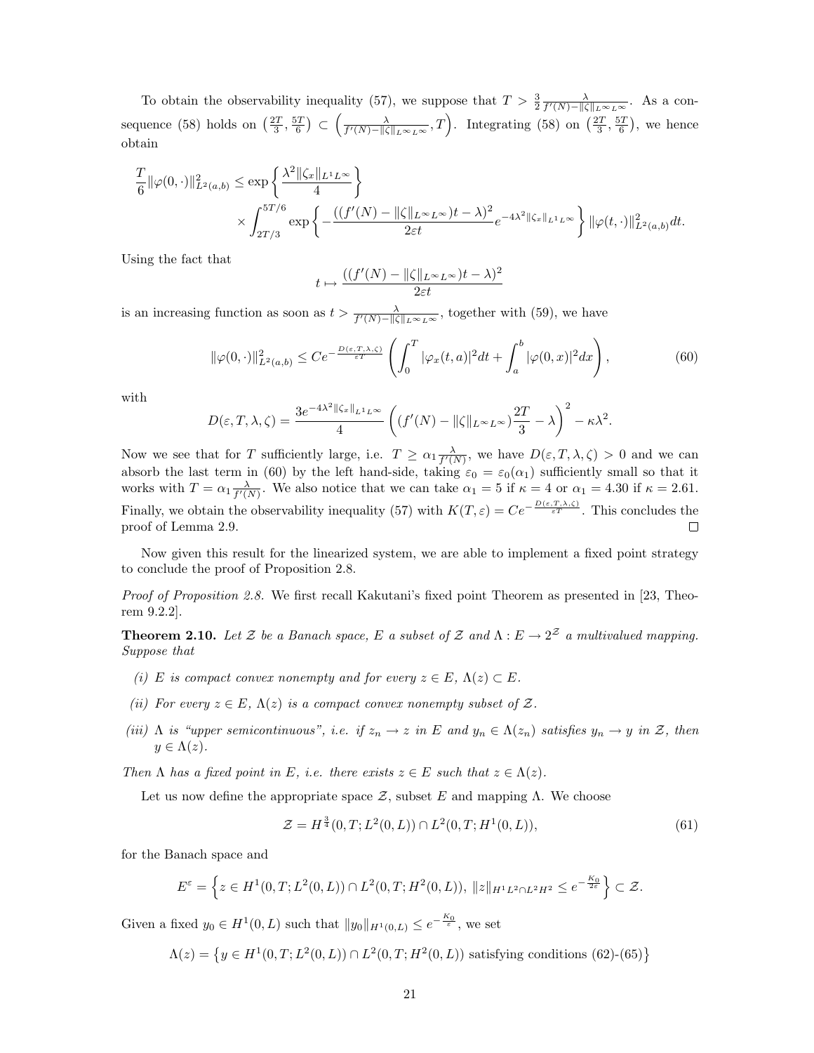To obtain the observability inequality (57), we suppose that $T > \frac{3}{2}\frac{\lambda}{f'(N)-\|\zeta\|_{L^\infty L^\infty}}$. As a consequence (58) holds on $\left(\frac{2T}{3},\frac{5T}{6}\right) \subset \left(\frac{\lambda}{f'(N)-\|\zeta\|_{L^\infty L^\infty}}, T\right)$. Integrating (58) on $\left(\frac{2T}{3},\frac{5T}{6}\right)$, we hence obtain

$$
\begin{aligned}
\frac{T}{6}\|\varphi(0,\cdot)\|^2_{L^2(a,b)} \leq \exp\left\{\frac{\lambda^2\|\zeta_x\|_{L^1L^\infty}}{4}\right\} \\
\times \int_{2T/3}^{5T/6} \exp\left\{-\frac{((f'(N)-\|\zeta\|_{L^\infty L^\infty})t-\lambda)^2}{2\varepsilon t} e^{-4\lambda^2\|\zeta_x\|_{L^1L^\infty}}\right\} \|\varphi(t,\cdot)\|^2_{L^2(a,b)}dt.
\end{aligned}
$$

Using the fact that

$$
t \mapsto \frac{((f'(N)-\|\zeta\|_{L^\infty L^\infty})t-\lambda)^2}{2\varepsilon t}
$$

is an increasing function as soon as $t > \frac{\lambda}{f'(N)-\|\zeta\|_{L^\infty L^\infty}}$, together with (59), we have

$$
\|\varphi(0,\cdot)\|^2_{L^2(a,b)} \leq Ce^{-\frac{D(\varepsilon,T,\lambda,\zeta)}{\varepsilon T}} \left(\int_0^T |\varphi_x(t,a)|^2 dt + \int_a^b |\varphi(0,x)|^2 dx\right), \tag{60}
$$

with

$$
D(\varepsilon,T,\lambda,\zeta) = \frac{3e^{-4\lambda^2\|\zeta_x\|_{L^1L^\infty}}}{4}\left((f'(N)-\|\zeta\|_{L^\infty L^\infty})\frac{2T}{3}-\lambda\right)^2 - \kappa\lambda^2.
$$

Now we see that for $T$ sufficiently large, i.e. $T \geq \alpha_1 \frac{\lambda}{f'(N)}$, we have $D(\varepsilon,T,\lambda,\zeta) > 0$ and we can absorb the last term in (60) by the left hand-side, taking $\varepsilon_0 = \varepsilon_0(\alpha_1)$ sufficiently small so that it works with $T = \alpha_1\frac{\lambda}{f'(N)}$. We also notice that we can take $\alpha_1 = 5$ if $\kappa = 4$ or $\alpha_1 = 4.30$ if $\kappa = 2.61$. Finally, we obtain the observability inequality (57) with $K(T,\varepsilon) = Ce^{-\frac{D(\varepsilon,T,\lambda,\zeta)}{\varepsilon T}}$. This concludes the proof of Lemma 2.9. □

Now given this result for the linearized system, we are able to implement a fixed point strategy to conclude the proof of Proposition 2.8.

*Proof of Proposition 2.8.* We first recall Kakutani's fixed point Theorem as presented in [23, Theorem 9.2.2].

**Theorem 2.10.** *Let $\mathcal{Z}$ be a Banach space, $E$ a subset of $\mathcal{Z}$ and $\Lambda : E \to 2^{\mathcal{Z}}$ a multivalued mapping. Suppose that*

*(i) $E$ is compact convex nonempty and for every $z \in E$, $\Lambda(z) \subset E$.*

*(ii) For every $z \in E$, $\Lambda(z)$ is a compact convex nonempty subset of $\mathcal{Z}$.*

*(iii) $\Lambda$ is "upper semicontinuous", i.e. if $z_n \to z$ in $E$ and $y_n \in \Lambda(z_n)$ satisfies $y_n \to y$ in $\mathcal{Z}$, then $y \in \Lambda(z)$.*

*Then $\Lambda$ has a fixed point in $E$, i.e. there exists $z \in E$ such that $z \in \Lambda(z)$.*

Let us now define the appropriate space $\mathcal{Z}$, subset $E$ and mapping $\Lambda$. We choose

$$
\mathcal{Z} = H^{\frac{3}{4}}(0,T;L^2(0,L)) \cap L^2(0,T;H^1(0,L)), \tag{61}
$$

for the Banach space and

$$
E^\varepsilon = \left\{z \in H^1(0,T;L^2(0,L)) \cap L^2(0,T;H^2(0,L)),\ \|z\|_{H^1L^2\cap L^2H^2} \leq e^{-\frac{K_0}{2\varepsilon}}\right\} \subset \mathcal{Z}.
$$

Given a fixed $y_0 \in H^1(0,L)$ such that $\|y_0\|_{H^1(0,L)} \leq e^{-\frac{K_0}{\varepsilon}}$, we set

$$
\Lambda(z) = \left\{y \in H^1(0,T;L^2(0,L)) \cap L^2(0,T;H^2(0,L)) \text{ satisfying conditions (62)-(65)}\right\}
$$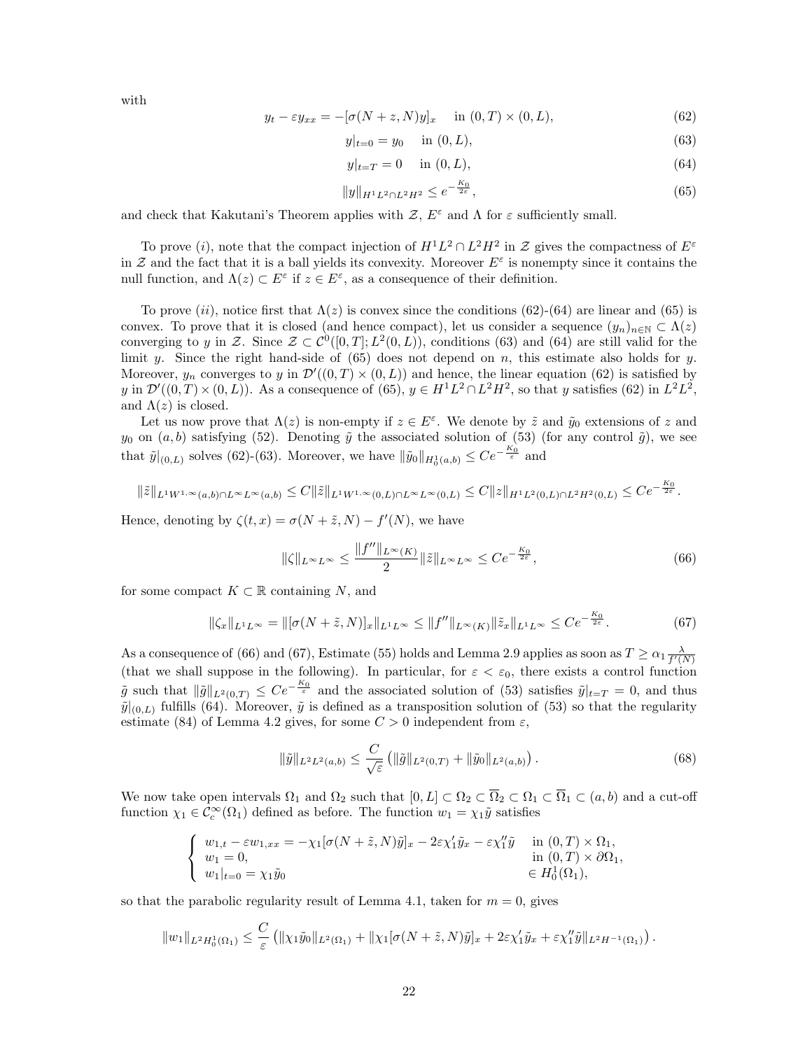with

$$y_t - \varepsilon y_{xx} = -[\sigma(N+z,N)y]_x \quad \text{in } (0,T)\times(0,L), \tag{62}$$

$$y|_{t=0} = y_0 \quad \text{in } (0,L), \tag{63}$$

$$y|_{t=T} = 0 \quad \text{in } (0,L), \tag{64}$$

$$\|y\|_{H^1L^2\cap L^2H^2} \le e^{-\frac{K_0}{2\varepsilon}}, \tag{65}$$

and check that Kakutani's Theorem applies with $\mathcal{Z}$, $E^\varepsilon$ and $\Lambda$ for $\varepsilon$ sufficiently small.

To prove $(i)$, note that the compact injection of $H^1L^2 \cap L^2H^2$ in $\mathcal{Z}$ gives the compactness of $E^\varepsilon$ in $\mathcal{Z}$ and the fact that it is a ball yields its convexity. Moreover $E^\varepsilon$ is nonempty since it contains the null function, and $\Lambda(z) \subset E^\varepsilon$ if $z \in E^\varepsilon$, as a consequence of their definition.

To prove $(ii)$, notice first that $\Lambda(z)$ is convex since the conditions (62)-(64) are linear and (65) is convex. To prove that it is closed (and hence compact), let us consider a sequence $(y_n)_{n\in\mathbb{N}} \subset \Lambda(z)$ converging to $y$ in $\mathcal{Z}$. Since $\mathcal{Z} \subset \mathcal{C}^0([0,T];L^2(0,L))$, conditions (63) and (64) are still valid for the limit $y$. Since the right hand-side of (65) does not depend on $n$, this estimate also holds for $y$. Moreover, $y_n$ converges to $y$ in $\mathcal{D}'((0,T)\times(0,L))$ and hence, the linear equation (62) is satisfied by $y$ in $\mathcal{D}'((0,T)\times(0,L))$. As a consequence of (65), $y \in H^1L^2 \cap L^2H^2$, so that $y$ satisfies (62) in $L^2L^2$, and $\Lambda(z)$ is closed.

Let us now prove that $\Lambda(z)$ is non-empty if $z \in E^\varepsilon$. We denote by $\tilde{z}$ and $\tilde{y}_0$ extensions of $z$ and $y_0$ on $(a,b)$ satisfying (52). Denoting $\tilde{y}$ the associated solution of (53) (for any control $\tilde{g}$), we see that $\tilde{y}|_{(0,L)}$ solves (62)-(63). Moreover, we have $\|\tilde{y}_0\|_{H^1_0(a,b)} \le Ce^{-\frac{K_0}{\varepsilon}}$ and

$$\|\tilde{z}\|_{L^1W^{1,\infty}(a,b)\cap L^\infty L^\infty(a,b)} \le C\|\tilde{z}\|_{L^1W^{1,\infty}(0,L)\cap L^\infty L^\infty(0,L)} \le C\|z\|_{H^1L^2(0,L)\cap L^2H^2(0,L)} \le Ce^{-\frac{K_0}{2\varepsilon}}.$$

Hence, denoting by $\zeta(t,x) = \sigma(N+\tilde{z},N) - f'(N)$, we have

$$\|\zeta\|_{L^\infty L^\infty} \le \frac{\|f''\|_{L^\infty(K)}}{2}\|\tilde{z}\|_{L^\infty L^\infty} \le Ce^{-\frac{K_0}{2\varepsilon}}, \tag{66}$$

for some compact $K \subset \mathbb{R}$ containing $N$, and

$$\|\zeta_x\|_{L^1L^\infty} = \|[\sigma(N+\tilde{z},N)]_x\|_{L^1L^\infty} \le \|f''\|_{L^\infty(K)}\|\tilde{z}_x\|_{L^1L^\infty} \le Ce^{-\frac{K_0}{2\varepsilon}}. \tag{67}$$

As a consequence of (66) and (67), Estimate (55) holds and Lemma 2.9 applies as soon as $T \ge \alpha_1 \frac{\lambda}{f'(N)}$ (that we shall suppose in the following). In particular, for $\varepsilon < \varepsilon_0$, there exists a control function $\tilde{g}$ such that $\|\tilde{g}\|_{L^2(0,T)} \le Ce^{-\frac{K_0}{\varepsilon}}$ and the associated solution of (53) satisfies $\tilde{y}|_{t=T} = 0$, and thus $\tilde{y}|_{(0,L)}$ fulfills (64). Moreover, $\tilde{y}$ is defined as a transposition solution of (53) so that the regularity estimate (84) of Lemma 4.2 gives, for some $C>0$ independent from $\varepsilon$,

$$\|\tilde{y}\|_{L^2L^2(a,b)} \le \frac{C}{\sqrt{\varepsilon}}\left(\|\tilde{g}\|_{L^2(0,T)} + \|\tilde{y}_0\|_{L^2(a,b)}\right). \tag{68}$$

We now take open intervals $\Omega_1$ and $\Omega_2$ such that $[0,L] \subset \Omega_2 \subset \overline{\Omega}_2 \subset \Omega_1 \subset \overline{\Omega}_1 \subset (a,b)$ and a cut-off function $\chi_1 \in \mathcal{C}^\infty_c(\Omega_1)$ defined as before. The function $w_1 = \chi_1\tilde{y}$ satisfies

$$\begin{cases} w_{1,t} - \varepsilon w_{1,xx} = -\chi_1[\sigma(N+\tilde{z},N)\tilde{y}]_x - 2\varepsilon\chi_1'\tilde{y}_x - \varepsilon\chi_1''\tilde{y} & \text{in } (0,T)\times\Omega_1, \\ w_1 = 0, & \text{in } (0,T)\times\partial\Omega_1, \\ w_1|_{t=0} = \chi_1\tilde{y}_0 & \in H^1_0(\Omega_1), \end{cases}$$

so that the parabolic regularity result of Lemma 4.1, taken for $m=0$, gives

$$\|w_1\|_{L^2H^1_0(\Omega_1)} \le \frac{C}{\varepsilon}\left(\|\chi_1\tilde{y}_0\|_{L^2(\Omega_1)} + \|\chi_1[\sigma(N+\tilde{z},N)\tilde{y}]_x + 2\varepsilon\chi_1'\tilde{y}_x + \varepsilon\chi_1''\tilde{y}\|_{L^2H^{-1}(\Omega_1)}\right).$$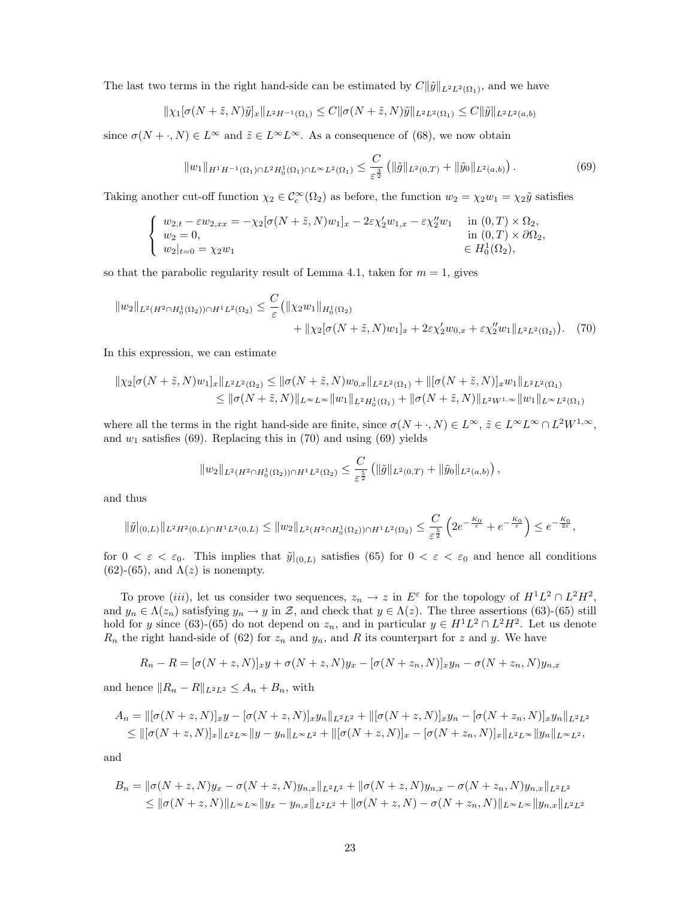The last two terms in the right hand-side can be estimated by $C\|\tilde{y}\|_{L^2L^2(\Omega_1)}$, and we have

$$\|\chi_1[\sigma(N+\tilde{z},N)\tilde{y}]_x\|_{L^2H^{-1}(\Omega_1)} \leq C\|\sigma(N+\tilde{z},N)\tilde{y}\|_{L^2L^2(\Omega_1)} \leq C\|\tilde{y}\|_{L^2L^2(a,b)}$$

since $\sigma(N+\cdot,N) \in L^\infty$ and $\tilde{z} \in L^\infty L^\infty$. As a consequence of (68), we now obtain

$$\|w_1\|_{H^1H^{-1}(\Omega_1)\cap L^2H^1_0(\Omega_1)\cap L^\infty L^2(\Omega_1)} \leq \frac{C}{\varepsilon^{\frac{3}{2}}}\left(\|\tilde{g}\|_{L^2(0,T)} + \|\tilde{y}_0\|_{L^2(a,b)}\right). \tag{69}$$

Taking another cut-off function $\chi_2 \in \mathcal{C}^\infty_c(\Omega_2)$ as before, the function $w_2 = \chi_2 w_1 = \chi_2\tilde{y}$ satisfies

$$\begin{cases} w_{2,t} - \varepsilon w_{2,xx} = -\chi_2[\sigma(N+\tilde{z},N)w_1]_x - 2\varepsilon\chi_2' w_{1,x} - \varepsilon\chi_2'' w_1 & \text{in } (0,T)\times\Omega_2, \\ w_2 = 0, & \text{in } (0,T)\times\partial\Omega_2, \\ w_2|_{t=0} = \chi_2 w_1 & \in H^1_0(\Omega_2), \end{cases}$$

so that the parabolic regularity result of Lemma 4.1, taken for $m=1$, gives

$$\begin{aligned}\|w_2\|_{L^2(H^2\cap H^1_0(\Omega_2))\cap H^1L^2(\Omega_2)} \leq \frac{C}{\varepsilon}\big(&\|\chi_2 w_1\|_{H^1_0(\Omega_2)} \\ &+ \|\chi_2[\sigma(N+\tilde{z},N)w_1]_x + 2\varepsilon\chi_2' w_{0,x} + \varepsilon\chi_2'' w_1\|_{L^2L^2(\Omega_2)}\big).\end{aligned} \tag{70}$$

In this expression, we can estimate

$$\begin{aligned}\|\chi_2[\sigma(N+\tilde{z},N)w_1]_x\|_{L^2L^2(\Omega_2)} &\leq \|\sigma(N+\tilde{z},N)w_{0,x}\|_{L^2L^2(\Omega_1)} + \|[\sigma(N+\tilde{z},N)]_x w_1\|_{L^2L^2(\Omega_1)} \\ &\leq \|\sigma(N+\tilde{z},N)\|_{L^\infty L^\infty}\|w_1\|_{L^2H^1_0(\Omega_1)} + \|\sigma(N+\tilde{z},N)\|_{L^2W^{1,\infty}}\|w_1\|_{L^\infty L^2(\Omega_1)}\end{aligned}$$

where all the terms in the right hand-side are finite, since $\sigma(N+\cdot,N) \in L^\infty$, $\tilde{z} \in L^\infty L^\infty \cap L^2W^{1,\infty}$, and $w_1$ satisfies (69). Replacing this in (70) and using (69) yields

$$\|w_2\|_{L^2(H^2\cap H^1_0(\Omega_2))\cap H^1L^2(\Omega_2)} \leq \frac{C}{\varepsilon^{\frac{5}{2}}}\left(\|\tilde{g}\|_{L^2(0,T)} + \|\tilde{y}_0\|_{L^2(a,b)}\right),$$

and thus

$$\|\tilde{y}|_{(0,L)}\|_{L^2H^2(0,L)\cap H^1L^2(0,L)} \leq \|w_2\|_{L^2(H^2\cap H^1_0(\Omega_2))\cap H^1L^2(\Omega_2)} \leq \frac{C}{\varepsilon^{\frac{5}{2}}}\left(2e^{-\frac{K_0}{\varepsilon}} + e^{-\frac{K_0}{\varepsilon}}\right) \leq e^{-\frac{K_0}{2\varepsilon}},$$

for $0 < \varepsilon < \varepsilon_0$. This implies that $\tilde{y}|_{(0,L)}$ satisfies (65) for $0 < \varepsilon < \varepsilon_0$ and hence all conditions (62)-(65), and $\Lambda(z)$ is nonempty.

To prove $(iii)$, let us consider two sequences, $z_n \to z$ in $E^\varepsilon$ for the topology of $H^1L^2 \cap L^2H^2$, and $y_n \in \Lambda(z_n)$ satisfying $y_n \to y$ in $\mathcal{Z}$, and check that $y \in \Lambda(z)$. The three assertions (63)-(65) still hold for $y$ since (63)-(65) do not depend on $z_n$, and in particular $y \in H^1L^2 \cap L^2H^2$. Let us denote $R_n$ the right hand-side of (62) for $z_n$ and $y_n$, and $R$ its counterpart for $z$ and $y$. We have

$$R_n - R = [\sigma(N+z,N)]_x y + \sigma(N+z,N)y_x - [\sigma(N+z_n,N)]_x y_n - \sigma(N+z_n,N)y_{n,x}$$

and hence $\|R_n - R\|_{L^2L^2} \leq A_n + B_n$, with

$$\begin{aligned}A_n &= \|[\sigma(N+z,N)]_x y - [\sigma(N+z,N)]_x y_n\|_{L^2L^2} + \|[\sigma(N+z,N)]_x y_n - [\sigma(N+z_n,N)]_x y_n\|_{L^2L^2} \\ &\leq \|[\sigma(N+z,N)]_x\|_{L^2L^\infty}\|y - y_n\|_{L^\infty L^2} + \|[\sigma(N+z,N)]_x - [\sigma(N+z_n,N)]_x\|_{L^2L^\infty}\|y_n\|_{L^\infty L^2},\end{aligned}$$

and

$$\begin{aligned}B_n &= \|\sigma(N+z,N)y_x - \sigma(N+z,N)y_{n,x}\|_{L^2L^2} + \|\sigma(N+z,N)y_{n,x} - \sigma(N+z_n,N)y_{n,x}\|_{L^2L^2} \\ &\leq \|\sigma(N+z,N)\|_{L^\infty L^\infty}\|y_x - y_{n,x}\|_{L^2L^2} + \|\sigma(N+z,N) - \sigma(N+z_n,N)\|_{L^\infty L^\infty}\|y_{n,x}\|_{L^2L^2}\end{aligned}$$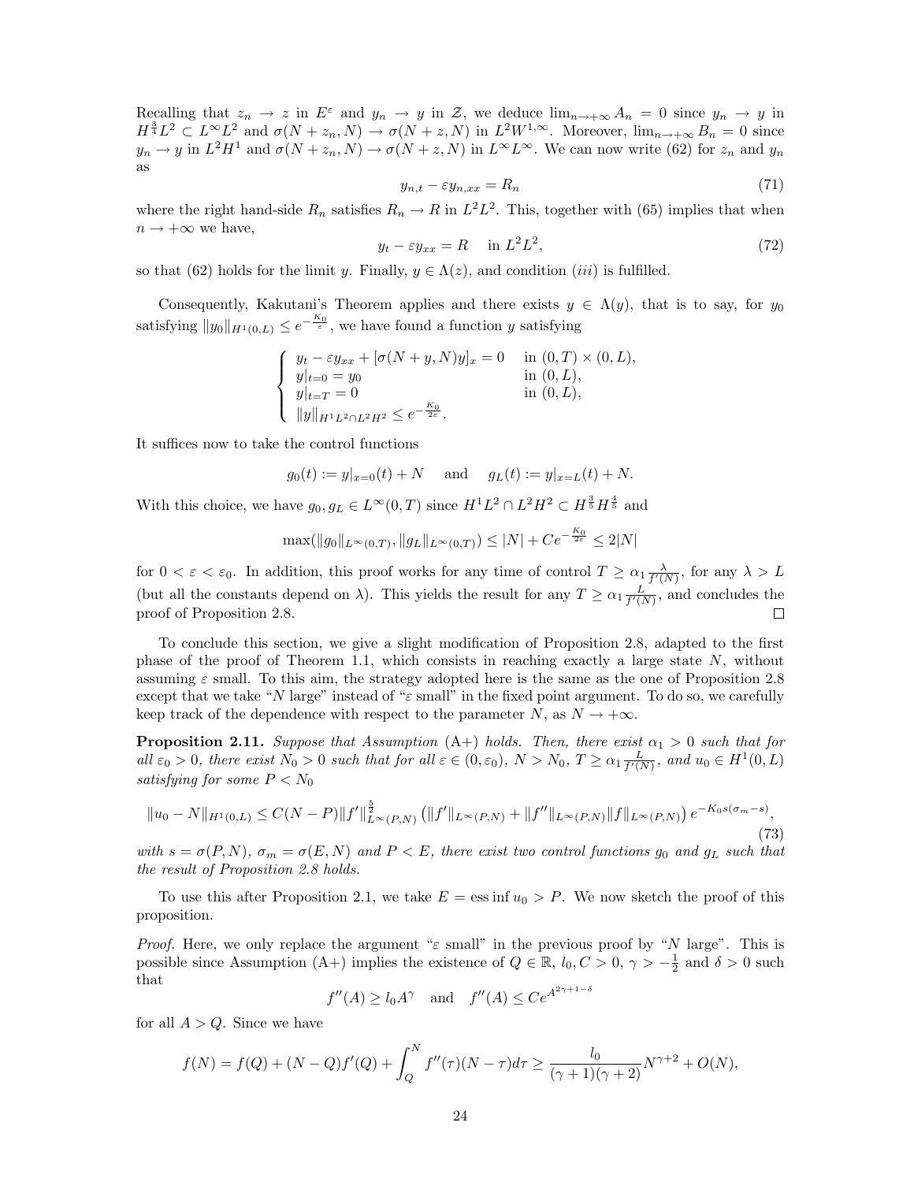Recalling that $z_n \to z$ in $E^\varepsilon$ and $y_n \to y$ in $\mathcal{Z}$, we deduce $\lim_{n\to+\infty} A_n = 0$ since $y_n \to y$ in $H^{\frac{3}{4}}L^2 \subset L^\infty L^2$ and $\sigma(N+z_n, N) \to \sigma(N+z, N)$ in $L^2W^{1,\infty}$. Moreover, $\lim_{n\to+\infty} B_n = 0$ since $y_n \to y$ in $L^2H^1$ and $\sigma(N+z_n, N) \to \sigma(N+z, N)$ in $L^\infty L^\infty$. We can now write (62) for $z_n$ and $y_n$ as

$$y_{n,t} - \varepsilon y_{n,xx} = R_n \tag{71}$$

where the right hand-side $R_n$ satisfies $R_n \to R$ in $L^2L^2$. This, together with (65) implies that when $n \to +\infty$ we have,

$$y_t - \varepsilon y_{xx} = R \quad \text{in } L^2L^2, \tag{72}$$

so that (62) holds for the limit $y$. Finally, $y \in \Lambda(z)$, and condition $(iii)$ is fulfilled.

Consequently, Kakutani's Theorem applies and there exists $y \in \Lambda(y)$, that is to say, for $y_0$ satisfying $\|y_0\|_{H^1(0,L)} \le e^{-\frac{K_0}{\varepsilon}}$, we have found a function $y$ satisfying

$$\begin{cases} y_t - \varepsilon y_{xx} + [\sigma(N+y, N)y]_x = 0 & \text{in } (0,T)\times(0,L), \\ y|_{t=0} = y_0 & \text{in } (0,L), \\ y|_{t=T} = 0 & \text{in } (0,L), \\ \|y\|_{H^1L^2\cap L^2H^2} \le e^{-\frac{K_0}{2\varepsilon}}. \end{cases}$$

It suffices now to take the control functions

$$g_0(t) := y|_{x=0}(t) + N \quad \text{ and } \quad g_L(t) := y|_{x=L}(t) + N.$$

With this choice, we have $g_0, g_L \in L^\infty(0,T)$ since $H^1L^2 \cap L^2H^2 \subset H^{\frac{3}{5}}H^{\frac{4}{5}}$ and

$$\max(\|g_0\|_{L^\infty(0,T)}, \|g_L\|_{L^\infty(0,T)}) \le |N| + Ce^{-\frac{K_0}{2\varepsilon}} \le 2|N|$$

for $0 < \varepsilon < \varepsilon_0$. In addition, this proof works for any time of control $T \ge \alpha_1 \frac{\lambda}{f'(N)}$, for any $\lambda > L$ (but all the constants depend on $\lambda$). This yields the result for any $T \ge \alpha_1 \frac{L}{f'(N)}$, and concludes the proof of Proposition 2.8. $\square$

To conclude this section, we give a slight modification of Proposition 2.8, adapted to the first phase of the proof of Theorem 1.1, which consists in reaching exactly a large state $N$, without assuming $\varepsilon$ small. To this aim, the strategy adopted here is the same as the one of Proposition 2.8 except that we take "$N$ large" instead of "$\varepsilon$ small" in the fixed point argument. To do so, we carefully keep track of the dependence with respect to the parameter $N$, as $N \to +\infty$.

**Proposition 2.11.** *Suppose that Assumption* (A+) *holds. Then, there exist $\alpha_1 > 0$ such that for all $\varepsilon_0 > 0$, there exist $N_0 > 0$ such that for all $\varepsilon \in (0, \varepsilon_0)$, $N > N_0$, $T \ge \alpha_1 \frac{L}{f'(N)}$, and $u_0 \in H^1(0,L)$ satisfying for some $P < N_0$*

$$\|u_0 - N\|_{H^1(0,L)} \le C(N-P)\|f'\|^{\frac{5}{2}}_{L^\infty(P,N)} \left(\|f'\|_{L^\infty(P,N)} + \|f''\|_{L^\infty(P,N)}\|f\|_{L^\infty(P,N)}\right) e^{-K_0 s(\sigma_m - s)}, \tag{73}$$

*with $s = \sigma(P,N)$, $\sigma_m = \sigma(E,N)$ and $P < E$, there exist two control functions $g_0$ and $g_L$ such that the result of Proposition 2.8 holds.*

To use this after Proposition 2.1, we take $E = \operatorname{ess\,inf} u_0 > P$. We now sketch the proof of this proposition.

*Proof.* Here, we only replace the argument "$\varepsilon$ small" in the previous proof by "$N$ large". This is possible since Assumption (A+) implies the existence of $Q \in \mathbb{R}$, $l_0, C > 0$, $\gamma > -\frac{1}{2}$ and $\delta > 0$ such that

$$f''(A) \ge l_0 A^\gamma \quad \text{and} \quad f''(A) \le Ce^{A^{2\gamma+1-\delta}}$$

for all $A > Q$. Since we have

$$f(N) = f(Q) + (N-Q)f'(Q) + \int_Q^N f''(\tau)(N-\tau)d\tau \ge \frac{l_0}{(\gamma+1)(\gamma+2)}N^{\gamma+2} + O(N),$$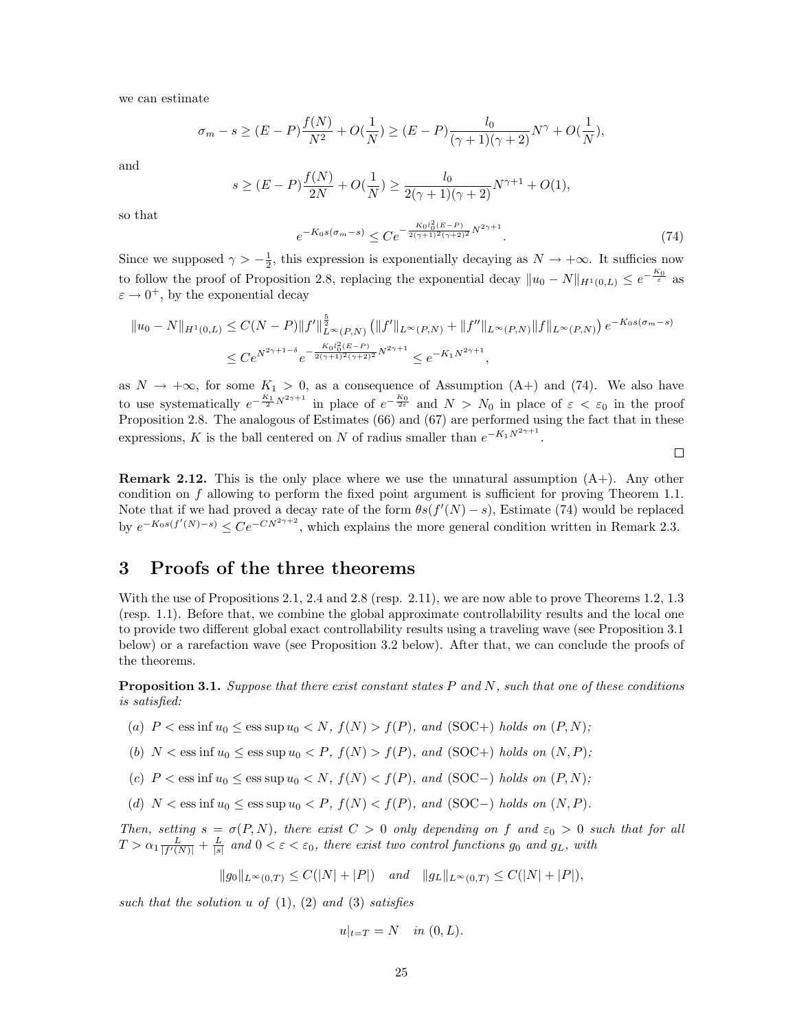we can estimate

$$\sigma_m - s \geq (E-P)\frac{f(N)}{N^2} + O(\frac{1}{N}) \geq (E-P)\frac{l_0}{(\gamma+1)(\gamma+2)}N^{\gamma} + O(\frac{1}{N}),$$

and

$$s \geq (E-P)\frac{f(N)}{2N} + O(\frac{1}{N}) \geq \frac{l_0}{2(\gamma+1)(\gamma+2)}N^{\gamma+1} + O(1),$$

so that

$$e^{-K_0 s(\sigma_m - s)} \leq C e^{-\frac{K_0 l_0^2 (E-P)}{2(\gamma+1)^2(\gamma+2)^2}N^{2\gamma+1}}. \tag{74}$$

Since we supposed $\gamma > -\frac{1}{2}$, this expression is exponentially decaying as $N \to +\infty$. It sufficies now to follow the proof of Proposition 2.8, replacing the exponential decay $\|u_0 - N\|_{H^1(0,L)} \leq e^{-\frac{K_0}{\varepsilon}}$ as $\varepsilon \to 0^+$, by the exponential decay

$$\begin{aligned}
\|u_0 - N\|_{H^1(0,L)} &\leq C(N-P)\|f'\|^{\frac{5}{2}}_{L^\infty(P,N)} \left(\|f'\|_{L^\infty(P,N)} + \|f''\|_{L^\infty(P,N)}\|f\|_{L^\infty(P,N)}\right) e^{-K_0 s(\sigma_m - s)} \\
&\leq C e^{N^{2\gamma+1-\delta}} e^{-\frac{K_0 l_0^2 (E-P)}{2(\gamma+1)^2(\gamma+2)^2}N^{2\gamma+1}} \leq e^{-K_1 N^{2\gamma+1}},
\end{aligned}$$

as $N \to +\infty$, for some $K_1 > 0$, as a consequence of Assumption (A+) and (74). We also have to use systematically $e^{-\frac{K_1}{2}N^{2\gamma+1}}$ in place of $e^{-\frac{K_0}{2\varepsilon}}$ and $N > N_0$ in place of $\varepsilon < \varepsilon_0$ in the proof Proposition 2.8. The analogous of Estimates (66) and (67) are performed using the fact that in these expressions, $K$ is the ball centered on $N$ of radius smaller than $e^{-K_1 N^{2\gamma+1}}$.

□

**Remark 2.12.** This is the only place where we use the unnatural assumption (A+). Any other condition on $f$ allowing to perform the fixed point argument is sufficient for proving Theorem 1.1. Note that if we had proved a decay rate of the form $\theta s(f'(N) - s)$, Estimate (74) would be replaced by $e^{-K_0 s(f'(N)-s)} \leq C e^{-CN^{2\gamma+2}}$, which explains the more general condition written in Remark 2.3.

# 3 Proofs of the three theorems

With the use of Propositions 2.1, 2.4 and 2.8 (resp. 2.11), we are now able to prove Theorems 1.2, 1.3 (resp. 1.1). Before that, we combine the global approximate controllability results and the local one to provide two different global exact controllability results using a traveling wave (see Proposition 3.1 below) or a rarefaction wave (see Proposition 3.2 below). After that, we can conclude the proofs of the theorems.

**Proposition 3.1.** *Suppose that there exist constant states $P$ and $N$, such that one of these conditions is satisfied:*

*(a) $P < \operatorname{ess\,inf} u_0 \leq \operatorname{ess\,sup} u_0 < N$, $f(N) > f(P)$, and (SOC+) holds on $(P,N)$;*

*(b) $N < \operatorname{ess\,inf} u_0 \leq \operatorname{ess\,sup} u_0 < P$, $f(N) > f(P)$, and (SOC+) holds on $(N,P)$;*

*(c) $P < \operatorname{ess\,inf} u_0 \leq \operatorname{ess\,sup} u_0 < N$, $f(N) < f(P)$, and (SOC−) holds on $(P,N)$;*

*(d) $N < \operatorname{ess\,inf} u_0 \leq \operatorname{ess\,sup} u_0 < P$, $f(N) < f(P)$, and (SOC−) holds on $(N,P)$.*

*Then, setting $s = \sigma(P,N)$, there exist $C > 0$ only depending on $f$ and $\varepsilon_0 > 0$ such that for all $T > \alpha_1 \frac{L}{|f'(N)|} + \frac{L}{|s|}$ and $0 < \varepsilon < \varepsilon_0$, there exist two control functions $g_0$ and $g_L$, with*

$$\|g_0\|_{L^\infty(0,T)} \leq C(|N| + |P|) \quad \textit{and} \quad \|g_L\|_{L^\infty(0,T)} \leq C(|N| + |P|),$$

*such that the solution $u$ of (1), (2) and (3) satisfies*

$$u|_{t=T} = N \quad \textit{in } (0,L).$$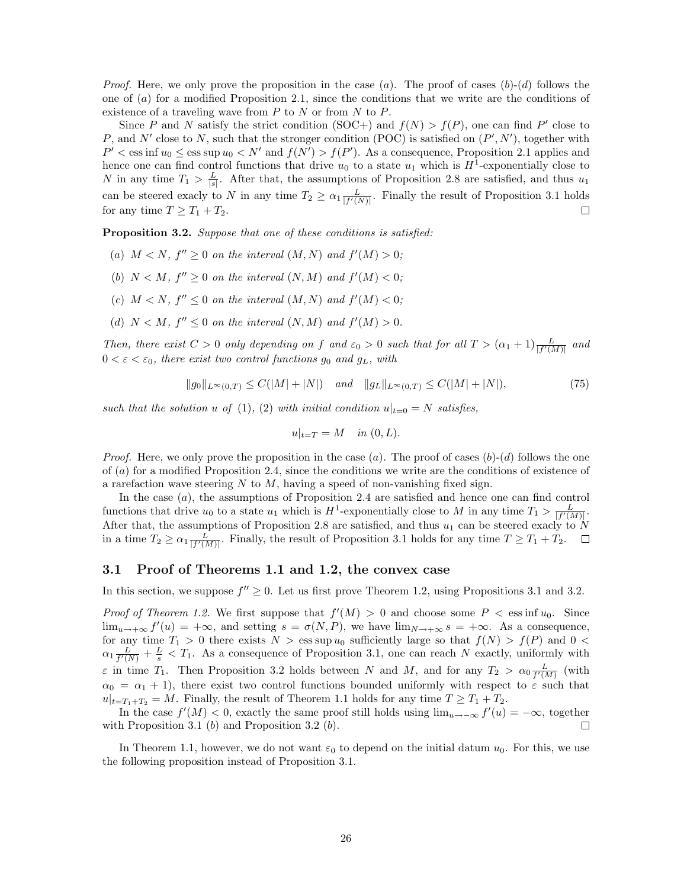*Proof.* Here, we only prove the proposition in the case $(a)$. The proof of cases $(b)$-$(d)$ follows the one of $(a)$ for a modified Proposition 2.1, since the conditions that we write are the conditions of existence of a traveling wave from $P$ to $N$ or from $N$ to $P$.

Since $P$ and $N$ satisfy the strict condition (SOC+) and $f(N) > f(P)$, one can find $P'$ close to $P$, and $N'$ close to $N$, such that the stronger condition (POC) is satisfied on $(P', N')$, together with $P' < \operatorname{ess\,inf} u_0 \leq \operatorname{ess\,sup} u_0 < N'$ and $f(N') > f(P')$. As a consequence, Proposition 2.1 applies and hence one can find control functions that drive $u_0$ to a state $u_1$ which is $H^1$-exponentially close to $N$ in any time $T_1 > \frac{L}{|s|}$. After that, the assumptions of Proposition 2.8 are satisfied, and thus $u_1$ can be steered exacly to $N$ in any time $T_2 \geq \alpha_1 \frac{L}{|f'(N)|}$. Finally the result of Proposition 3.1 holds for any time $T \geq T_1 + T_2$. □

**Proposition 3.2.** *Suppose that one of these conditions is satisfied:*

- *(a) $M < N$, $f'' \geq 0$ on the interval $(M, N)$ and $f'(M) > 0$;*
- *(b) $N < M$, $f'' \geq 0$ on the interval $(N, M)$ and $f'(M) < 0$;*
- *(c) $M < N$, $f'' \leq 0$ on the interval $(M, N)$ and $f'(M) < 0$;*
- *(d) $N < M$, $f'' \leq 0$ on the interval $(N, M)$ and $f'(M) > 0$.*

*Then, there exist $C > 0$ only depending on $f$ and $\varepsilon_0 > 0$ such that for all $T > (\alpha_1 + 1)\frac{L}{|f'(M)|}$ and $0 < \varepsilon < \varepsilon_0$, there exist two control functions $g_0$ and $g_L$, with*

$$\|g_0\|_{L^\infty(0,T)} \leq C(|M| + |N|) \quad \text{and} \quad \|g_L\|_{L^\infty(0,T)} \leq C(|M| + |N|), \tag{75}$$

*such that the solution $u$ of (1), (2) with initial condition $u|_{t=0} = N$ satisfies,*

$$u|_{t=T} = M \quad \text{in } (0, L).$$

*Proof.* Here, we only prove the proposition in the case $(a)$. The proof of cases $(b)$-$(d)$ follows the one of $(a)$ for a modified Proposition 2.4, since the conditions we write are the conditions of existence of a rarefaction wave steering $N$ to $M$, having a speed of non-vanishing fixed sign.

In the case $(a)$, the assumptions of Proposition 2.4 are satisfied and hence one can find control functions that drive $u_0$ to a state $u_1$ which is $H^1$-exponentially close to $M$ in any time $T_1 > \frac{L}{|f'(M)|}$. After that, the assumptions of Proposition 2.8 are satisfied, and thus $u_1$ can be steered exacly to $N$ in a time $T_2 \geq \alpha_1 \frac{L}{|f'(M)|}$. Finally, the result of Proposition 3.1 holds for any time $T \geq T_1 + T_2$. □

### 3.1 Proof of Theorems 1.1 and 1.2, the convex case

In this section, we suppose $f'' \geq 0$. Let us first prove Theorem 1.2, using Propositions 3.1 and 3.2.

*Proof of Theorem 1.2.* We first suppose that $f'(M) > 0$ and choose some $P < \operatorname{ess\,inf} u_0$. Since $\lim_{u \to +\infty} f'(u) = +\infty$, and setting $s = \sigma(N, P)$, we have $\lim_{N \to +\infty} s = +\infty$. As a consequence, for any time $T_1 > 0$ there exists $N > \operatorname{ess\,sup} u_0$ sufficiently large so that $f(N) > f(P)$ and $0 < \alpha_1 \frac{L}{f'(N)} + \frac{L}{s} < T_1$. As a consequence of Proposition 3.1, one can reach $N$ exactly, uniformly with $\varepsilon$ in time $T_1$. Then Proposition 3.2 holds between $N$ and $M$, and for any $T_2 > \alpha_0 \frac{L}{f'(M)}$ (with $\alpha_0 = \alpha_1 + 1$), there exist two control functions bounded uniformly with respect to $\varepsilon$ such that $u|_{t=T_1+T_2} = M$. Finally, the result of Theorem 1.1 holds for any time $T \geq T_1 + T_2$.

In the case $f'(M) < 0$, exactly the same proof still holds using $\lim_{u \to -\infty} f'(u) = -\infty$, together with Proposition 3.1 $(b)$ and Proposition 3.2 $(b)$. □

In Theorem 1.1, however, we do not want $\varepsilon_0$ to depend on the initial datum $u_0$. For this, we use the following proposition instead of Proposition 3.1.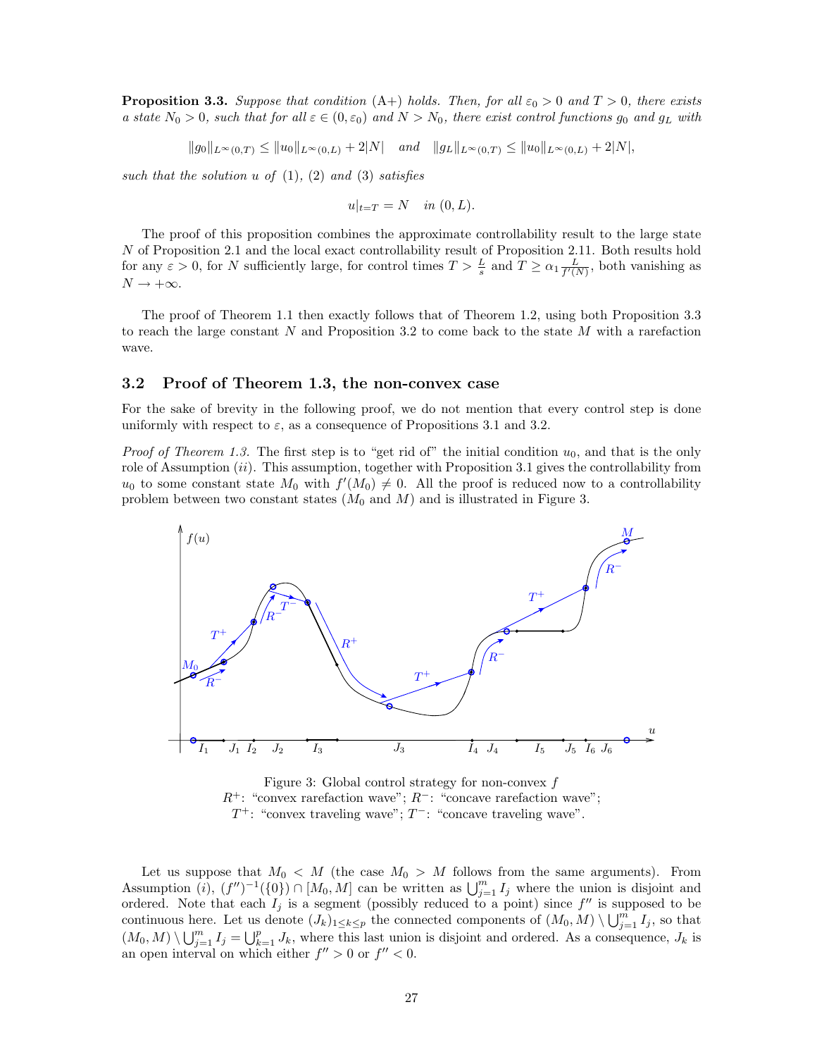**Proposition 3.3.** *Suppose that condition* (A+) *holds. Then, for all* $\varepsilon_0 > 0$ *and* $T > 0$*, there exists a state* $N_0 > 0$*, such that for all* $\varepsilon \in (0, \varepsilon_0)$ *and* $N > N_0$*, there exist control functions* $g_0$ *and* $g_L$ *with*

$$\|g_0\|_{L^\infty(0,T)} \leq \|u_0\|_{L^\infty(0,L)} + 2|N| \quad \text{and} \quad \|g_L\|_{L^\infty(0,T)} \leq \|u_0\|_{L^\infty(0,L)} + 2|N|,$$

*such that the solution* $u$ *of* (1), (2) *and* (3) *satisfies*

$$u|_{t=T} = N \quad \text{in } (0, L).$$

The proof of this proposition combines the approximate controllability result to the large state $N$ of Proposition 2.1 and the local exact controllability result of Proposition 2.11. Both results hold for any $\varepsilon > 0$, for $N$ sufficiently large, for control times $T > \frac{L}{s}$ and $T \geq \alpha_1 \frac{L}{f'(N)}$, both vanishing as $N \to +\infty$.

The proof of Theorem 1.1 then exactly follows that of Theorem 1.2, using both Proposition 3.3 to reach the large constant $N$ and Proposition 3.2 to come back to the state $M$ with a rarefaction wave.

### 3.2 Proof of Theorem 1.3, the non-convex case

For the sake of brevity in the following proof, we do not mention that every control step is done uniformly with respect to $\varepsilon$, as a consequence of Propositions 3.1 and 3.2.

*Proof of Theorem 1.3.* The first step is to "get rid of" the initial condition $u_0$, and that is the only role of Assumption $(ii)$. This assumption, together with Proposition 3.1 gives the controllability from $u_0$ to some constant state $M_0$ with $f'(M_0) \neq 0$. All the proof is reduced now to a controllability problem between two constant states ($M_0$ and $M$) and is illustrated in Figure 3.

Figure 3: Global control strategy for non-convex $f$
$R^+$: "convex rarefaction wave"; $R^-$: "concave rarefaction wave";
$T^+$: "convex traveling wave"; $T^-$: "concave traveling wave".

Let us suppose that $M_0 < M$ (the case $M_0 > M$ follows from the same arguments). From Assumption $(i)$, $(f'')^{-1}(\{0\}) \cap [M_0, M]$ can be written as $\bigcup_{j=1}^{m} I_j$ where the union is disjoint and ordered. Note that each $I_j$ is a segment (possibly reduced to a point) since $f''$ is supposed to be continuous here. Let us denote $(J_k)_{1 \leq k \leq p}$ the connected components of $(M_0, M) \setminus \bigcup_{j=1}^{m} I_j$, so that $(M_0, M) \setminus \bigcup_{j=1}^{m} I_j = \bigcup_{k=1}^{p} J_k$, where this last union is disjoint and ordered. As a consequence, $J_k$ is an open interval on which either $f'' > 0$ or $f'' < 0$.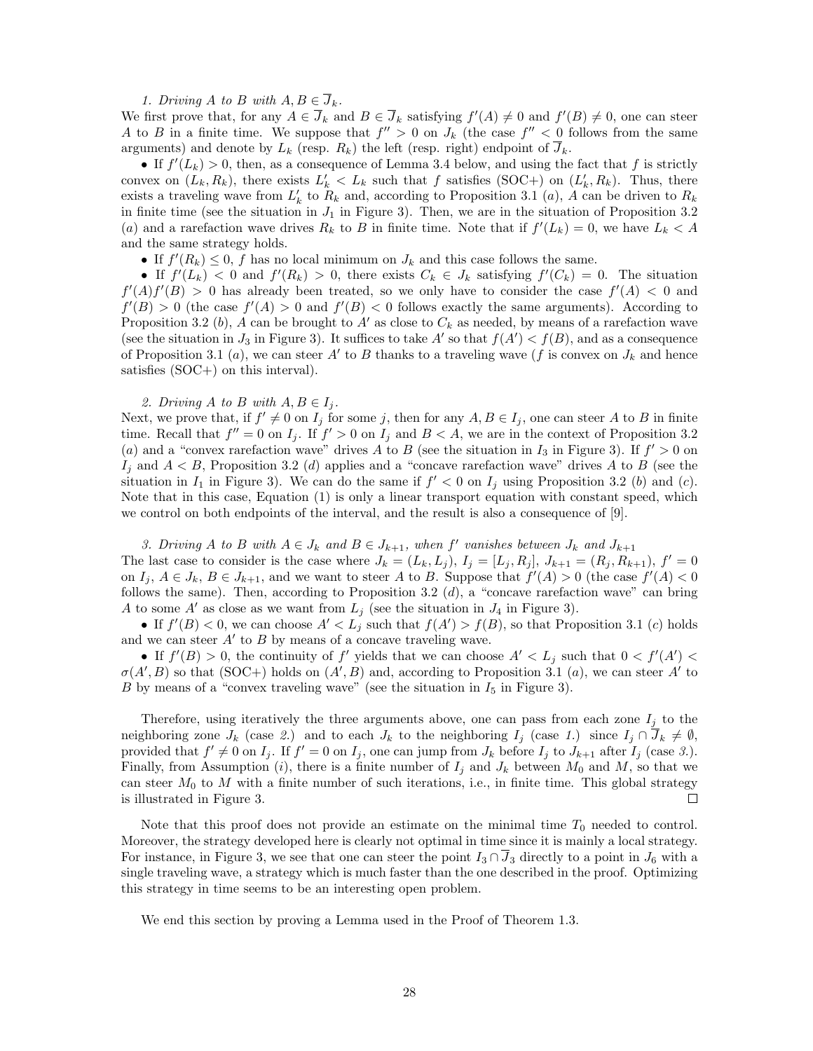*1. Driving $A$ to $B$ with $A, B \in \overline{J}_k$.*

We first prove that, for any $A \in \overline{J}_k$ and $B \in \overline{J}_k$ satisfying $f'(A) \neq 0$ and $f'(B) \neq 0$, one can steer $A$ to $B$ in a finite time. We suppose that $f'' > 0$ on $J_k$ (the case $f'' < 0$ follows from the same arguments) and denote by $L_k$ (resp. $R_k$) the left (resp. right) endpoint of $\overline{J}_k$.

- If $f'(L_k) > 0$, then, as a consequence of Lemma 3.4 below, and using the fact that $f$ is strictly convex on $(L_k, R_k)$, there exists $L'_k < L_k$ such that $f$ satisfies (SOC+) on $(L'_k, R_k)$. Thus, there exists a traveling wave from $L'_k$ to $R_k$ and, according to Proposition 3.1 $(a)$, $A$ can be driven to $R_k$ in finite time (see the situation in $J_1$ in Figure 3). Then, we are in the situation of Proposition 3.2 $(a)$ and a rarefaction wave drives $R_k$ to $B$ in finite time. Note that if $f'(L_k) = 0$, we have $L_k < A$ and the same strategy holds.
- If $f'(R_k) \leq 0$, $f$ has no local minimum on $J_k$ and this case follows the same.
- If $f'(L_k) < 0$ and $f'(R_k) > 0$, there exists $C_k \in J_k$ satisfying $f'(C_k) = 0$. The situation $f'(A)f'(B) > 0$ has already been treated, so we only have to consider the case $f'(A) < 0$ and $f'(B) > 0$ (the case $f'(A) > 0$ and $f'(B) < 0$ follows exactly the same arguments). According to Proposition 3.2 $(b)$, $A$ can be brought to $A'$ as close to $C_k$ as needed, by means of a rarefaction wave (see the situation in $J_3$ in Figure 3). It suffices to take $A'$ so that $f(A') < f(B)$, and as a consequence of Proposition 3.1 $(a)$, we can steer $A'$ to $B$ thanks to a traveling wave ($f$ is convex on $J_k$ and hence satisfies (SOC+) on this interval).

*2. Driving $A$ to $B$ with $A, B \in I_j$.*

Next, we prove that, if $f' \neq 0$ on $I_j$ for some $j$, then for any $A, B \in I_j$, one can steer $A$ to $B$ in finite time. Recall that $f'' = 0$ on $I_j$. If $f' > 0$ on $I_j$ and $B < A$, we are in the context of Proposition 3.2 $(a)$ and a "convex rarefaction wave" drives $A$ to $B$ (see the situation in $I_3$ in Figure 3). If $f' > 0$ on $I_j$ and $A < B$, Proposition 3.2 $(d)$ applies and a "concave rarefaction wave" drives $A$ to $B$ (see the situation in $I_1$ in Figure 3). We can do the same if $f' < 0$ on $I_j$ using Proposition 3.2 $(b)$ and $(c)$. Note that in this case, Equation (1) is only a linear transport equation with constant speed, which we control on both endpoints of the interval, and the result is also a consequence of [9].

*3. Driving $A$ to $B$ with $A \in J_k$ and $B \in J_{k+1}$, when $f'$ vanishes between $J_k$ and $J_{k+1}$*

The last case to consider is the case where $J_k = (L_k, L_j)$, $I_j = [L_j, R_j]$, $J_{k+1} = (R_j, R_{k+1})$, $f' = 0$ on $I_j$, $A \in J_k$, $B \in J_{k+1}$, and we want to steer $A$ to $B$. Suppose that $f'(A) > 0$ (the case $f'(A) < 0$ follows the same). Then, according to Proposition 3.2 $(d)$, a "concave rarefaction wave" can bring $A$ to some $A'$ as close as we want from $L_j$ (see the situation in $J_4$ in Figure 3).

- If $f'(B) < 0$, we can choose $A' < L_j$ such that $f(A') > f(B)$, so that Proposition 3.1 $(c)$ holds and we can steer $A'$ to $B$ by means of a concave traveling wave.
- If $f'(B) > 0$, the continuity of $f'$ yields that we can choose $A' < L_j$ such that $0 < f'(A') < \sigma(A', B)$ so that (SOC+) holds on $(A', B)$ and, according to Proposition 3.1 $(a)$, we can steer $A'$ to $B$ by means of a "convex traveling wave" (see the situation in $I_5$ in Figure 3).

Therefore, using iteratively the three arguments above, one can pass from each zone $I_j$ to the neighboring zone $J_k$ (case *2.*) and to each $J_k$ to the neighboring $I_j$ (case *1.*) since $I_j \cap \overline{J}_k \neq \emptyset$, provided that $f' \neq 0$ on $I_j$. If $f' = 0$ on $I_j$, one can jump from $J_k$ before $I_j$ to $J_{k+1}$ after $I_j$ (case *3.*). Finally, from Assumption $(i)$, there is a finite number of $I_j$ and $J_k$ between $M_0$ and $M$, so that we can steer $M_0$ to $M$ with a finite number of such iterations, i.e., in finite time. This global strategy is illustrated in Figure 3. $\square$

Note that this proof does not provide an estimate on the minimal time $T_0$ needed to control. Moreover, the strategy developed here is clearly not optimal in time since it is mainly a local strategy. For instance, in Figure 3, we see that one can steer the point $I_3 \cap \overline{J}_3$ directly to a point in $J_6$ with a single traveling wave, a strategy which is much faster than the one described in the proof. Optimizing this strategy in time seems to be an interesting open problem.

We end this section by proving a Lemma used in the Proof of Theorem 1.3.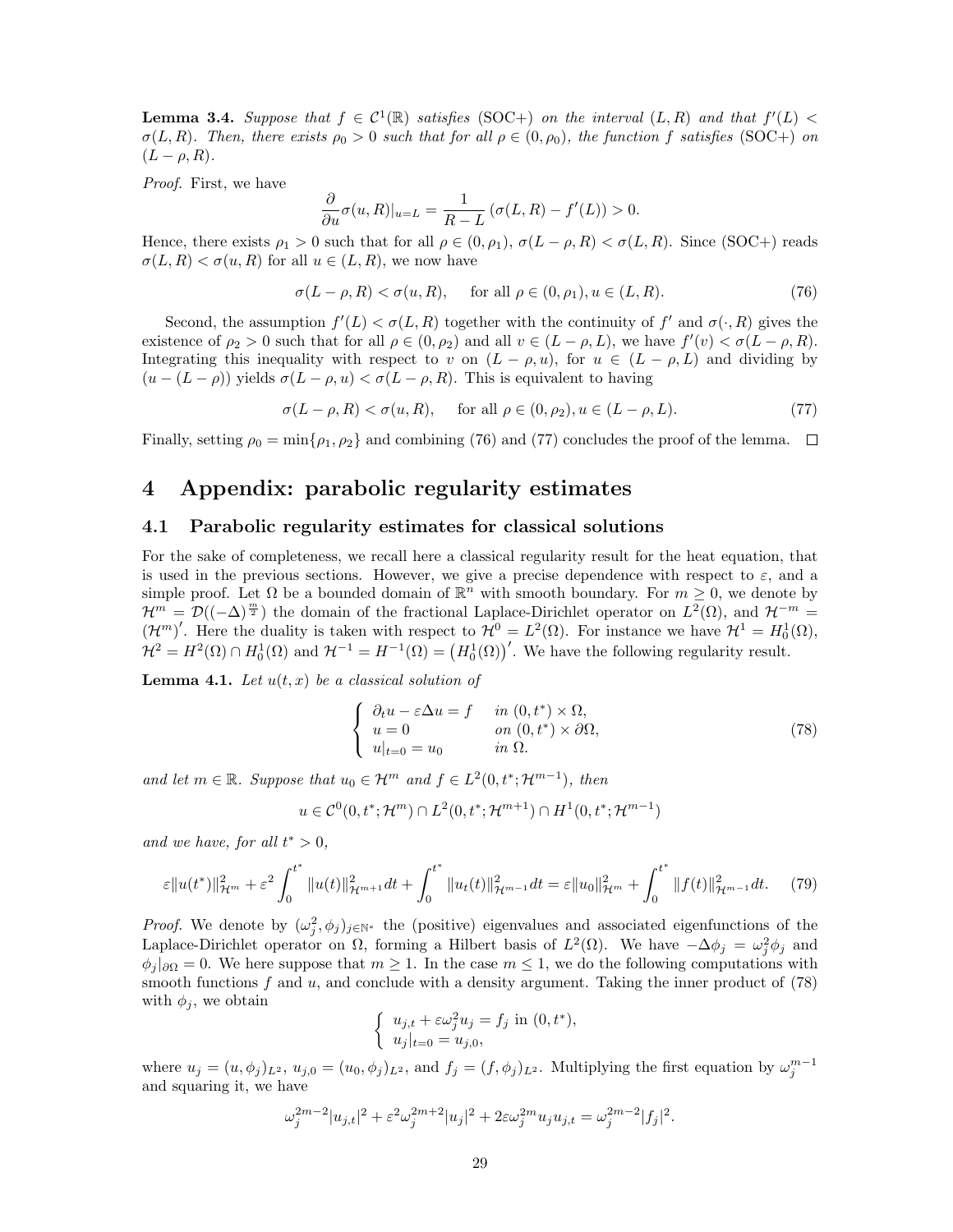**Lemma 3.4.** *Suppose that $f \in \mathcal{C}^1(\mathbb{R})$ satisfies (SOC+) on the interval $(L, R)$ and that $f'(L) < \sigma(L, R)$. Then, there exists $\rho_0 > 0$ such that for all $\rho \in (0, \rho_0)$, the function $f$ satisfies (SOC+) on $(L - \rho, R)$.*

*Proof.* First, we have

$$\frac{\partial}{\partial u}\sigma(u, R)|_{u=L} = \frac{1}{R - L}\left(\sigma(L, R) - f'(L)\right) > 0.$$

Hence, there exists $\rho_1 > 0$ such that for all $\rho \in (0, \rho_1)$, $\sigma(L - \rho, R) < \sigma(L, R)$. Since (SOC+) reads $\sigma(L, R) < \sigma(u, R)$ for all $u \in (L, R)$, we now have

$$\sigma(L - \rho, R) < \sigma(u, R), \qquad \text{for all } \rho \in (0, \rho_1), u \in (L, R). \tag{76}$$

Second, the assumption $f'(L) < \sigma(L, R)$ together with the continuity of $f'$ and $\sigma(\cdot, R)$ gives the existence of $\rho_2 > 0$ such that for all $\rho \in (0, \rho_2)$ and all $v \in (L - \rho, L)$, we have $f'(v) < \sigma(L - \rho, R)$. Integrating this inequality with respect to $v$ on $(L - \rho, u)$, for $u \in (L - \rho, L)$ and dividing by $(u - (L - \rho))$ yields $\sigma(L - \rho, u) < \sigma(L - \rho, R)$. This is equivalent to having

$$\sigma(L - \rho, R) < \sigma(u, R), \qquad \text{for all } \rho \in (0, \rho_2), u \in (L - \rho, L). \tag{77}$$

Finally, setting $\rho_0 = \min\{\rho_1, \rho_2\}$ and combining (76) and (77) concludes the proof of the lemma. $\square$

# 4 Appendix: parabolic regularity estimates

## 4.1 Parabolic regularity estimates for classical solutions

For the sake of completeness, we recall here a classical regularity result for the heat equation, that is used in the previous sections. However, we give a precise dependence with respect to $\varepsilon$, and a simple proof. Let $\Omega$ be a bounded domain of $\mathbb{R}^n$ with smooth boundary. For $m \geq 0$, we denote by $\mathcal{H}^m = \mathcal{D}((-\Delta)^{\frac{m}{2}})$ the domain of the fractional Laplace-Dirichlet operator on $L^2(\Omega)$, and $\mathcal{H}^{-m} = (\mathcal{H}^m)'$. Here the duality is taken with respect to $\mathcal{H}^0 = L^2(\Omega)$. For instance we have $\mathcal{H}^1 = H^1_0(\Omega)$, $\mathcal{H}^2 = H^2(\Omega) \cap H^1_0(\Omega)$ and $\mathcal{H}^{-1} = H^{-1}(\Omega) = \left(H^1_0(\Omega)\right)'$. We have the following regularity result.

**Lemma 4.1.** *Let $u(t, x)$ be a classical solution of*

$$\begin{cases} \partial_t u - \varepsilon \Delta u = f & \text{in } (0, t^*) \times \Omega, \\ u = 0 & \text{on } (0, t^*) \times \partial\Omega, \\ u|_{t=0} = u_0 & \text{in } \Omega. \end{cases} \tag{78}$$

*and let $m \in \mathbb{R}$. Suppose that $u_0 \in \mathcal{H}^m$ and $f \in L^2(0, t^*; \mathcal{H}^{m-1})$, then*

$$u \in \mathcal{C}^0(0, t^*; \mathcal{H}^m) \cap L^2(0, t^*; \mathcal{H}^{m+1}) \cap H^1(0, t^*; \mathcal{H}^{m-1})$$

*and we have, for all $t^* > 0$,*

$$\varepsilon\|u(t^*)\|^2_{\mathcal{H}^m} + \varepsilon^2 \int_0^{t^*} \|u(t)\|^2_{\mathcal{H}^{m+1}} dt + \int_0^{t^*} \|u_t(t)\|^2_{\mathcal{H}^{m-1}} dt = \varepsilon\|u_0\|^2_{\mathcal{H}^m} + \int_0^{t^*} \|f(t)\|^2_{\mathcal{H}^{m-1}} dt. \tag{79}$$

*Proof.* We denote by $(\omega_j^2, \phi_j)_{j \in \mathbb{N}^*}$ the (positive) eigenvalues and associated eigenfunctions of the Laplace-Dirichlet operator on $\Omega$, forming a Hilbert basis of $L^2(\Omega)$. We have $-\Delta\phi_j = \omega_j^2\phi_j$ and $\phi_j|_{\partial\Omega} = 0$. We here suppose that $m \geq 1$. In the case $m \leq 1$, we do the following computations with smooth functions $f$ and $u$, and conclude with a density argument. Taking the inner product of (78) with $\phi_j$, we obtain

$$\begin{cases} u_{j,t} + \varepsilon\omega_j^2 u_j = f_j \text{ in } (0, t^*), \\ u_j|_{t=0} = u_{j,0}, \end{cases}$$

where $u_j = (u, \phi_j)_{L^2}$, $u_{j,0} = (u_0, \phi_j)_{L^2}$, and $f_j = (f, \phi_j)_{L^2}$. Multiplying the first equation by $\omega_j^{m-1}$ and squaring it, we have

$$\omega_j^{2m-2}|u_{j,t}|^2 + \varepsilon^2\omega_j^{2m+2}|u_j|^2 + 2\varepsilon\omega_j^{2m}u_j u_{j,t} = \omega_j^{2m-2}|f_j|^2.$$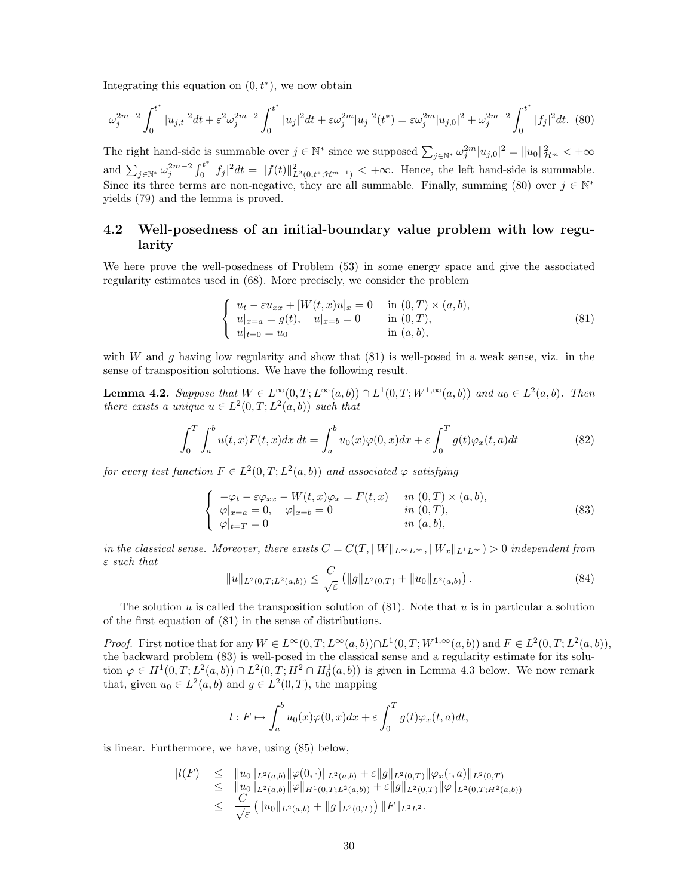Integrating this equation on $(0,t^*)$, we now obtain

$$\omega_j^{2m-2}\int_0^{t^*}|u_{j,t}|^2dt+\varepsilon^2\omega_j^{2m+2}\int_0^{t^*}|u_j|^2dt+\varepsilon\omega_j^{2m}|u_j|^2(t^*)=\varepsilon\omega_j^{2m}|u_{j,0}|^2+\omega_j^{2m-2}\int_0^{t^*}|f_j|^2dt. \quad (80)$$

The right hand-side is summable over $j\in\mathbb{N}^*$ since we supposed $\sum_{j\in\mathbb{N}^*}\omega_j^{2m}|u_{j,0}|^2=\|u_0\|^2_{\mathcal{H}^m}<+\infty$ and $\sum_{j\in\mathbb{N}^*}\omega_j^{2m-2}\int_0^{t^*}|f_j|^2dt=\|f(t)\|^2_{L^2(0,t^*;\mathcal{H}^{m-1})}<+\infty$. Hence, the left hand-side is summable. Since its three terms are non-negative, they are all summable. Finally, summing (80) over $j\in\mathbb{N}^*$ yields (79) and the lemma is proved. □

## 4.2 Well-posedness of an initial-boundary value problem with low regularity

We here prove the well-posedness of Problem (53) in some energy space and give the associated regularity estimates used in (68). More precisely, we consider the problem

$$\begin{cases} u_t-\varepsilon u_{xx}+[W(t,x)u]_x=0 & \text{in } (0,T)\times(a,b),\\ u|_{x=a}=g(t),\quad u|_{x=b}=0 & \text{in } (0,T),\\ u|_{t=0}=u_0 & \text{in } (a,b),\end{cases} \quad (81)$$

with $W$ and $g$ having low regularity and show that (81) is well-posed in a weak sense, viz. in the sense of transposition solutions. We have the following result.

**Lemma 4.2.** *Suppose that $W\in L^\infty(0,T;L^\infty(a,b))\cap L^1(0,T;W^{1,\infty}(a,b))$ and $u_0\in L^2(a,b)$. Then there exists a unique $u\in L^2(0,T;L^2(a,b))$ such that*

$$\int_0^T\int_a^b u(t,x)F(t,x)dx\,dt=\int_a^b u_0(x)\varphi(0,x)dx+\varepsilon\int_0^T g(t)\varphi_x(t,a)dt \quad (82)$$

*for every test function $F\in L^2(0,T;L^2(a,b))$ and associated $\varphi$ satisfying*

$$\begin{cases} -\varphi_t-\varepsilon\varphi_{xx}-W(t,x)\varphi_x=F(t,x) & \text{in } (0,T)\times(a,b),\\ \varphi|_{x=a}=0,\quad \varphi|_{x=b}=0 & \text{in } (0,T),\\ \varphi|_{t=T}=0 & \text{in } (a,b),\end{cases} \quad (83)$$

*in the classical sense. Moreover, there exists $C=C(T,\|W\|_{L^\infty L^\infty},\|W_x\|_{L^1L^\infty})>0$ independent from $\varepsilon$ such that*

$$\|u\|_{L^2(0,T;L^2(a,b))}\leq\frac{C}{\sqrt{\varepsilon}}\left(\|g\|_{L^2(0,T)}+\|u_0\|_{L^2(a,b)}\right). \quad (84)$$

The solution $u$ is called the transposition solution of (81). Note that $u$ is in particular a solution of the first equation of (81) in the sense of distributions.

*Proof.* First notice that for any $W\in L^\infty(0,T;L^\infty(a,b))\cap L^1(0,T;W^{1,\infty}(a,b))$ and $F\in L^2(0,T;L^2(a,b))$, the backward problem (83) is well-posed in the classical sense and a regularity estimate for its solution $\varphi\in H^1(0,T;L^2(a,b))\cap L^2(0,T;H^2\cap H^1_0(a,b))$ is given in Lemma 4.3 below. We now remark that, given $u_0\in L^2(a,b)$ and $g\in L^2(0,T)$, the mapping

$$l:F\mapsto\int_a^b u_0(x)\varphi(0,x)dx+\varepsilon\int_0^T g(t)\varphi_x(t,a)dt,$$

is linear. Furthermore, we have, using (85) below,

$$\begin{aligned}|l(F)| &\leq \|u_0\|_{L^2(a,b)}\|\varphi(0,\cdot)\|_{L^2(a,b)}+\varepsilon\|g\|_{L^2(0,T)}\|\varphi_x(\cdot,a)\|_{L^2(0,T)}\\ &\leq \|u_0\|_{L^2(a,b)}\|\varphi\|_{H^1(0,T;L^2(a,b))}+\varepsilon\|g\|_{L^2(0,T)}\|\varphi\|_{L^2(0,T;H^2(a,b))}\\ &\leq \frac{C}{\sqrt{\varepsilon}}\left(\|u_0\|_{L^2(a,b)}+\|g\|_{L^2(0,T)}\right)\|F\|_{L^2L^2}.\end{aligned}$$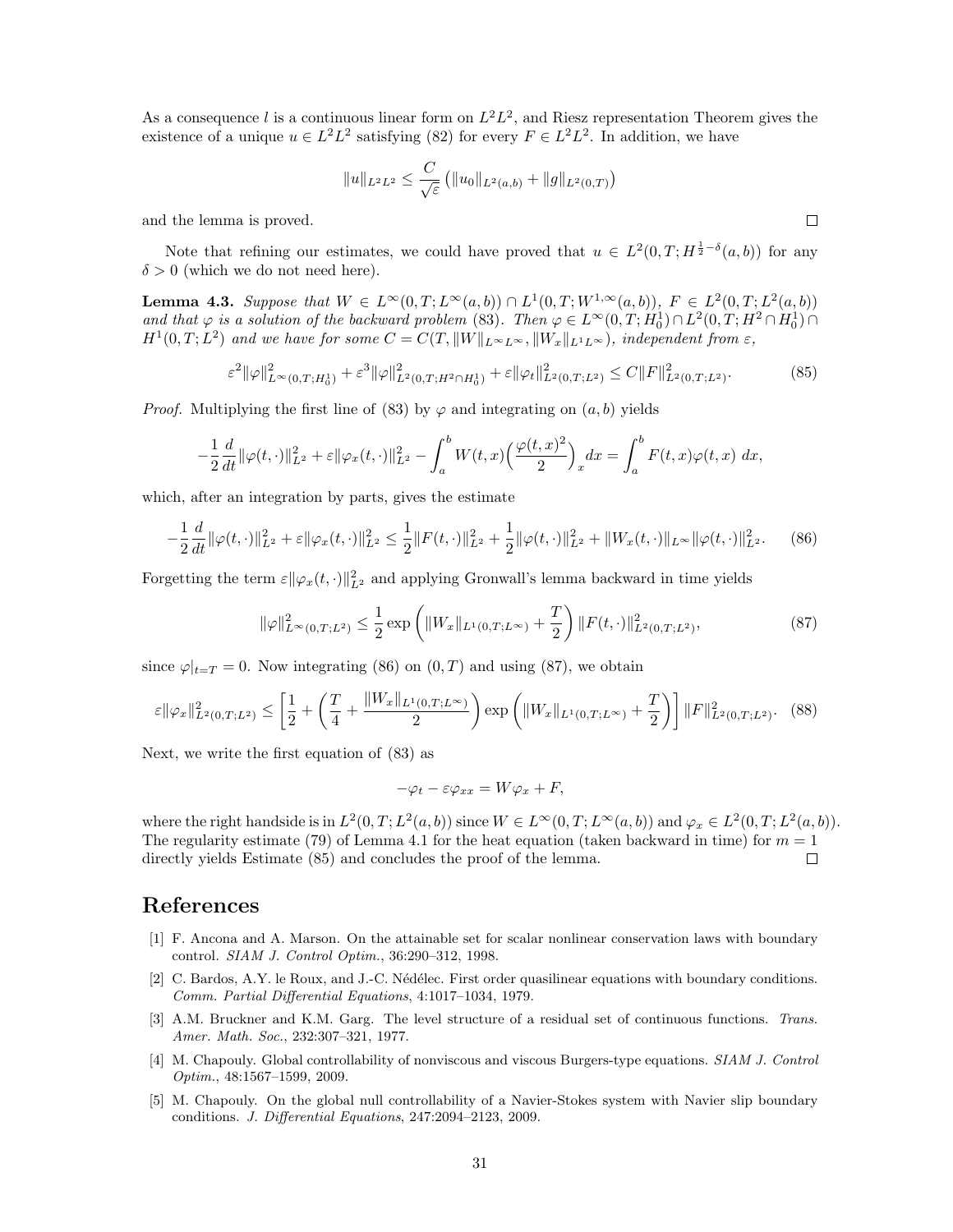As a consequence $l$ is a continuous linear form on $L^2L^2$, and Riesz representation Theorem gives the existence of a unique $u \in L^2L^2$ satisfying (82) for every $F \in L^2L^2$. In addition, we have

$$\|u\|_{L^2L^2} \leq \frac{C}{\sqrt{\varepsilon}} \left(\|u_0\|_{L^2(a,b)} + \|g\|_{L^2(0,T)}\right)$$

and the lemma is proved. □

Note that refining our estimates, we could have proved that $u \in L^2(0,T; H^{\frac{1}{2}-\delta}(a,b))$ for any $\delta > 0$ (which we do not need here).

**Lemma 4.3.** *Suppose that $W \in L^\infty(0,T;L^\infty(a,b)) \cap L^1(0,T;W^{1,\infty}(a,b))$, $F \in L^2(0,T;L^2(a,b))$ and that $\varphi$ is a solution of the backward problem* (83). *Then $\varphi \in L^\infty(0,T;H_0^1) \cap L^2(0,T;H^2 \cap H_0^1) \cap H^1(0,T;L^2)$ and we have for some $C = C(T, \|W\|_{L^\infty L^\infty}, \|W_x\|_{L^1 L^\infty})$, independent from $\varepsilon$,*

$$\varepsilon^2 \|\varphi\|^2_{L^\infty(0,T;H_0^1)} + \varepsilon^3 \|\varphi\|^2_{L^2(0,T;H^2\cap H_0^1)} + \varepsilon \|\varphi_t\|^2_{L^2(0,T;L^2)} \leq C\|F\|^2_{L^2(0,T;L^2)}. \tag{85}$$

*Proof.* Multiplying the first line of (83) by $\varphi$ and integrating on $(a,b)$ yields

$$-\frac{1}{2}\frac{d}{dt}\|\varphi(t,\cdot)\|^2_{L^2} + \varepsilon\|\varphi_x(t,\cdot)\|^2_{L^2} - \int_a^b W(t,x)\Big(\frac{\varphi(t,x)^2}{2}\Big)_x dx = \int_a^b F(t,x)\varphi(t,x)\, dx,$$

which, after an integration by parts, gives the estimate

$$-\frac{1}{2}\frac{d}{dt}\|\varphi(t,\cdot)\|^2_{L^2} + \varepsilon\|\varphi_x(t,\cdot)\|^2_{L^2} \leq \frac{1}{2}\|F(t,\cdot)\|^2_{L^2} + \frac{1}{2}\|\varphi(t,\cdot)\|^2_{L^2} + \|W_x(t,\cdot)\|_{L^\infty}\|\varphi(t,\cdot)\|^2_{L^2}. \tag{86}$$

Forgetting the term $\varepsilon\|\varphi_x(t,\cdot)\|^2_{L^2}$ and applying Gronwall's lemma backward in time yields

$$\|\varphi\|^2_{L^\infty(0,T;L^2)} \leq \frac{1}{2}\exp\left(\|W_x\|_{L^1(0,T;L^\infty)} + \frac{T}{2}\right)\|F(t,\cdot)\|^2_{L^2(0,T;L^2)}, \tag{87}$$

since $\varphi|_{t=T} = 0$. Now integrating (86) on $(0,T)$ and using (87), we obtain

$$\varepsilon\|\varphi_x\|^2_{L^2(0,T;L^2)} \leq \left[\frac{1}{2} + \left(\frac{T}{4} + \frac{\|W_x\|_{L^1(0,T;L^\infty)}}{2}\right)\exp\left(\|W_x\|_{L^1(0,T;L^\infty)} + \frac{T}{2}\right)\right]\|F\|^2_{L^2(0,T;L^2)}. \tag{88}$$

Next, we write the first equation of (83) as

$$-\varphi_t - \varepsilon\varphi_{xx} = W\varphi_x + F,$$

where the right handside is in $L^2(0,T;L^2(a,b))$ since $W \in L^\infty(0,T;L^\infty(a,b))$ and $\varphi_x \in L^2(0,T;L^2(a,b))$. The regularity estimate (79) of Lemma 4.1 for the heat equation (taken backward in time) for $m = 1$ directly yields Estimate (85) and concludes the proof of the lemma. □

# References

[1] F. Ancona and A. Marson. On the attainable set for scalar nonlinear conservation laws with boundary control. *SIAM J. Control Optim.*, 36:290–312, 1998.

[2] C. Bardos, A.Y. le Roux, and J.-C. Nédélec. First order quasilinear equations with boundary conditions. *Comm. Partial Differential Equations*, 4:1017–1034, 1979.

[3] A.M. Bruckner and K.M. Garg. The level structure of a residual set of continuous functions. *Trans. Amer. Math. Soc.*, 232:307–321, 1977.

[4] M. Chapouly. Global controllability of nonviscous and viscous Burgers-type equations. *SIAM J. Control Optim.*, 48:1567–1599, 2009.

[5] M. Chapouly. On the global null controllability of a Navier-Stokes system with Navier slip boundary conditions. *J. Differential Equations*, 247:2094–2123, 2009.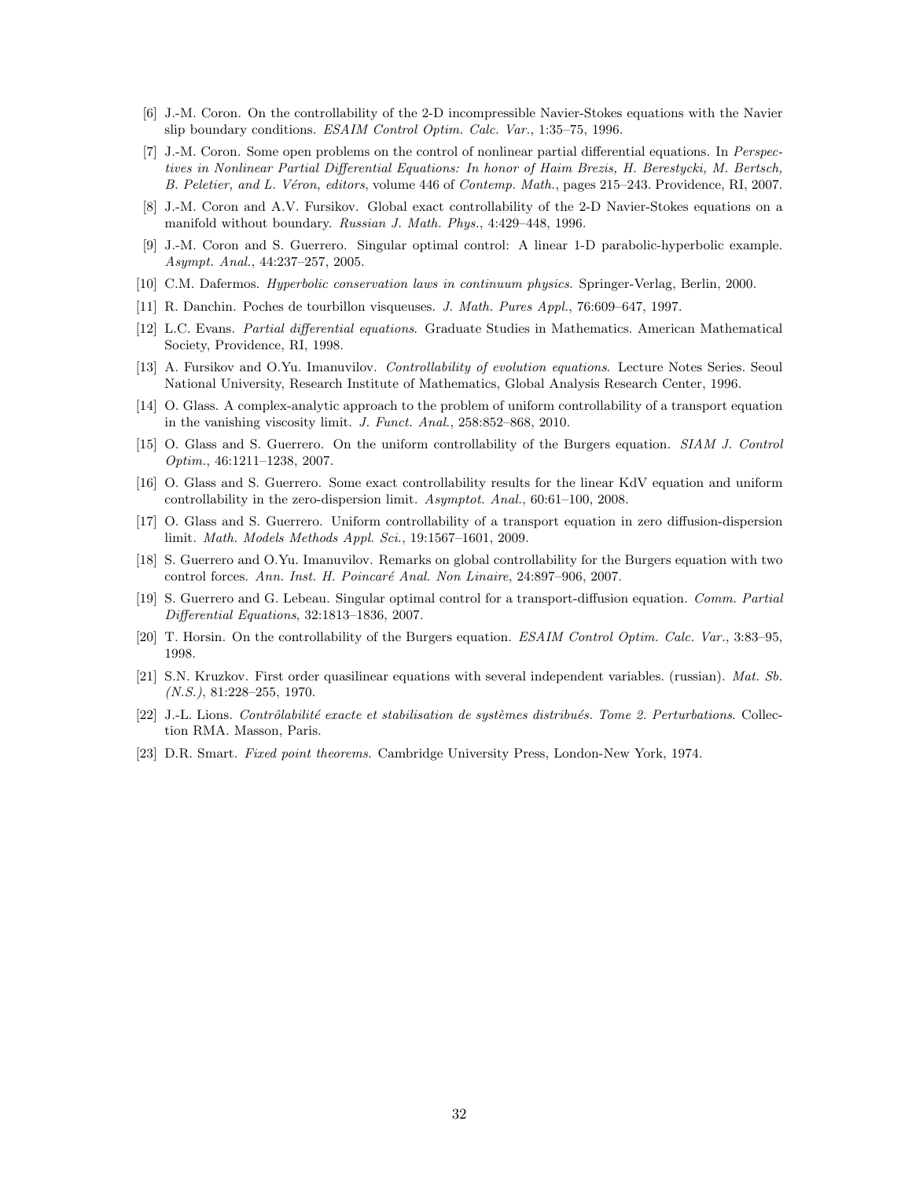[6] J.-M. Coron. On the controllability of the 2-D incompressible Navier-Stokes equations with the Navier slip boundary conditions. *ESAIM Control Optim. Calc. Var.*, 1:35–75, 1996.

[7] J.-M. Coron. Some open problems on the control of nonlinear partial differential equations. In *Perspectives in Nonlinear Partial Differential Equations: In honor of Haim Brezis, H. Berestycki, M. Bertsch, B. Peletier, and L. Véron, editors*, volume 446 of *Contemp. Math.*, pages 215–243. Providence, RI, 2007.

[8] J.-M. Coron and A.V. Fursikov. Global exact controllability of the 2-D Navier-Stokes equations on a manifold without boundary. *Russian J. Math. Phys.*, 4:429–448, 1996.

[9] J.-M. Coron and S. Guerrero. Singular optimal control: A linear 1-D parabolic-hyperbolic example. *Asympt. Anal.*, 44:237–257, 2005.

[10] C.M. Dafermos. *Hyperbolic conservation laws in continuum physics*. Springer-Verlag, Berlin, 2000.

[11] R. Danchin. Poches de tourbillon visqueuses. *J. Math. Pures Appl.*, 76:609–647, 1997.

[12] L.C. Evans. *Partial differential equations*. Graduate Studies in Mathematics. American Mathematical Society, Providence, RI, 1998.

[13] A. Fursikov and O.Yu. Imanuvilov. *Controllability of evolution equations*. Lecture Notes Series. Seoul National University, Research Institute of Mathematics, Global Analysis Research Center, 1996.

[14] O. Glass. A complex-analytic approach to the problem of uniform controllability of a transport equation in the vanishing viscosity limit. *J. Funct. Anal.*, 258:852–868, 2010.

[15] O. Glass and S. Guerrero. On the uniform controllability of the Burgers equation. *SIAM J. Control Optim.*, 46:1211–1238, 2007.

[16] O. Glass and S. Guerrero. Some exact controllability results for the linear KdV equation and uniform controllability in the zero-dispersion limit. *Asymptot. Anal.*, 60:61–100, 2008.

[17] O. Glass and S. Guerrero. Uniform controllability of a transport equation in zero diffusion-dispersion limit. *Math. Models Methods Appl. Sci.*, 19:1567–1601, 2009.

[18] S. Guerrero and O.Yu. Imanuvilov. Remarks on global controllability for the Burgers equation with two control forces. *Ann. Inst. H. Poincaré Anal. Non Linaire*, 24:897–906, 2007.

[19] S. Guerrero and G. Lebeau. Singular optimal control for a transport-diffusion equation. *Comm. Partial Differential Equations*, 32:1813–1836, 2007.

[20] T. Horsin. On the controllability of the Burgers equation. *ESAIM Control Optim. Calc. Var.*, 3:83–95, 1998.

[21] S.N. Kruzkov. First order quasilinear equations with several independent variables. (russian). *Mat. Sb. (N.S.)*, 81:228–255, 1970.

[22] J.-L. Lions. *Contrôlabilité exacte et stabilisation de systèmes distribués. Tome 2. Perturbations*. Collection RMA. Masson, Paris.

[23] D.R. Smart. *Fixed point theorems*. Cambridge University Press, London-New York, 1974.